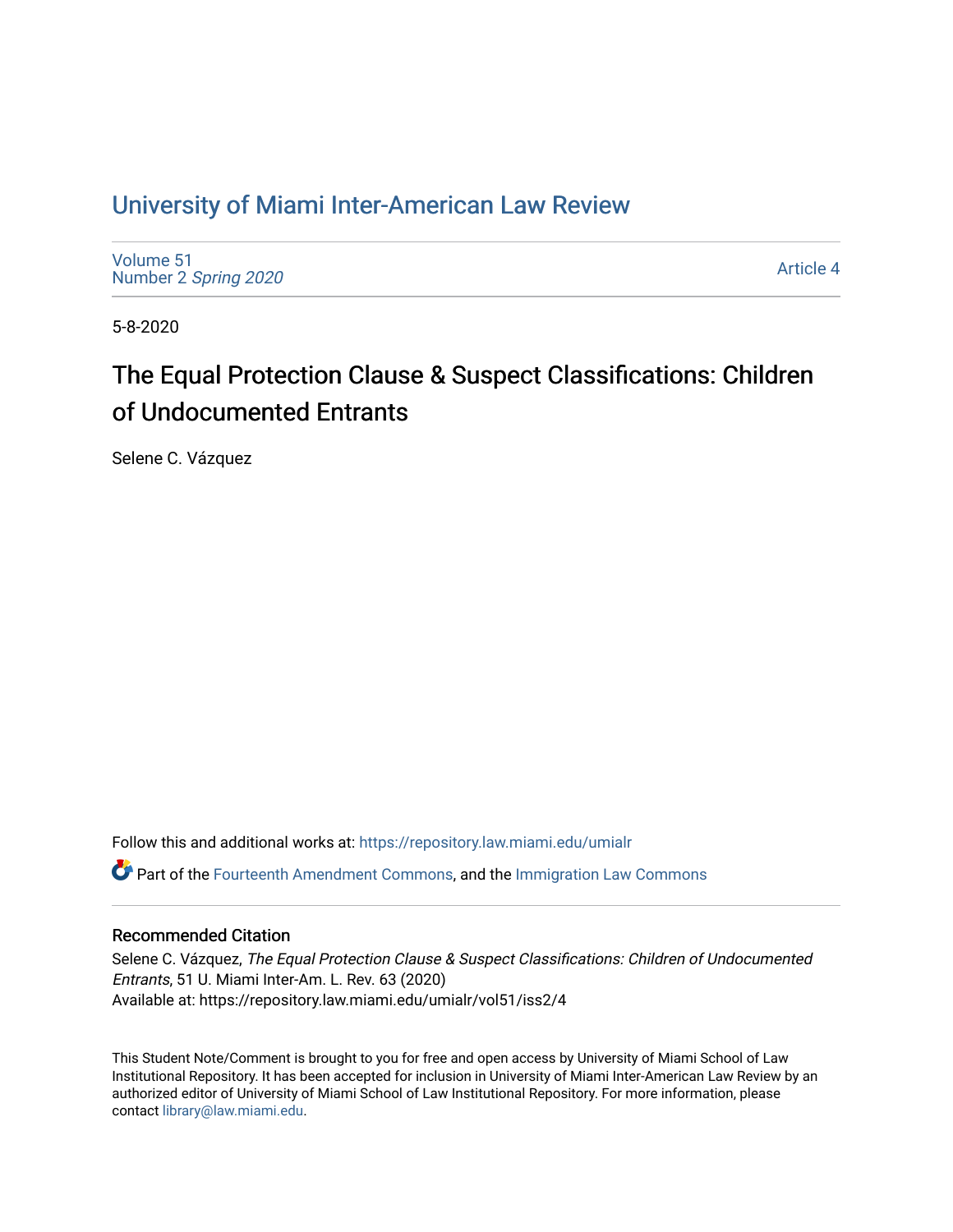# University of Miami Inter-American Law Review

Volume 51
Number 2 *Spring 2020*

Article 4

5-8-2020

## The Equal Protection Clause & Suspect Classifications: Children of Undocumented Entrants

Selene C. Vázquez

Follow this and additional works at: https://repository.law.miami.edu/umialr

Part of the Fourteenth Amendment Commons, and the Immigration Law Commons

### Recommended Citation

Selene C. Vázquez, *The Equal Protection Clause & Suspect Classifications: Children of Undocumented Entrants*, 51 U. Miami Inter-Am. L. Rev. 63 (2020)
Available at: https://repository.law.miami.edu/umialr/vol51/iss2/4

This Student Note/Comment is brought to you for free and open access by University of Miami School of Law Institutional Repository. It has been accepted for inclusion in University of Miami Inter-American Law Review by an authorized editor of University of Miami School of Law Institutional Repository. For more information, please contact library@law.miami.edu.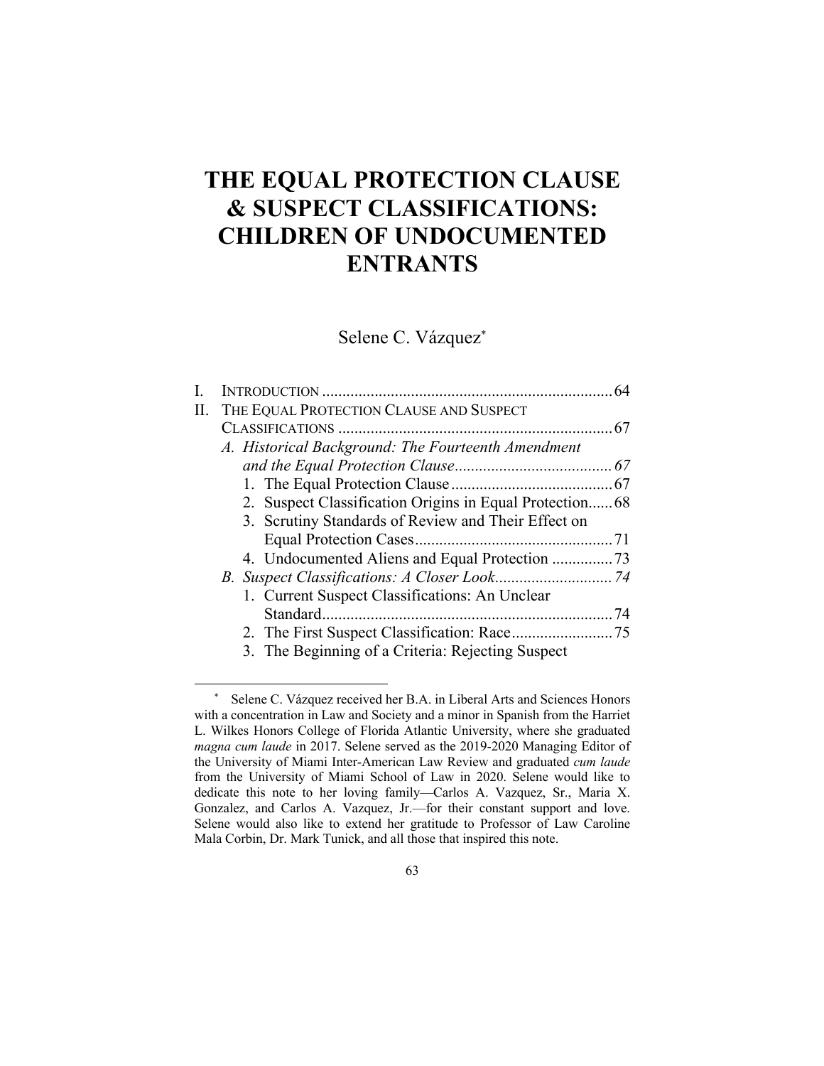# THE EQUAL PROTECTION CLAUSE & SUSPECT CLASSIFICATIONS: CHILDREN OF UNDOCUMENTED ENTRANTS

Selene C. Vázquez[*]

- I. INTRODUCTION .......... 64
- II. THE EQUAL PROTECTION CLAUSE AND SUSPECT CLASSIFICATIONS .......... 67
  - A. *Historical Background: The Fourteenth Amendment and the Equal Protection Clause* .......... *67*
    1. The Equal Protection Clause .......... 67
    2. Suspect Classification Origins in Equal Protection .......... 68
    3. Scrutiny Standards of Review and Their Effect on Equal Protection Cases .......... 71
    4. Undocumented Aliens and Equal Protection .......... 73
  - B. *Suspect Classifications: A Closer Look* .......... *74*
    1. Current Suspect Classifications: An Unclear Standard .......... 74
    2. The First Suspect Classification: Race .......... 75
    3. The Beginning of a Criteria: Rejecting Suspect

[*] Selene C. Vázquez received her B.A. in Liberal Arts and Sciences Honors with a concentration in Law and Society and a minor in Spanish from the Harriet L. Wilkes Honors College of Florida Atlantic University, where she graduated *magna cum laude* in 2017. Selene served as the 2019-2020 Managing Editor of the University of Miami Inter-American Law Review and graduated *cum laude* from the University of Miami School of Law in 2020. Selene would like to dedicate this note to her loving family—Carlos A. Vazquez, Sr., Maria X. Gonzalez, and Carlos A. Vazquez, Jr.—for their constant support and love. Selene would also like to extend her gratitude to Professor of Law Caroline Mala Corbin, Dr. Mark Tunick, and all those that inspired this note.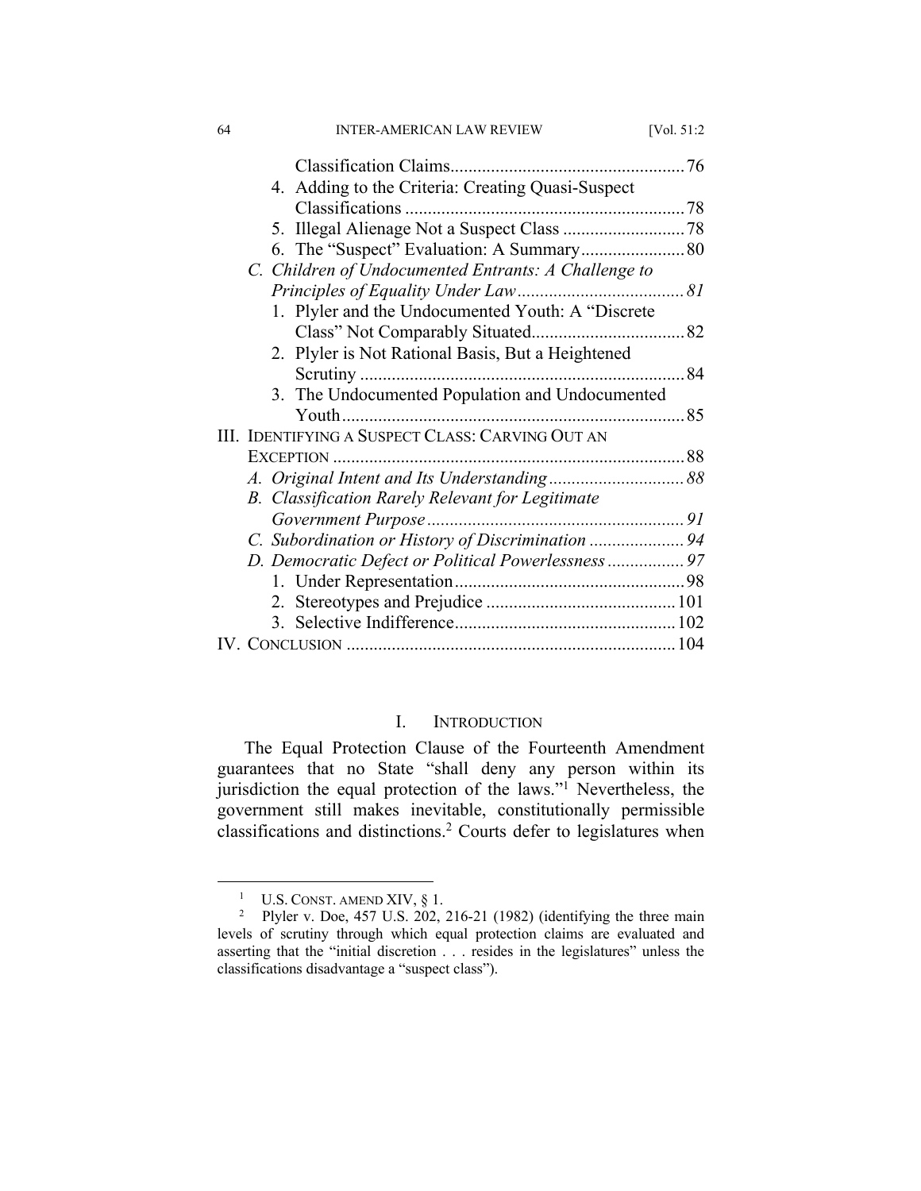Classification Claims....................................................76

4. Adding to the Criteria: Creating Quasi-Suspect Classifications ..............................................................78

5. Illegal Alienage Not a Suspect Class ...........................78

6. The "Suspect" Evaluation: A Summary.......................80

*C. Children of Undocumented Entrants: A Challenge to Principles of Equality Under Law.....................................81*

1. Plyler and the Undocumented Youth: A "Discrete Class" Not Comparably Situated..................................82

2. Plyler is Not Rational Basis, But a Heightened Scrutiny ........................................................................84

3. The Undocumented Population and Undocumented Youth............................................................................85

III. IDENTIFYING A SUSPECT CLASS: CARVING OUT AN EXCEPTION ..............................................................................88

*A. Original Intent and Its Understanding..............................88*

*B. Classification Rarely Relevant for Legitimate Government Purpose.........................................................91*

*C. Subordination or History of Discrimination .....................94*

*D. Democratic Defect or Political Powerlessness.................97*

1. Under Representation...................................................98

2. Stereotypes and Prejudice ..........................................101

3. Selective Indifference.................................................102

IV. CONCLUSION .........................................................................104

# I. INTRODUCTION

The Equal Protection Clause of the Fourteenth Amendment guarantees that no State "shall deny any person within its jurisdiction the equal protection of the laws."[1] Nevertheless, the government still makes inevitable, constitutionally permissible classifications and distinctions.[2] Courts defer to legislatures when

---

[1] U.S. CONST. AMEND XIV, § 1.

[2] Plyler v. Doe, 457 U.S. 202, 216-21 (1982) (identifying the three main levels of scrutiny through which equal protection claims are evaluated and asserting that the "initial discretion . . . resides in the legislatures" unless the classifications disadvantage a "suspect class").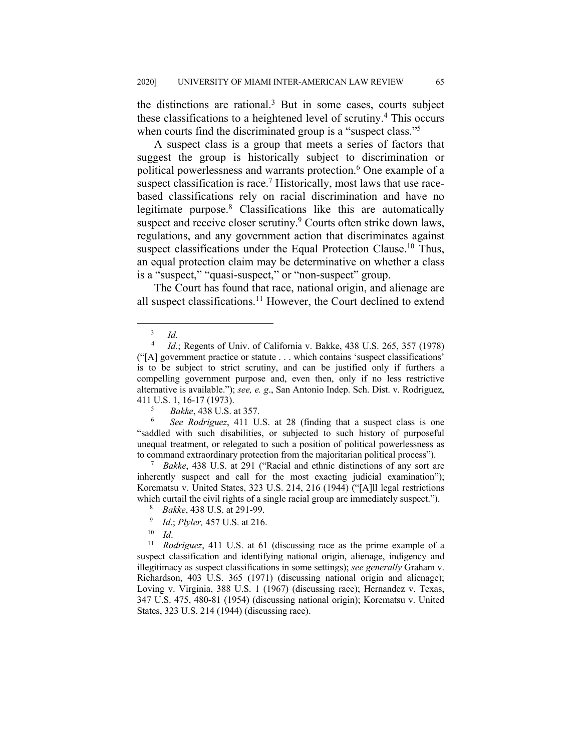the distinctions are rational.[3] But in some cases, courts subject these classifications to a heightened level of scrutiny.[4] This occurs when courts find the discriminated group is a "suspect class."[5]

A suspect class is a group that meets a series of factors that suggest the group is historically subject to discrimination or political powerlessness and warrants protection.[6] One example of a suspect classification is race.[7] Historically, most laws that use race-based classifications rely on racial discrimination and have no legitimate purpose.[8] Classifications like this are automatically suspect and receive closer scrutiny.[9] Courts often strike down laws, regulations, and any government action that discriminates against suspect classifications under the Equal Protection Clause.[10] Thus, an equal protection claim may be determinative on whether a class is a "suspect," "quasi-suspect," or "non-suspect" group.

The Court has found that race, national origin, and alienage are all suspect classifications.[11] However, the Court declined to extend

---

[3] *Id*.

[4] *Id.*; Regents of Univ. of California v. Bakke, 438 U.S. 265, 357 (1978) ("[A] government practice or statute . . . which contains 'suspect classifications' is to be subject to strict scrutiny, and can be justified only if furthers a compelling government purpose and, even then, only if no less restrictive alternative is available."); *see, e. g*., San Antonio Indep. Sch. Dist. v. Rodriguez, 411 U.S. 1, 16-17 (1973).

[5] *Bakke*, 438 U.S. at 357.

[6] *See Rodriguez*, 411 U.S. at 28 (finding that a suspect class is one "saddled with such disabilities, or subjected to such history of purposeful unequal treatment, or relegated to such a position of political powerlessness as to command extraordinary protection from the majoritarian political process").

[7] *Bakke*, 438 U.S. at 291 ("Racial and ethnic distinctions of any sort are inherently suspect and call for the most exacting judicial examination"); Korematsu v. United States, 323 U.S. 214, 216 (1944) ("[A]ll legal restrictions which curtail the civil rights of a single racial group are immediately suspect.").

[8] *Bakke*, 438 U.S. at 291-99.

[9] *Id*.; *Plyler,* 457 U.S. at 216.

[10] *Id*.

[11] *Rodriguez*, 411 U.S. at 61 (discussing race as the prime example of a suspect classification and identifying national origin, alienage, indigency and illegitimacy as suspect classifications in some settings); *see generally* Graham v. Richardson, 403 U.S. 365 (1971) (discussing national origin and alienage); Loving v. Virginia, 388 U.S. 1 (1967) (discussing race); Hernandez v. Texas, 347 U.S. 475, 480-81 (1954) (discussing national origin); Korematsu v. United States, 323 U.S. 214 (1944) (discussing race).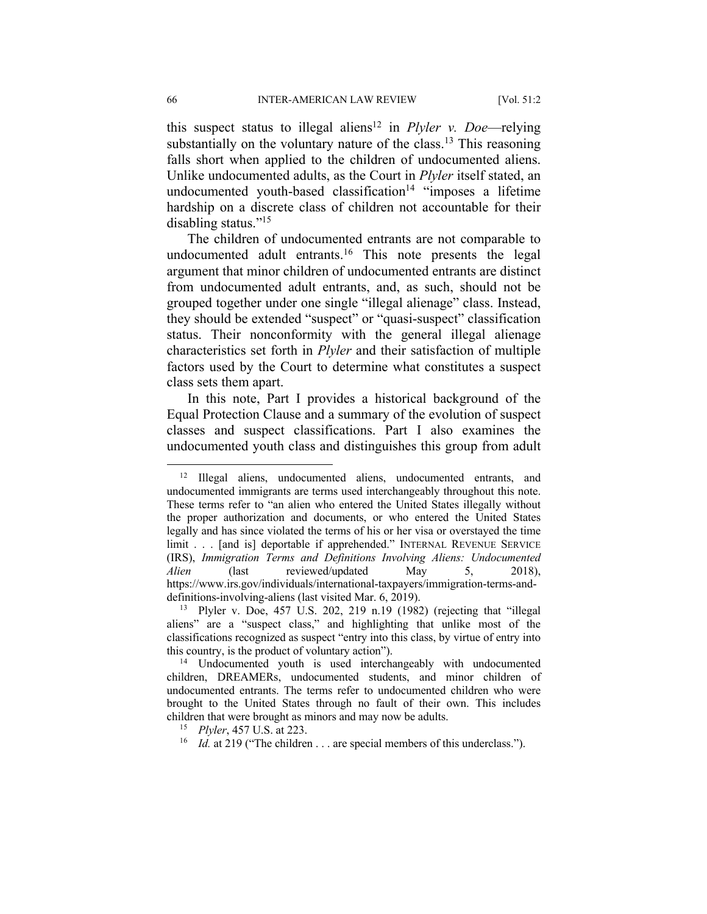this suspect status to illegal aliens[12] in *Plyler v. Doe*—relying substantially on the voluntary nature of the class.[13] This reasoning falls short when applied to the children of undocumented aliens. Unlike undocumented adults, as the Court in *Plyler* itself stated, an undocumented youth-based classification[14] "imposes a lifetime hardship on a discrete class of children not accountable for their disabling status."[15]

The children of undocumented entrants are not comparable to undocumented adult entrants.[16] This note presents the legal argument that minor children of undocumented entrants are distinct from undocumented adult entrants, and, as such, should not be grouped together under one single "illegal alienage" class. Instead, they should be extended "suspect" or "quasi-suspect" classification status. Their nonconformity with the general illegal alienage characteristics set forth in *Plyler* and their satisfaction of multiple factors used by the Court to determine what constitutes a suspect class sets them apart.

In this note, Part I provides a historical background of the Equal Protection Clause and a summary of the evolution of suspect classes and suspect classifications. Part I also examines the undocumented youth class and distinguishes this group from adult

---

[12] Illegal aliens, undocumented aliens, undocumented entrants, and undocumented immigrants are terms used interchangeably throughout this note. These terms refer to "an alien who entered the United States illegally without the proper authorization and documents, or who entered the United States legally and has since violated the terms of his or her visa or overstayed the time limit . . . [and is] deportable if apprehended." INTERNAL REVENUE SERVICE (IRS), *Immigration Terms and Definitions Involving Aliens: Undocumented Alien* (last reviewed/updated May 5, 2018), https://www.irs.gov/individuals/international-taxpayers/immigration-terms-and-definitions-involving-aliens (last visited Mar. 6, 2019).

[13] Plyler v. Doe, 457 U.S. 202, 219 n.19 (1982) (rejecting that "illegal aliens" are a "suspect class," and highlighting that unlike most of the classifications recognized as suspect "entry into this class, by virtue of entry into this country, is the product of voluntary action").

[14] Undocumented youth is used interchangeably with undocumented children, DREAMERs, undocumented students, and minor children of undocumented entrants. The terms refer to undocumented children who were brought to the United States through no fault of their own. This includes children that were brought as minors and may now be adults.

[15] *Plyler*, 457 U.S. at 223.

[16] *Id.* at 219 ("The children . . . are special members of this underclass.").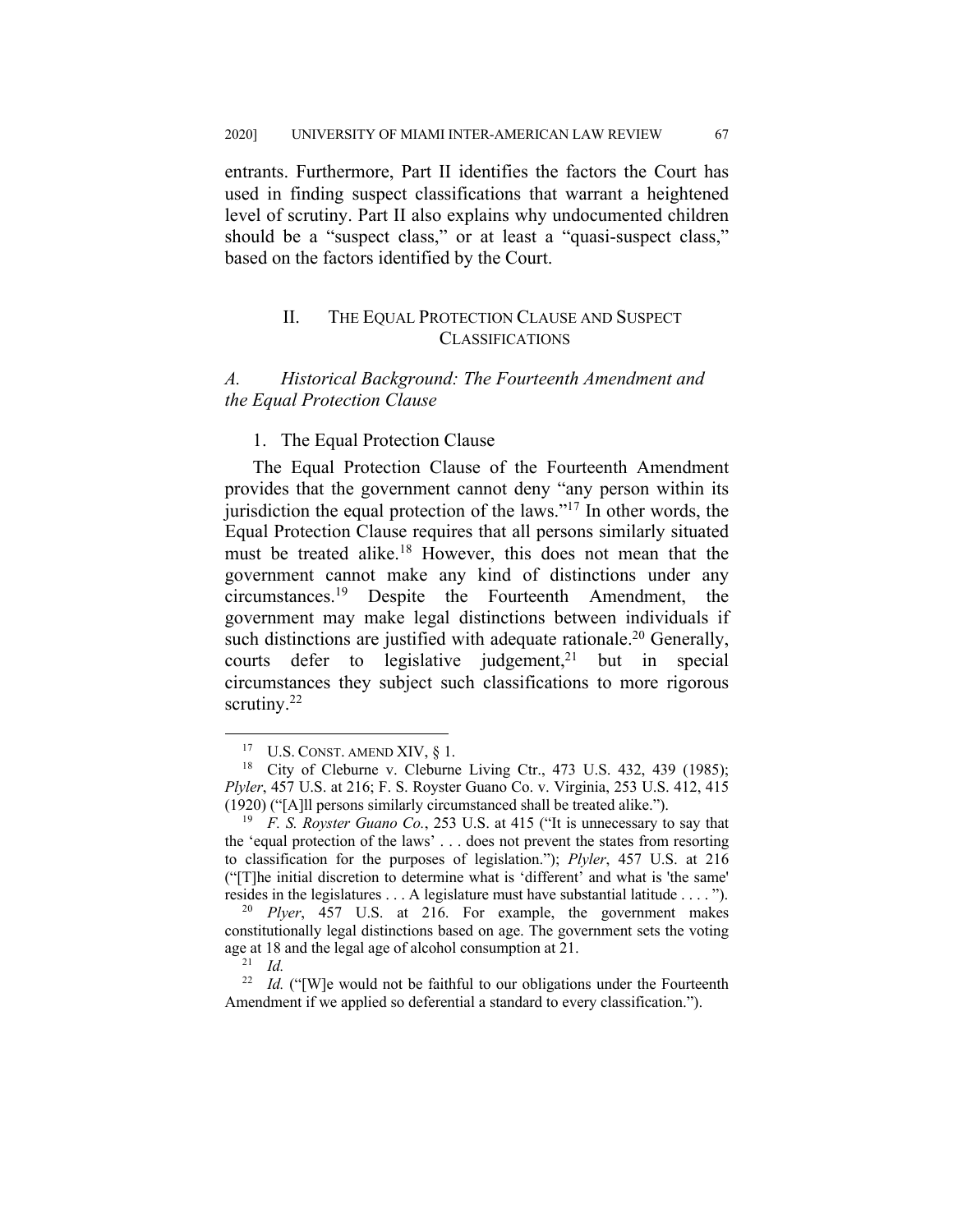entrants. Furthermore, Part II identifies the factors the Court has used in finding suspect classifications that warrant a heightened level of scrutiny. Part II also explains why undocumented children should be a "suspect class," or at least a "quasi-suspect class," based on the factors identified by the Court.

## II. THE EQUAL PROTECTION CLAUSE AND SUSPECT CLASSIFICATIONS

### *A. Historical Background: The Fourteenth Amendment and the Equal Protection Clause*

#### 1. The Equal Protection Clause

The Equal Protection Clause of the Fourteenth Amendment provides that the government cannot deny "any person within its jurisdiction the equal protection of the laws."[17] In other words, the Equal Protection Clause requires that all persons similarly situated must be treated alike.[18] However, this does not mean that the government cannot make any kind of distinctions under any circumstances.[19] Despite the Fourteenth Amendment, the government may make legal distinctions between individuals if such distinctions are justified with adequate rationale.[20] Generally, courts defer to legislative judgement,[21] but in special circumstances they subject such classifications to more rigorous scrutiny.[22]

---

[17] U.S. CONST. AMEND XIV, § 1.

[18] City of Cleburne v. Cleburne Living Ctr., 473 U.S. 432, 439 (1985); *Plyler*, 457 U.S. at 216; F. S. Royster Guano Co. v. Virginia, 253 U.S. 412, 415 (1920) ("[A]ll persons similarly circumstanced shall be treated alike.").

[19] *F. S. Royster Guano Co.*, 253 U.S. at 415 ("It is unnecessary to say that the 'equal protection of the laws' . . . does not prevent the states from resorting to classification for the purposes of legislation."); *Plyler*, 457 U.S. at 216 ("[T]he initial discretion to determine what is 'different' and what is 'the same' resides in the legislatures . . . A legislature must have substantial latitude . . . . ").

[20] *Plyer*, 457 U.S. at 216. For example, the government makes constitutionally legal distinctions based on age. The government sets the voting age at 18 and the legal age of alcohol consumption at 21.

[21] *Id.*

[22] *Id.* ("[W]e would not be faithful to our obligations under the Fourteenth Amendment if we applied so deferential a standard to every classification.").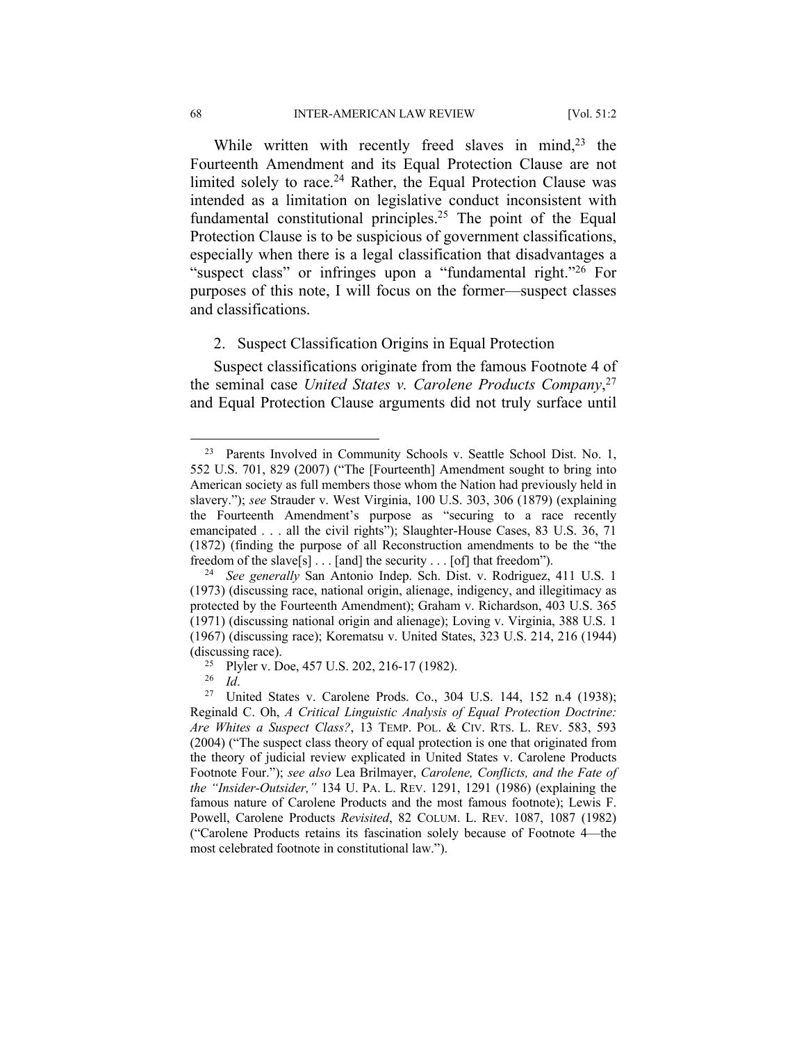While written with recently freed slaves in mind,[23] the Fourteenth Amendment and its Equal Protection Clause are not limited solely to race.[24] Rather, the Equal Protection Clause was intended as a limitation on legislative conduct inconsistent with fundamental constitutional principles.[25] The point of the Equal Protection Clause is to be suspicious of government classifications, especially when there is a legal classification that disadvantages a "suspect class" or infringes upon a "fundamental right."[26] For purposes of this note, I will focus on the former—suspect classes and classifications.

2. Suspect Classification Origins in Equal Protection

Suspect classifications originate from the famous Footnote 4 of the seminal case *United States v. Carolene Products Company*,[27] and Equal Protection Clause arguments did not truly surface until

---

[23] Parents Involved in Community Schools v. Seattle School Dist. No. 1, 552 U.S. 701, 829 (2007) ("The [Fourteenth] Amendment sought to bring into American society as full members those whom the Nation had previously held in slavery."); *see* Strauder v. West Virginia, 100 U.S. 303, 306 (1879) (explaining the Fourteenth Amendment's purpose as "securing to a race recently emancipated . . . all the civil rights"); Slaughter-House Cases, 83 U.S. 36, 71 (1872) (finding the purpose of all Reconstruction amendments to be the "the freedom of the slave[s] . . . [and] the security . . . [of] that freedom").

[24] *See generally* San Antonio Indep. Sch. Dist. v. Rodriguez, 411 U.S. 1 (1973) (discussing race, national origin, alienage, indigency, and illegitimacy as protected by the Fourteenth Amendment); Graham v. Richardson, 403 U.S. 365 (1971) (discussing national origin and alienage); Loving v. Virginia, 388 U.S. 1 (1967) (discussing race); Korematsu v. United States, 323 U.S. 214, 216 (1944) (discussing race).

[25] Plyler v. Doe, 457 U.S. 202, 216-17 (1982).

[26] *Id*.

[27] United States v. Carolene Prods. Co., 304 U.S. 144, 152 n.4 (1938); Reginald C. Oh, *A Critical Linguistic Analysis of Equal Protection Doctrine: Are Whites a Suspect Class?*, 13 TEMP. POL. & CIV. RTS. L. REV. 583, 593 (2004) ("The suspect class theory of equal protection is one that originated from the theory of judicial review explicated in United States v. Carolene Products Footnote Four."); *see also* Lea Brilmayer, *Carolene, Conflicts, and the Fate of the "Insider-Outsider,"* 134 U. PA. L. REV. 1291, 1291 (1986) (explaining the famous nature of Carolene Products and the most famous footnote); Lewis F. Powell, Carolene Products *Revisited*, 82 COLUM. L. REV. 1087, 1087 (1982) ("Carolene Products retains its fascination solely because of Footnote 4—the most celebrated footnote in constitutional law.").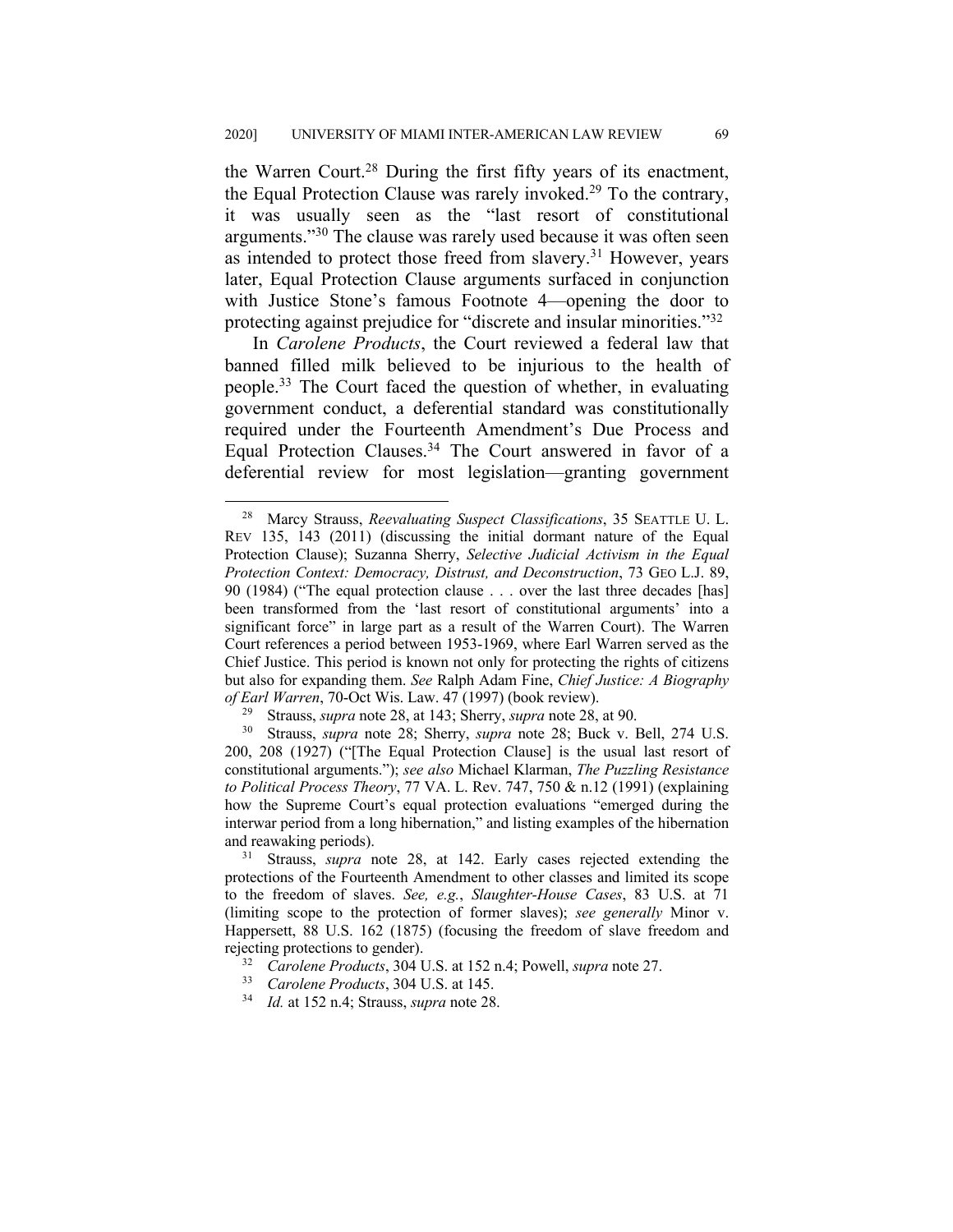the Warren Court.[28] During the first fifty years of its enactment, the Equal Protection Clause was rarely invoked.[29] To the contrary, it was usually seen as the "last resort of constitutional arguments."[30] The clause was rarely used because it was often seen as intended to protect those freed from slavery.[31] However, years later, Equal Protection Clause arguments surfaced in conjunction with Justice Stone's famous Footnote 4—opening the door to protecting against prejudice for "discrete and insular minorities."[32]

In *Carolene Products*, the Court reviewed a federal law that banned filled milk believed to be injurious to the health of people.[33] The Court faced the question of whether, in evaluating government conduct, a deferential standard was constitutionally required under the Fourteenth Amendment's Due Process and Equal Protection Clauses.[34] The Court answered in favor of a deferential review for most legislation—granting government

---

[28] Marcy Strauss, *Reevaluating Suspect Classifications*, 35 SEATTLE U. L. REV 135, 143 (2011) (discussing the initial dormant nature of the Equal Protection Clause); Suzanna Sherry, *Selective Judicial Activism in the Equal Protection Context: Democracy, Distrust, and Deconstruction*, 73 GEO L.J. 89, 90 (1984) ("The equal protection clause . . . over the last three decades [has] been transformed from the 'last resort of constitutional arguments' into a significant force" in large part as a result of the Warren Court). The Warren Court references a period between 1953-1969, where Earl Warren served as the Chief Justice. This period is known not only for protecting the rights of citizens but also for expanding them. *See* Ralph Adam Fine, *Chief Justice: A Biography of Earl Warren*, 70-Oct Wis. Law. 47 (1997) (book review).

[29] Strauss, *supra* note 28, at 143; Sherry, *supra* note 28, at 90.

[30] Strauss, *supra* note 28; Sherry, *supra* note 28; Buck v. Bell, 274 U.S. 200, 208 (1927) ("[The Equal Protection Clause] is the usual last resort of constitutional arguments."); *see also* Michael Klarman, *The Puzzling Resistance to Political Process Theory*, 77 VA. L. Rev. 747, 750 & n.12 (1991) (explaining how the Supreme Court's equal protection evaluations "emerged during the interwar period from a long hibernation," and listing examples of the hibernation and reawaking periods).

[31] Strauss, *supra* note 28, at 142. Early cases rejected extending the protections of the Fourteenth Amendment to other classes and limited its scope to the freedom of slaves. *See, e.g.*, *Slaughter-House Cases*, 83 U.S. at 71 (limiting scope to the protection of former slaves); *see generally* Minor v. Happersett, 88 U.S. 162 (1875) (focusing the freedom of slave freedom and rejecting protections to gender).

[32] *Carolene Products*, 304 U.S. at 152 n.4; Powell, *supra* note 27.

[33] *Carolene Products*, 304 U.S. at 145.

[34] *Id.* at 152 n.4; Strauss, *supra* note 28.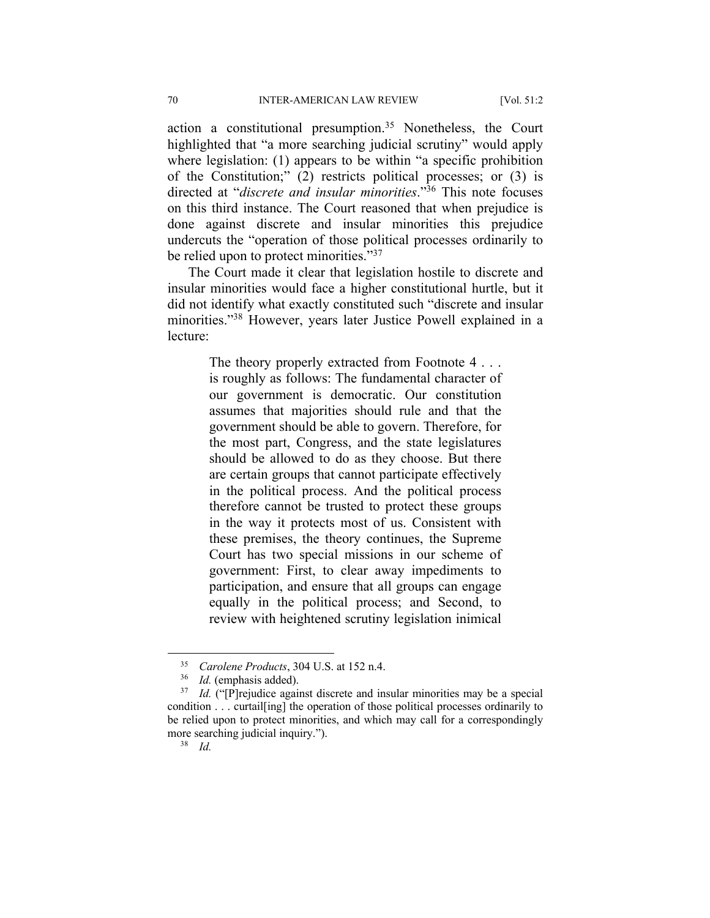action a constitutional presumption.[35] Nonetheless, the Court highlighted that "a more searching judicial scrutiny" would apply where legislation: (1) appears to be within "a specific prohibition of the Constitution;" (2) restricts political processes; or (3) is directed at "*discrete and insular minorities*."[36] This note focuses on this third instance. The Court reasoned that when prejudice is done against discrete and insular minorities this prejudice undercuts the "operation of those political processes ordinarily to be relied upon to protect minorities."[37]

The Court made it clear that legislation hostile to discrete and insular minorities would face a higher constitutional hurtle, but it did not identify what exactly constituted such "discrete and insular minorities."[38] However, years later Justice Powell explained in a lecture:

> The theory properly extracted from Footnote 4 . . . is roughly as follows: The fundamental character of our government is democratic. Our constitution assumes that majorities should rule and that the government should be able to govern. Therefore, for the most part, Congress, and the state legislatures should be allowed to do as they choose. But there are certain groups that cannot participate effectively in the political process. And the political process therefore cannot be trusted to protect these groups in the way it protects most of us. Consistent with these premises, the theory continues, the Supreme Court has two special missions in our scheme of government: First, to clear away impediments to participation, and ensure that all groups can engage equally in the political process; and Second, to review with heightened scrutiny legislation inimical

---

[35] *Carolene Products*, 304 U.S. at 152 n.4.

[36] *Id.* (emphasis added).

[37] *Id.* ("[P]rejudice against discrete and insular minorities may be a special condition . . . curtail[ing] the operation of those political processes ordinarily to be relied upon to protect minorities, and which may call for a correspondingly more searching judicial inquiry.").

[38] *Id.*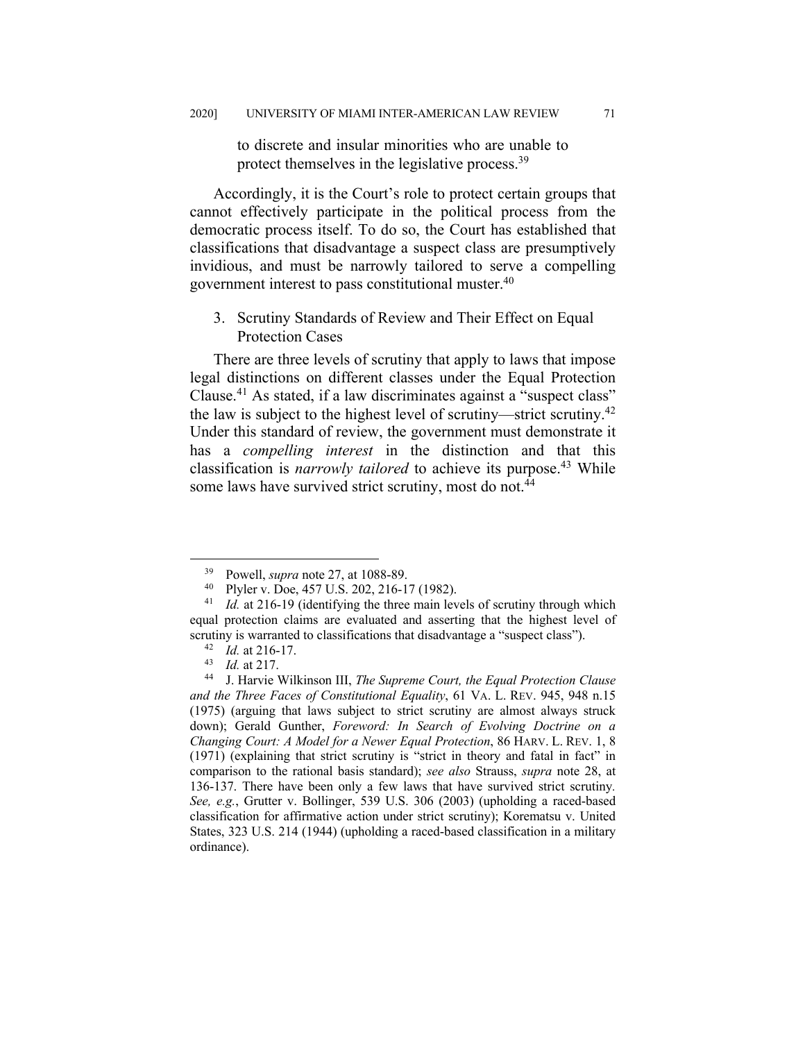> to discrete and insular minorities who are unable to protect themselves in the legislative process.[39]

Accordingly, it is the Court's role to protect certain groups that cannot effectively participate in the political process from the democratic process itself. To do so, the Court has established that classifications that disadvantage a suspect class are presumptively invidious, and must be narrowly tailored to serve a compelling government interest to pass constitutional muster.[40]

### 3. Scrutiny Standards of Review and Their Effect on Equal Protection Cases

There are three levels of scrutiny that apply to laws that impose legal distinctions on different classes under the Equal Protection Clause.[41] As stated, if a law discriminates against a "suspect class" the law is subject to the highest level of scrutiny—strict scrutiny.[42] Under this standard of review, the government must demonstrate it has a *compelling interest* in the distinction and that this classification is *narrowly tailored* to achieve its purpose.[43] While some laws have survived strict scrutiny, most do not.[44]

---

[39] Powell, *supra* note 27, at 1088-89.

[40] Plyler v. Doe, 457 U.S. 202, 216-17 (1982).

[41] *Id.* at 216-19 (identifying the three main levels of scrutiny through which equal protection claims are evaluated and asserting that the highest level of scrutiny is warranted to classifications that disadvantage a "suspect class").

[42] *Id.* at 216-17.

[43] *Id.* at 217.

[44] J. Harvie Wilkinson III, *The Supreme Court, the Equal Protection Clause and the Three Faces of Constitutional Equality*, 61 VA. L. REV. 945, 948 n.15 (1975) (arguing that laws subject to strict scrutiny are almost always struck down); Gerald Gunther, *Foreword: In Search of Evolving Doctrine on a Changing Court: A Model for a Newer Equal Protection*, 86 HARV. L. REV. 1, 8 (1971) (explaining that strict scrutiny is "strict in theory and fatal in fact" in comparison to the rational basis standard); *see also* Strauss, *supra* note 28, at 136-137. There have been only a few laws that have survived strict scrutiny. *See, e.g.*, Grutter v. Bollinger, 539 U.S. 306 (2003) (upholding a raced-based classification for affirmative action under strict scrutiny); Korematsu v. United States, 323 U.S. 214 (1944) (upholding a raced-based classification in a military ordinance).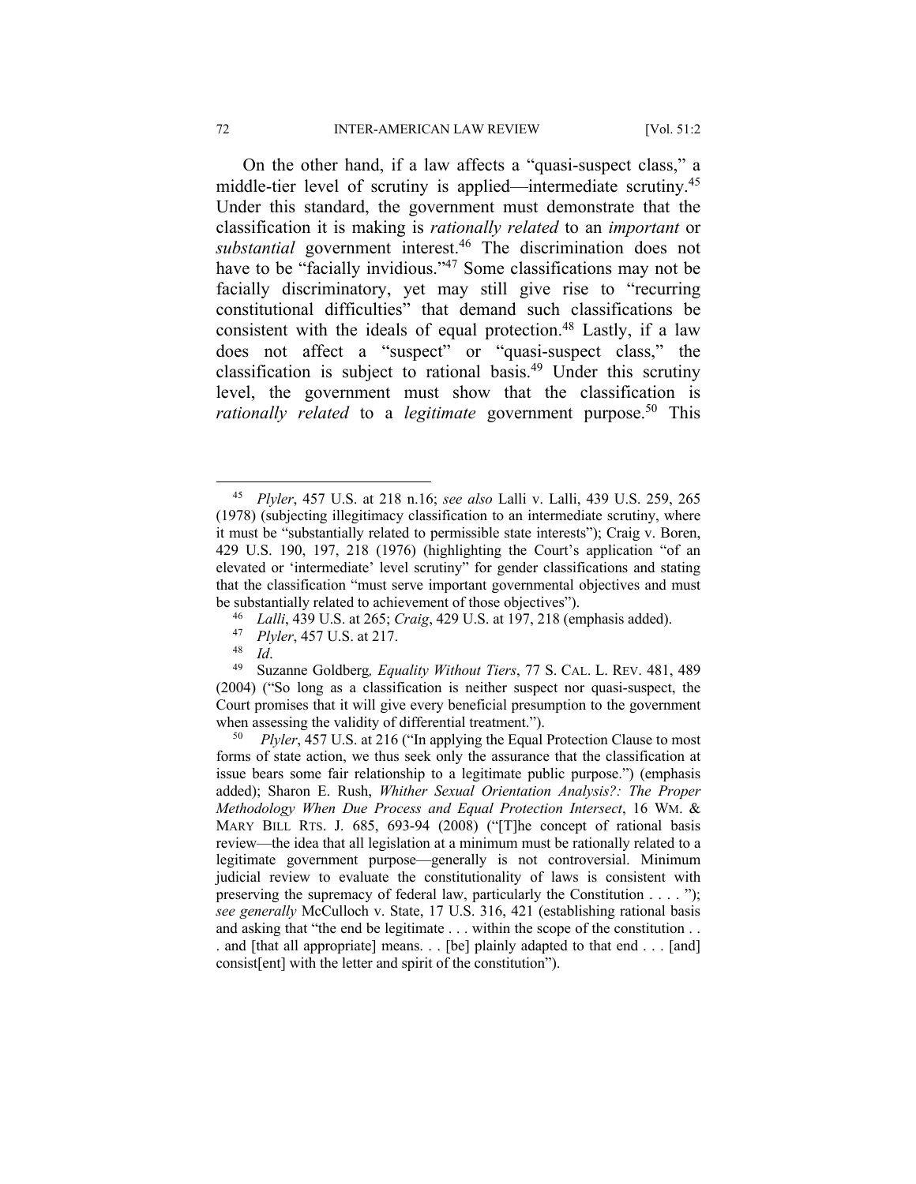On the other hand, if a law affects a "quasi-suspect class," a middle-tier level of scrutiny is applied—intermediate scrutiny.[45] Under this standard, the government must demonstrate that the classification it is making is *rationally related* to an *important* or *substantial* government interest.[46] The discrimination does not have to be "facially invidious."[47] Some classifications may not be facially discriminatory, yet may still give rise to "recurring constitutional difficulties" that demand such classifications be consistent with the ideals of equal protection.[48] Lastly, if a law does not affect a "suspect" or "quasi-suspect class," the classification is subject to rational basis.[49] Under this scrutiny level, the government must show that the classification is *rationally related* to a *legitimate* government purpose.[50] This

---

[45] *Plyler*, 457 U.S. at 218 n.16; *see also* Lalli v. Lalli, 439 U.S. 259, 265 (1978) (subjecting illegitimacy classification to an intermediate scrutiny, where it must be "substantially related to permissible state interests"); Craig v. Boren, 429 U.S. 190, 197, 218 (1976) (highlighting the Court's application "of an elevated or 'intermediate' level scrutiny" for gender classifications and stating that the classification "must serve important governmental objectives and must be substantially related to achievement of those objectives").

[46] *Lalli*, 439 U.S. at 265; *Craig*, 429 U.S. at 197, 218 (emphasis added).

[47] *Plyler*, 457 U.S. at 217.

[48] *Id*.

[49] Suzanne Goldberg*, Equality Without Tiers*, 77 S. CAL. L. REV. 481, 489 (2004) ("So long as a classification is neither suspect nor quasi-suspect, the Court promises that it will give every beneficial presumption to the government when assessing the validity of differential treatment.").

[50] *Plyler*, 457 U.S. at 216 ("In applying the Equal Protection Clause to most forms of state action, we thus seek only the assurance that the classification at issue bears some fair relationship to a legitimate public purpose.") (emphasis added); Sharon E. Rush, *Whither Sexual Orientation Analysis?: The Proper Methodology When Due Process and Equal Protection Intersect*, 16 WM. & MARY BILL RTS. J. 685, 693-94 (2008) ("[T]he concept of rational basis review—the idea that all legislation at a minimum must be rationally related to a legitimate government purpose—generally is not controversial. Minimum judicial review to evaluate the constitutionality of laws is consistent with preserving the supremacy of federal law, particularly the Constitution . . . . "); *see generally* McCulloch v. State, 17 U.S. 316, 421 (establishing rational basis and asking that "the end be legitimate . . . within the scope of the constitution . . . and [that all appropriate] means. . . [be] plainly adapted to that end . . . [and] consist[ent] with the letter and spirit of the constitution").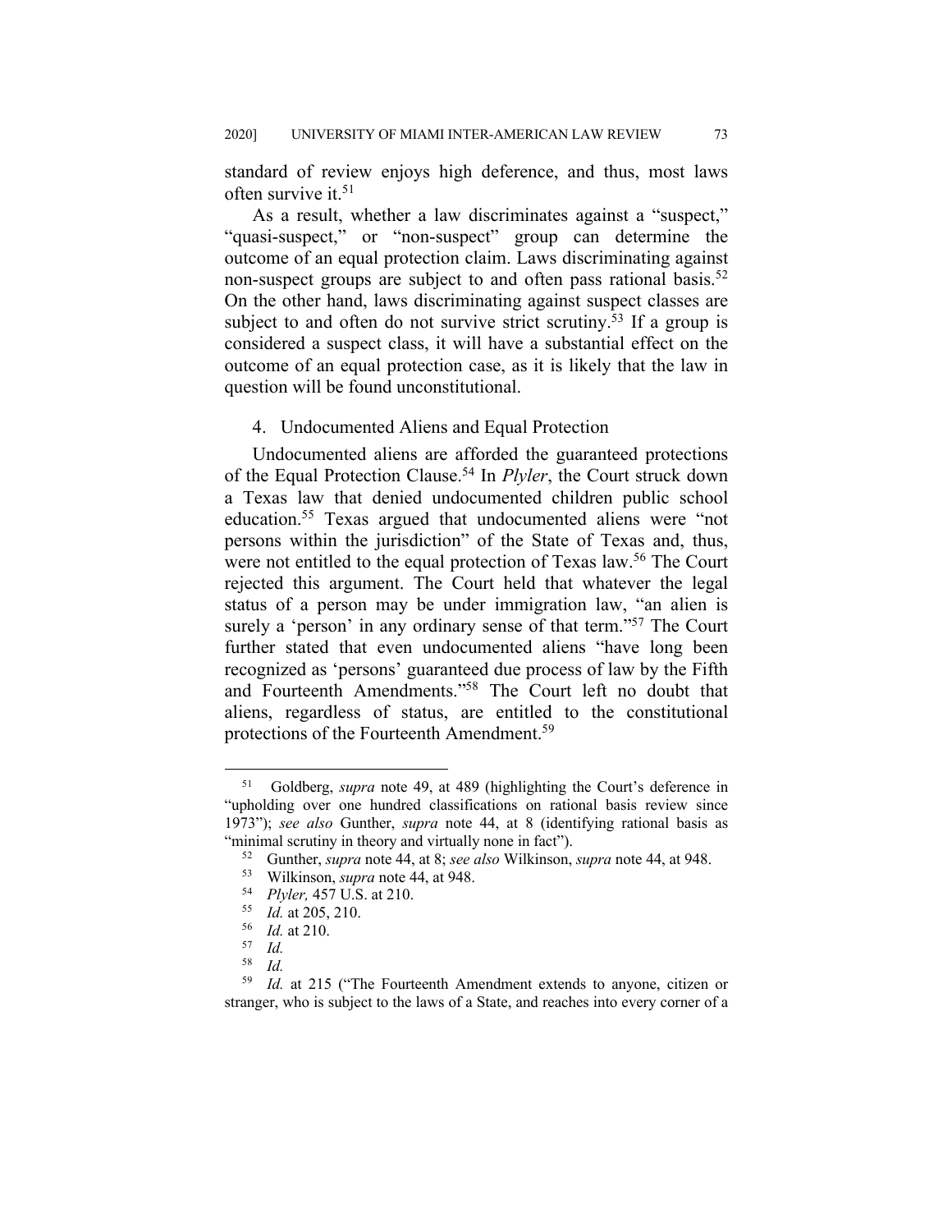standard of review enjoys high deference, and thus, most laws often survive it.[51]

As a result, whether a law discriminates against a "suspect," "quasi-suspect," or "non-suspect" group can determine the outcome of an equal protection claim. Laws discriminating against non-suspect groups are subject to and often pass rational basis.[52] On the other hand, laws discriminating against suspect classes are subject to and often do not survive strict scrutiny.[53] If a group is considered a suspect class, it will have a substantial effect on the outcome of an equal protection case, as it is likely that the law in question will be found unconstitutional.

#### 4. Undocumented Aliens and Equal Protection

Undocumented aliens are afforded the guaranteed protections of the Equal Protection Clause.[54] In *Plyler*, the Court struck down a Texas law that denied undocumented children public school education.[55] Texas argued that undocumented aliens were "not persons within the jurisdiction" of the State of Texas and, thus, were not entitled to the equal protection of Texas law.[56] The Court rejected this argument. The Court held that whatever the legal status of a person may be under immigration law, "an alien is surely a 'person' in any ordinary sense of that term."[57] The Court further stated that even undocumented aliens "have long been recognized as 'persons' guaranteed due process of law by the Fifth and Fourteenth Amendments."[58] The Court left no doubt that aliens, regardless of status, are entitled to the constitutional protections of the Fourteenth Amendment.[59]

---

[51] Goldberg, *supra* note 49, at 489 (highlighting the Court's deference in "upholding over one hundred classifications on rational basis review since 1973"); *see also* Gunther, *supra* note 44, at 8 (identifying rational basis as "minimal scrutiny in theory and virtually none in fact").

[52] Gunther, *supra* note 44, at 8; *see also* Wilkinson, *supra* note 44, at 948.

[53] Wilkinson, *supra* note 44, at 948.

[54] *Plyler,* 457 U.S. at 210.

[55] *Id.* at 205, 210.

[56] *Id.* at 210.

[57] *Id.*

[58] *Id.*

[59] *Id.* at 215 ("The Fourteenth Amendment extends to anyone, citizen or stranger, who is subject to the laws of a State, and reaches into every corner of a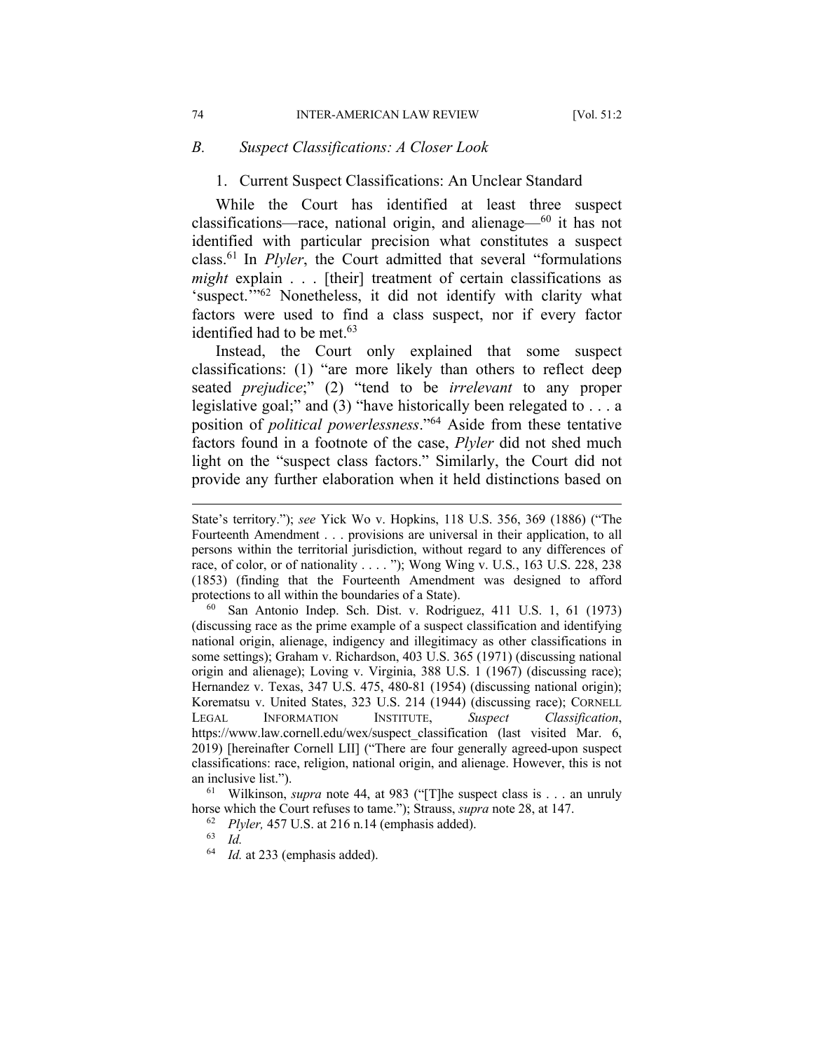### *B. Suspect Classifications: A Closer Look*

#### 1. Current Suspect Classifications: An Unclear Standard

While the Court has identified at least three suspect classifications—race, national origin, and alienage—[60] it has not identified with particular precision what constitutes a suspect class.[61] In *Plyler*, the Court admitted that several "formulations *might* explain . . . [their] treatment of certain classifications as 'suspect.'"[62] Nonetheless, it did not identify with clarity what factors were used to find a class suspect, nor if every factor identified had to be met.[63]

Instead, the Court only explained that some suspect classifications: (1) "are more likely than others to reflect deep seated *prejudice*;" (2) "tend to be *irrelevant* to any proper legislative goal;" and (3) "have historically been relegated to . . . a position of *political powerlessness*."[64] Aside from these tentative factors found in a footnote of the case, *Plyler* did not shed much light on the "suspect class factors." Similarly, the Court did not provide any further elaboration when it held distinctions based on

---

State's territory."); *see* Yick Wo v. Hopkins, 118 U.S. 356, 369 (1886) ("The Fourteenth Amendment . . . provisions are universal in their application, to all persons within the territorial jurisdiction, without regard to any differences of race, of color, or of nationality . . . . "); Wong Wing v. U.S., 163 U.S. 228, 238 (1853) (finding that the Fourteenth Amendment was designed to afford protections to all within the boundaries of a State).

[60] San Antonio Indep. Sch. Dist. v. Rodriguez, 411 U.S. 1, 61 (1973) (discussing race as the prime example of a suspect classification and identifying national origin, alienage, indigency and illegitimacy as other classifications in some settings); Graham v. Richardson, 403 U.S. 365 (1971) (discussing national origin and alienage); Loving v. Virginia, 388 U.S. 1 (1967) (discussing race); Hernandez v. Texas, 347 U.S. 475, 480-81 (1954) (discussing national origin); Korematsu v. United States, 323 U.S. 214 (1944) (discussing race); CORNELL LEGAL INFORMATION INSTITUTE, *Suspect Classification*, https://www.law.cornell.edu/wex/suspect_classification (last visited Mar. 6, 2019) [hereinafter Cornell LII] ("There are four generally agreed-upon suspect classifications: race, religion, national origin, and alienage. However, this is not an inclusive list.").

[61] Wilkinson, *supra* note 44, at 983 ("[T]he suspect class is . . . an unruly horse which the Court refuses to tame."); Strauss, *supra* note 28, at 147.

[62] *Plyler,* 457 U.S. at 216 n.14 (emphasis added).

[63] *Id.*

[64] *Id.* at 233 (emphasis added).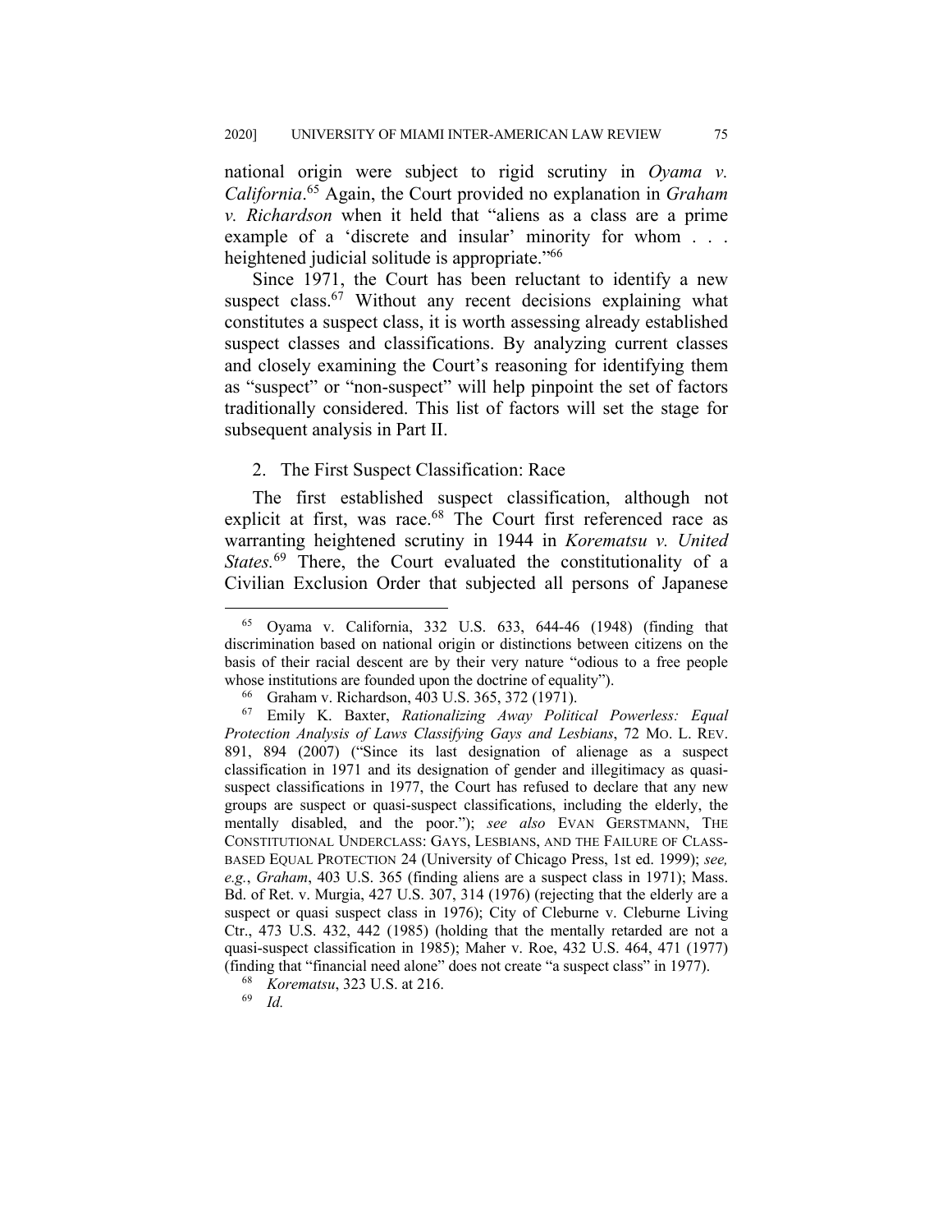national origin were subject to rigid scrutiny in *Oyama v. California*.[65] Again, the Court provided no explanation in *Graham v. Richardson* when it held that "aliens as a class are a prime example of a 'discrete and insular' minority for whom . . . heightened judicial solitude is appropriate."[66]

Since 1971, the Court has been reluctant to identify a new suspect class.[67] Without any recent decisions explaining what constitutes a suspect class, it is worth assessing already established suspect classes and classifications. By analyzing current classes and closely examining the Court's reasoning for identifying them as "suspect" or "non-suspect" will help pinpoint the set of factors traditionally considered. This list of factors will set the stage for subsequent analysis in Part II.

### 2. The First Suspect Classification: Race

The first established suspect classification, although not explicit at first, was race.[68] The Court first referenced race as warranting heightened scrutiny in 1944 in *Korematsu v. United States.*[69] There, the Court evaluated the constitutionality of a Civilian Exclusion Order that subjected all persons of Japanese

---

[65] Oyama v. California, 332 U.S. 633, 644-46 (1948) (finding that discrimination based on national origin or distinctions between citizens on the basis of their racial descent are by their very nature "odious to a free people whose institutions are founded upon the doctrine of equality").

[66] Graham v. Richardson, 403 U.S. 365, 372 (1971).

[67] Emily K. Baxter, *Rationalizing Away Political Powerless: Equal Protection Analysis of Laws Classifying Gays and Lesbians*, 72 MO. L. REV. 891, 894 (2007) ("Since its last designation of alienage as a suspect classification in 1971 and its designation of gender and illegitimacy as quasi-suspect classifications in 1977, the Court has refused to declare that any new groups are suspect or quasi-suspect classifications, including the elderly, the mentally disabled, and the poor."); *see also* EVAN GERSTMANN, THE CONSTITUTIONAL UNDERCLASS: GAYS, LESBIANS, AND THE FAILURE OF CLASS-BASED EQUAL PROTECTION 24 (University of Chicago Press, 1st ed. 1999); *see, e.g.*, *Graham*, 403 U.S. 365 (finding aliens are a suspect class in 1971); Mass. Bd. of Ret. v. Murgia, 427 U.S. 307, 314 (1976) (rejecting that the elderly are a suspect or quasi suspect class in 1976); City of Cleburne v. Cleburne Living Ctr., 473 U.S. 432, 442 (1985) (holding that the mentally retarded are not a quasi-suspect classification in 1985); Maher v. Roe, 432 U.S. 464, 471 (1977) (finding that "financial need alone" does not create "a suspect class" in 1977).

[68] *Korematsu*, 323 U.S. at 216.

[69] *Id.*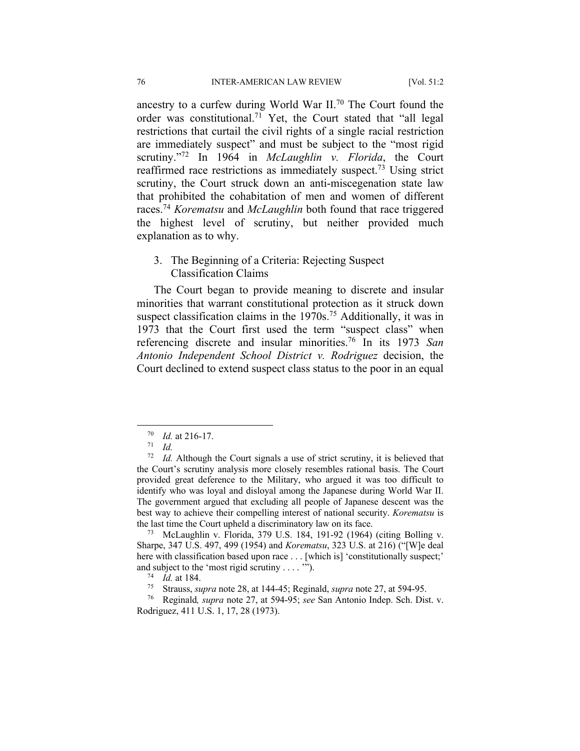ancestry to a curfew during World War II.[70] The Court found the order was constitutional.[71] Yet, the Court stated that "all legal restrictions that curtail the civil rights of a single racial restriction are immediately suspect" and must be subject to the "most rigid scrutiny."[72] In 1964 in *McLaughlin v. Florida*, the Court reaffirmed race restrictions as immediately suspect.[73] Using strict scrutiny, the Court struck down an anti-miscegenation state law that prohibited the cohabitation of men and women of different races.[74] *Korematsu* and *McLaughlin* both found that race triggered the highest level of scrutiny, but neither provided much explanation as to why.

### 3. The Beginning of a Criteria: Rejecting Suspect Classification Claims

The Court began to provide meaning to discrete and insular minorities that warrant constitutional protection as it struck down suspect classification claims in the 1970s.[75] Additionally, it was in 1973 that the Court first used the term "suspect class" when referencing discrete and insular minorities.[76] In its 1973 *San Antonio Independent School District v. Rodriguez* decision, the Court declined to extend suspect class status to the poor in an equal

---

[70] *Id.* at 216-17.

[71] *Id.*

[72] *Id.* Although the Court signals a use of strict scrutiny, it is believed that the Court's scrutiny analysis more closely resembles rational basis. The Court provided great deference to the Military, who argued it was too difficult to identify who was loyal and disloyal among the Japanese during World War II. The government argued that excluding all people of Japanese descent was the best way to achieve their compelling interest of national security. *Korematsu* is the last time the Court upheld a discriminatory law on its face.

[73] McLaughlin v. Florida, 379 U.S. 184, 191-92 (1964) (citing Bolling v. Sharpe, 347 U.S. 497, 499 (1954) and *Korematsu*, 323 U.S. at 216) ("[W]e deal here with classification based upon race . . . [which is] 'constitutionally suspect;' and subject to the 'most rigid scrutiny . . . .'").

[74] *Id.* at 184.

[75] Strauss, *supra* note 28, at 144-45; Reginald, *supra* note 27, at 594-95.

[76] Reginald*, supra* note 27, at 594-95; *see* San Antonio Indep. Sch. Dist. v. Rodriguez, 411 U.S. 1, 17, 28 (1973).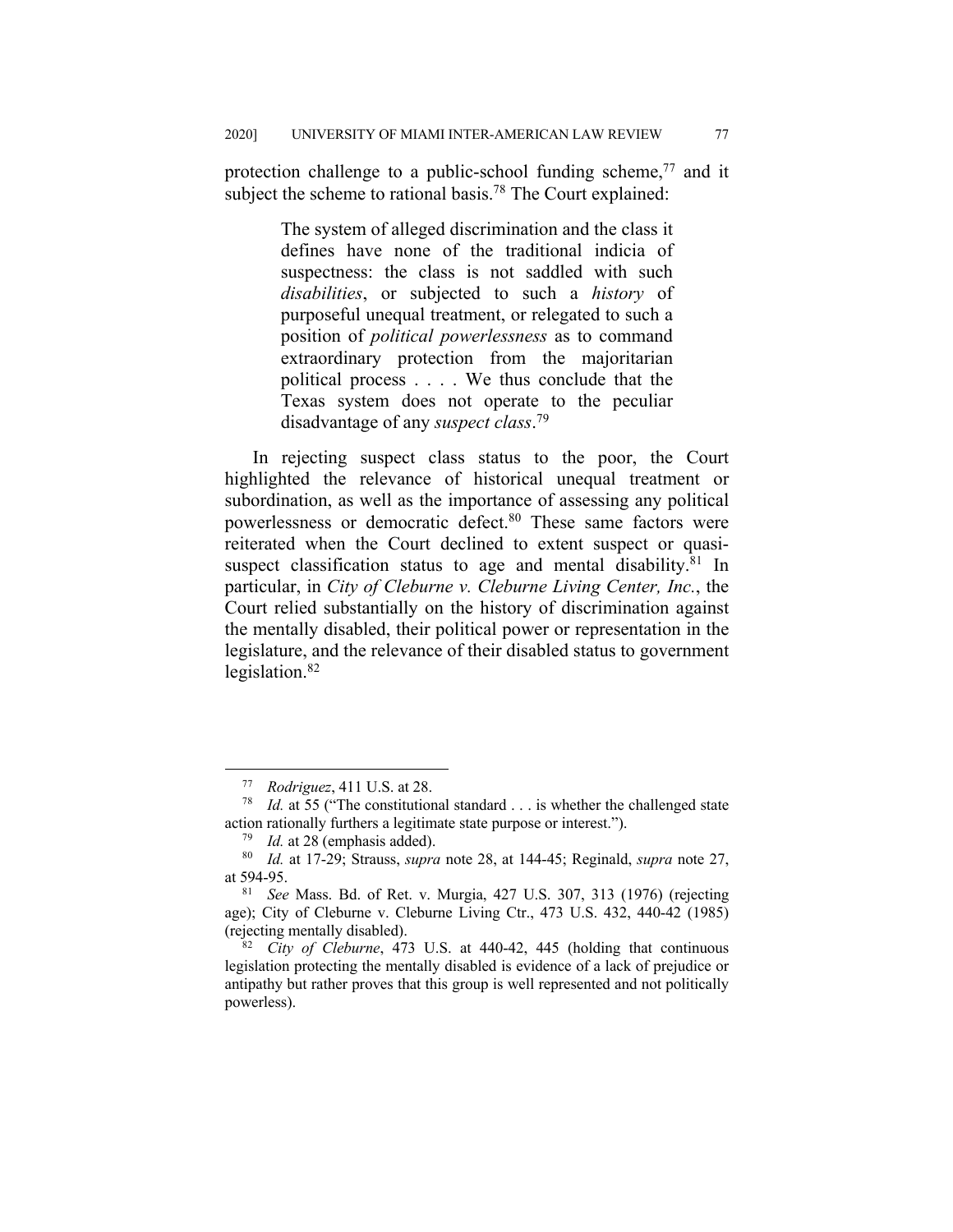protection challenge to a public-school funding scheme,[77] and it subject the scheme to rational basis.[78] The Court explained:

> The system of alleged discrimination and the class it defines have none of the traditional indicia of suspectness: the class is not saddled with such *disabilities*, or subjected to such a *history* of purposeful unequal treatment, or relegated to such a position of *political powerlessness* as to command extraordinary protection from the majoritarian political process . . . . We thus conclude that the Texas system does not operate to the peculiar disadvantage of any *suspect class*.[79]

In rejecting suspect class status to the poor, the Court highlighted the relevance of historical unequal treatment or subordination, as well as the importance of assessing any political powerlessness or democratic defect.[80] These same factors were reiterated when the Court declined to extent suspect or quasi-suspect classification status to age and mental disability.[81] In particular, in *City of Cleburne v. Cleburne Living Center, Inc.*, the Court relied substantially on the history of discrimination against the mentally disabled, their political power or representation in the legislature, and the relevance of their disabled status to government legislation.[82]

---

[77] *Rodriguez*, 411 U.S. at 28.

[78] *Id.* at 55 ("The constitutional standard . . . is whether the challenged state action rationally furthers a legitimate state purpose or interest.").

[79] *Id.* at 28 (emphasis added).

[80] *Id.* at 17-29; Strauss, *supra* note 28, at 144-45; Reginald, *supra* note 27, at 594-95.

[81] *See* Mass. Bd. of Ret. v. Murgia, 427 U.S. 307, 313 (1976) (rejecting age); City of Cleburne v. Cleburne Living Ctr., 473 U.S. 432, 440-42 (1985) (rejecting mentally disabled).

[82] *City of Cleburne*, 473 U.S. at 440-42, 445 (holding that continuous legislation protecting the mentally disabled is evidence of a lack of prejudice or antipathy but rather proves that this group is well represented and not politically powerless).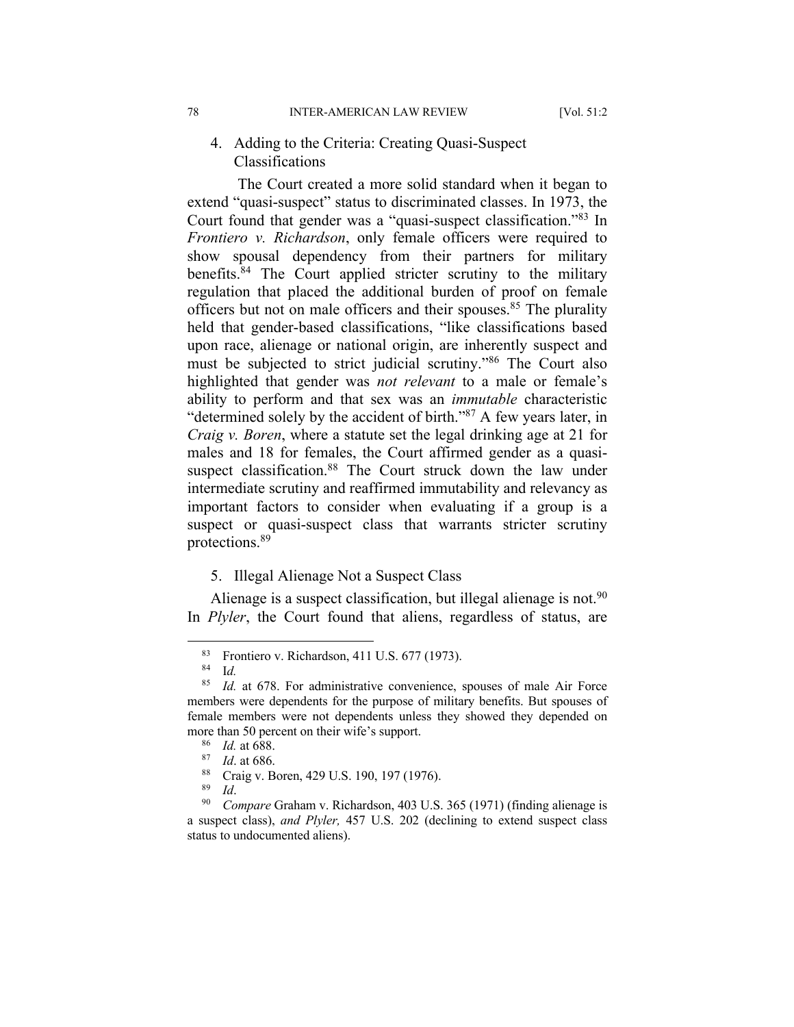### 4. Adding to the Criteria: Creating Quasi-Suspect Classifications

The Court created a more solid standard when it began to extend "quasi-suspect" status to discriminated classes. In 1973, the Court found that gender was a "quasi-suspect classification."[83] In *Frontiero v. Richardson*, only female officers were required to show spousal dependency from their partners for military benefits.[84] The Court applied stricter scrutiny to the military regulation that placed the additional burden of proof on female officers but not on male officers and their spouses.[85] The plurality held that gender-based classifications, "like classifications based upon race, alienage or national origin, are inherently suspect and must be subjected to strict judicial scrutiny."[86] The Court also highlighted that gender was *not relevant* to a male or female's ability to perform and that sex was an *immutable* characteristic "determined solely by the accident of birth."[87] A few years later, in *Craig v. Boren*, where a statute set the legal drinking age at 21 for males and 18 for females, the Court affirmed gender as a quasi-suspect classification.[88] The Court struck down the law under intermediate scrutiny and reaffirmed immutability and relevancy as important factors to consider when evaluating if a group is a suspect or quasi-suspect class that warrants stricter scrutiny protections.[89]

### 5. Illegal Alienage Not a Suspect Class

Alienage is a suspect classification, but illegal alienage is not.[90] In *Plyler*, the Court found that aliens, regardless of status, are

---

[83] Frontiero v. Richardson, 411 U.S. 677 (1973).

[84] I*d.*

[85] *Id.* at 678. For administrative convenience, spouses of male Air Force members were dependents for the purpose of military benefits. But spouses of female members were not dependents unless they showed they depended on more than 50 percent on their wife's support.

[86] *Id.* at 688.

[87] *Id*. at 686.

[88] Craig v. Boren, 429 U.S. 190, 197 (1976).

[89] *Id*.

[90] *Compare* Graham v. Richardson, 403 U.S. 365 (1971) (finding alienage is a suspect class), *and Plyler,* 457 U.S. 202 (declining to extend suspect class status to undocumented aliens).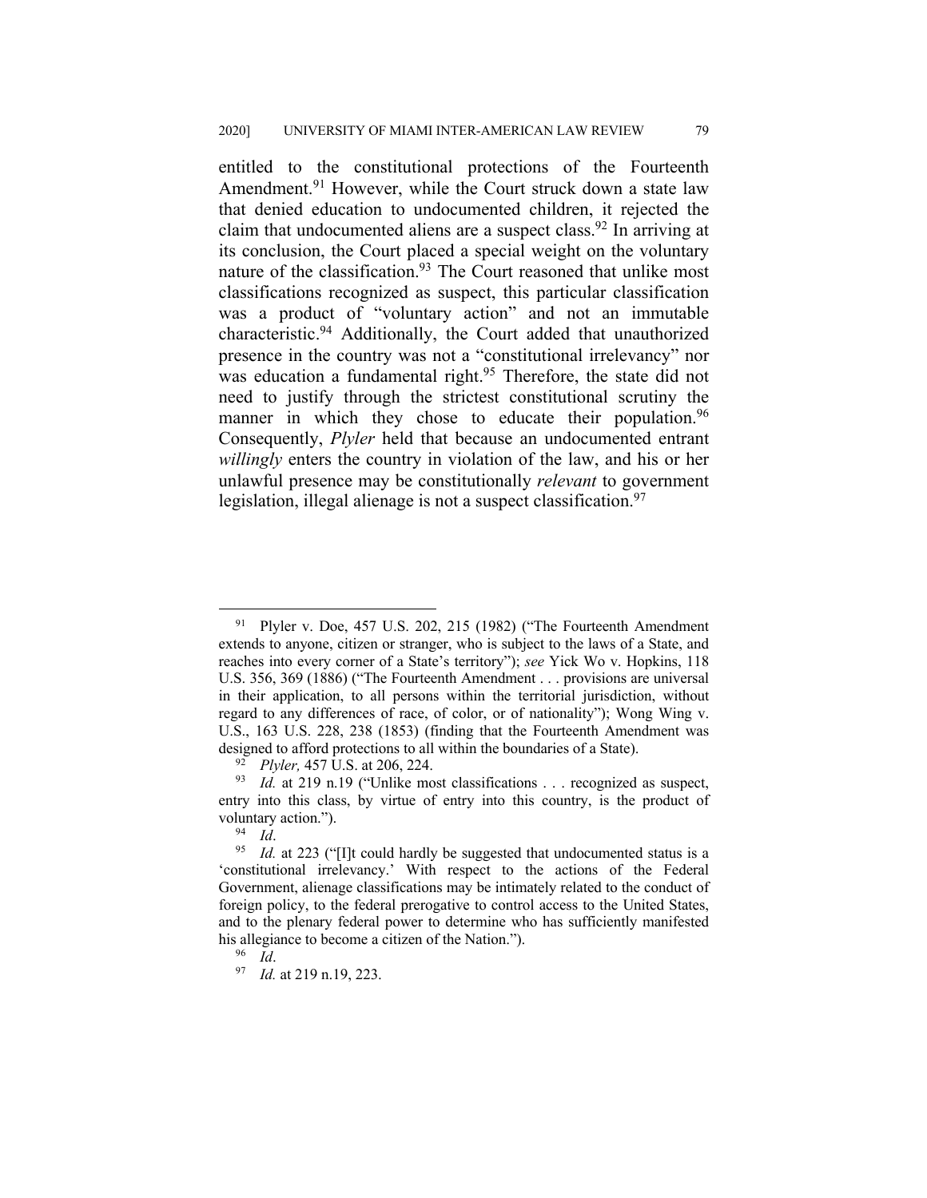entitled to the constitutional protections of the Fourteenth Amendment.[91] However, while the Court struck down a state law that denied education to undocumented children, it rejected the claim that undocumented aliens are a suspect class.[92] In arriving at its conclusion, the Court placed a special weight on the voluntary nature of the classification.[93] The Court reasoned that unlike most classifications recognized as suspect, this particular classification was a product of "voluntary action" and not an immutable characteristic.[94] Additionally, the Court added that unauthorized presence in the country was not a "constitutional irrelevancy" nor was education a fundamental right.[95] Therefore, the state did not need to justify through the strictest constitutional scrutiny the manner in which they chose to educate their population.[96] Consequently, *Plyler* held that because an undocumented entrant *willingly* enters the country in violation of the law, and his or her unlawful presence may be constitutionally *relevant* to government legislation, illegal alienage is not a suspect classification.[97]

---

[91] Plyler v. Doe, 457 U.S. 202, 215 (1982) ("The Fourteenth Amendment extends to anyone, citizen or stranger, who is subject to the laws of a State, and reaches into every corner of a State's territory"); *see* Yick Wo v. Hopkins, 118 U.S. 356, 369 (1886) ("The Fourteenth Amendment . . . provisions are universal in their application, to all persons within the territorial jurisdiction, without regard to any differences of race, of color, or of nationality"); Wong Wing v. U.S., 163 U.S. 228, 238 (1853) (finding that the Fourteenth Amendment was designed to afford protections to all within the boundaries of a State).

[92] *Plyler,* 457 U.S. at 206, 224.

[93] *Id.* at 219 n.19 ("Unlike most classifications . . . recognized as suspect, entry into this class, by virtue of entry into this country, is the product of voluntary action.").

[94] *Id*.

[95] *Id.* at 223 ("[I]t could hardly be suggested that undocumented status is a 'constitutional irrelevancy.' With respect to the actions of the Federal Government, alienage classifications may be intimately related to the conduct of foreign policy, to the federal prerogative to control access to the United States, and to the plenary federal power to determine who has sufficiently manifested his allegiance to become a citizen of the Nation.").

[96] *Id*.

[97] *Id.* at 219 n.19, 223.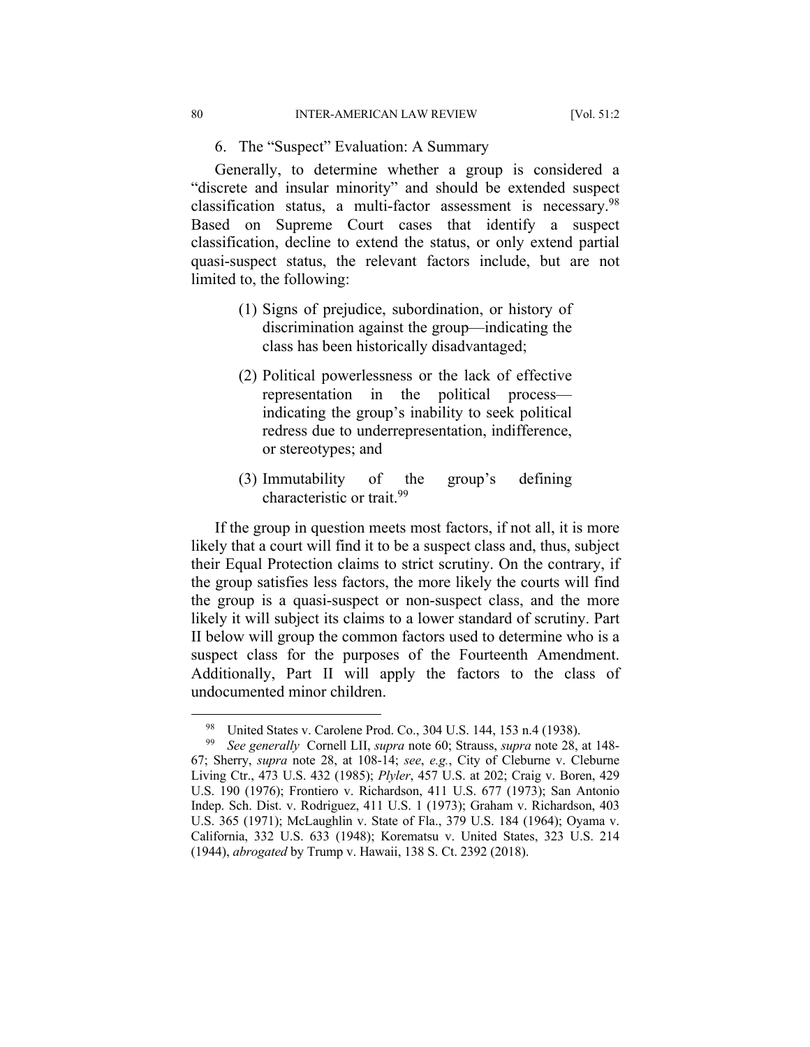### 6. The "Suspect" Evaluation: A Summary

Generally, to determine whether a group is considered a "discrete and insular minority" and should be extended suspect classification status, a multi-factor assessment is necessary.[98] Based on Supreme Court cases that identify a suspect classification, decline to extend the status, or only extend partial quasi-suspect status, the relevant factors include, but are not limited to, the following:

> (1) Signs of prejudice, subordination, or history of discrimination against the group—indicating the class has been historically disadvantaged;
>
> (2) Political powerlessness or the lack of effective representation in the political process—indicating the group's inability to seek political redress due to underrepresentation, indifference, or stereotypes; and
>
> (3) Immutability of the group's defining characteristic or trait.[99]

If the group in question meets most factors, if not all, it is more likely that a court will find it to be a suspect class and, thus, subject their Equal Protection claims to strict scrutiny. On the contrary, if the group satisfies less factors, the more likely the courts will find the group is a quasi-suspect or non-suspect class, and the more likely it will subject its claims to a lower standard of scrutiny. Part II below will group the common factors used to determine who is a suspect class for the purposes of the Fourteenth Amendment. Additionally, Part II will apply the factors to the class of undocumented minor children.

---

[98] United States v. Carolene Prod. Co., 304 U.S. 144, 153 n.4 (1938).

[99] *See generally* Cornell LII, *supra* note 60; Strauss, *supra* note 28, at 148-67; Sherry, *supra* note 28, at 108-14; *see*, *e.g.*, City of Cleburne v. Cleburne Living Ctr., 473 U.S. 432 (1985); *Plyler*, 457 U.S. at 202; Craig v. Boren, 429 U.S. 190 (1976); Frontiero v. Richardson, 411 U.S. 677 (1973); San Antonio Indep. Sch. Dist. v. Rodriguez, 411 U.S. 1 (1973); Graham v. Richardson, 403 U.S. 365 (1971); McLaughlin v. State of Fla., 379 U.S. 184 (1964); Oyama v. California, 332 U.S. 633 (1948); Korematsu v. United States, 323 U.S. 214 (1944), *abrogated* by Trump v. Hawaii, 138 S. Ct. 2392 (2018).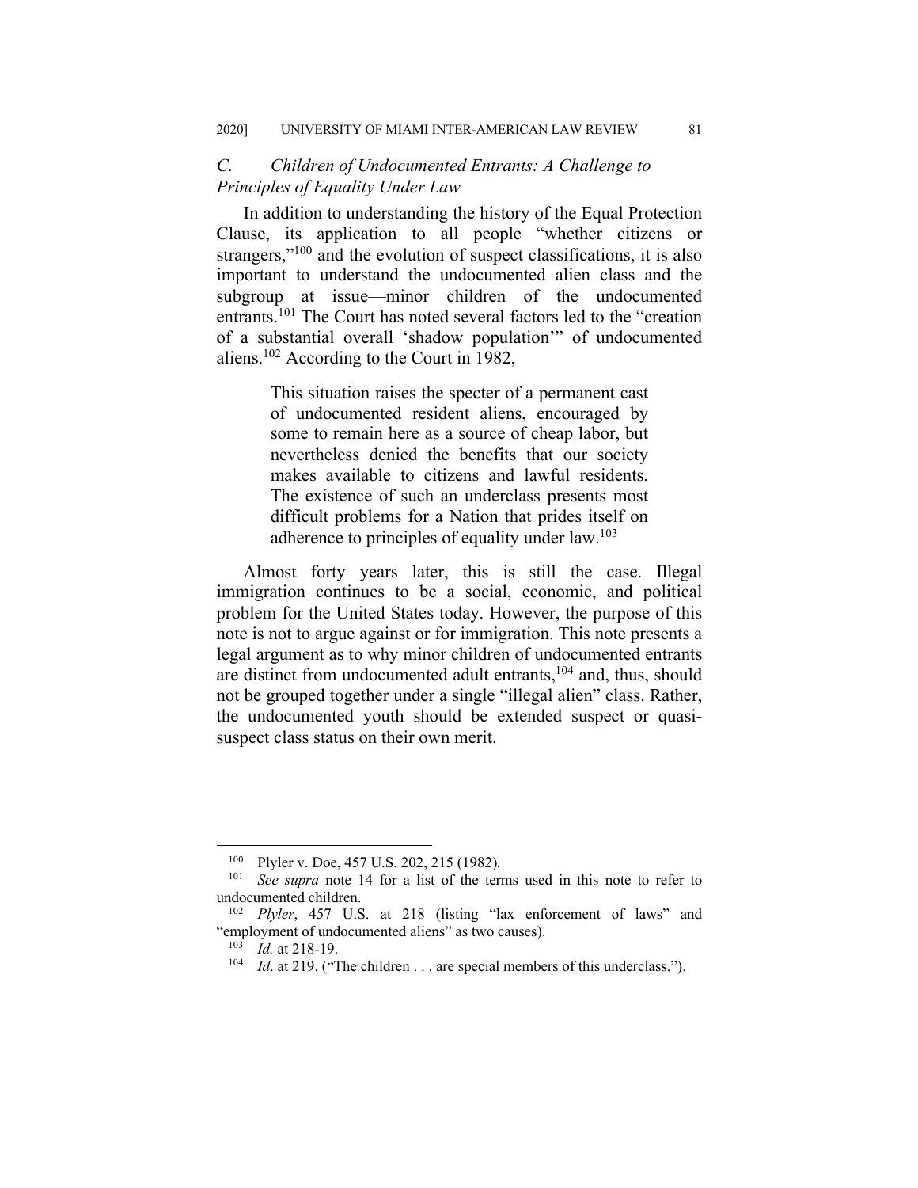### *C. Children of Undocumented Entrants: A Challenge to Principles of Equality Under Law*

In addition to understanding the history of the Equal Protection Clause, its application to all people "whether citizens or strangers,"[100] and the evolution of suspect classifications, it is also important to understand the undocumented alien class and the subgroup at issue—minor children of the undocumented entrants.[101] The Court has noted several factors led to the "creation of a substantial overall 'shadow population'" of undocumented aliens.[102] According to the Court in 1982,

> This situation raises the specter of a permanent cast of undocumented resident aliens, encouraged by some to remain here as a source of cheap labor, but nevertheless denied the benefits that our society makes available to citizens and lawful residents. The existence of such an underclass presents most difficult problems for a Nation that prides itself on adherence to principles of equality under law.[103]

Almost forty years later, this is still the case. Illegal immigration continues to be a social, economic, and political problem for the United States today. However, the purpose of this note is not to argue against or for immigration. This note presents a legal argument as to why minor children of undocumented entrants are distinct from undocumented adult entrants,[104] and, thus, should not be grouped together under a single "illegal alien" class. Rather, the undocumented youth should be extended suspect or quasi-suspect class status on their own merit.

---

[100] Plyler v. Doe, 457 U.S. 202, 215 (1982).

[101] *See supra* note 14 for a list of the terms used in this note to refer to undocumented children.

[102] *Plyler*, 457 U.S. at 218 (listing "lax enforcement of laws" and "employment of undocumented aliens" as two causes).

[103] *Id.* at 218-19.

[104] *Id*. at 219. ("The children . . . are special members of this underclass.").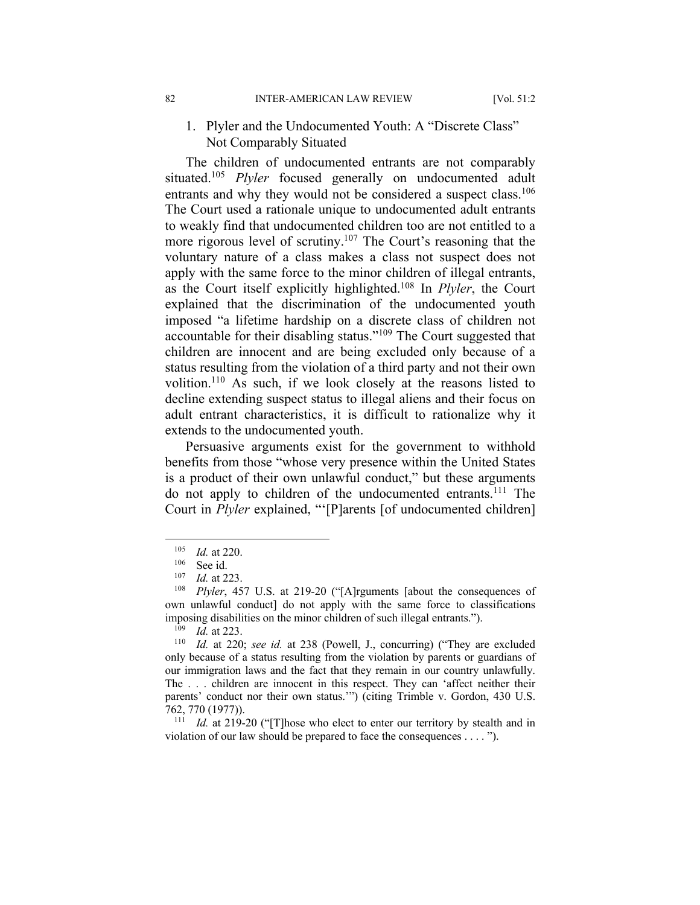### 1. Plyler and the Undocumented Youth: A "Discrete Class" Not Comparably Situated

The children of undocumented entrants are not comparably situated.[105] *Plyler* focused generally on undocumented adult entrants and why they would not be considered a suspect class.[106] The Court used a rationale unique to undocumented adult entrants to weakly find that undocumented children too are not entitled to a more rigorous level of scrutiny.[107] The Court's reasoning that the voluntary nature of a class makes a class not suspect does not apply with the same force to the minor children of illegal entrants, as the Court itself explicitly highlighted.[108] In *Plyler*, the Court explained that the discrimination of the undocumented youth imposed "a lifetime hardship on a discrete class of children not accountable for their disabling status."[109] The Court suggested that children are innocent and are being excluded only because of a status resulting from the violation of a third party and not their own volition.[110] As such, if we look closely at the reasons listed to decline extending suspect status to illegal aliens and their focus on adult entrant characteristics, it is difficult to rationalize why it extends to the undocumented youth.

Persuasive arguments exist for the government to withhold benefits from those "whose very presence within the United States is a product of their own unlawful conduct," but these arguments do not apply to children of the undocumented entrants.[111] The Court in *Plyler* explained, "'[P]arents [of undocumented children]

---

[105] *Id.* at 220.

[106] See id.

[107] *Id.* at 223.

[108] *Plyler*, 457 U.S. at 219-20 ("[A]rguments [about the consequences of own unlawful conduct] do not apply with the same force to classifications imposing disabilities on the minor children of such illegal entrants.").

[109] *Id.* at 223.

[110] *Id.* at 220; *see id.* at 238 (Powell, J., concurring) ("They are excluded only because of a status resulting from the violation by parents or guardians of our immigration laws and the fact that they remain in our country unlawfully. The . . . children are innocent in this respect. They can 'affect neither their parents' conduct nor their own status.'") (citing Trimble v. Gordon, 430 U.S. 762, 770 (1977)).

[111] *Id.* at 219-20 ("[T]hose who elect to enter our territory by stealth and in violation of our law should be prepared to face the consequences . . . . ").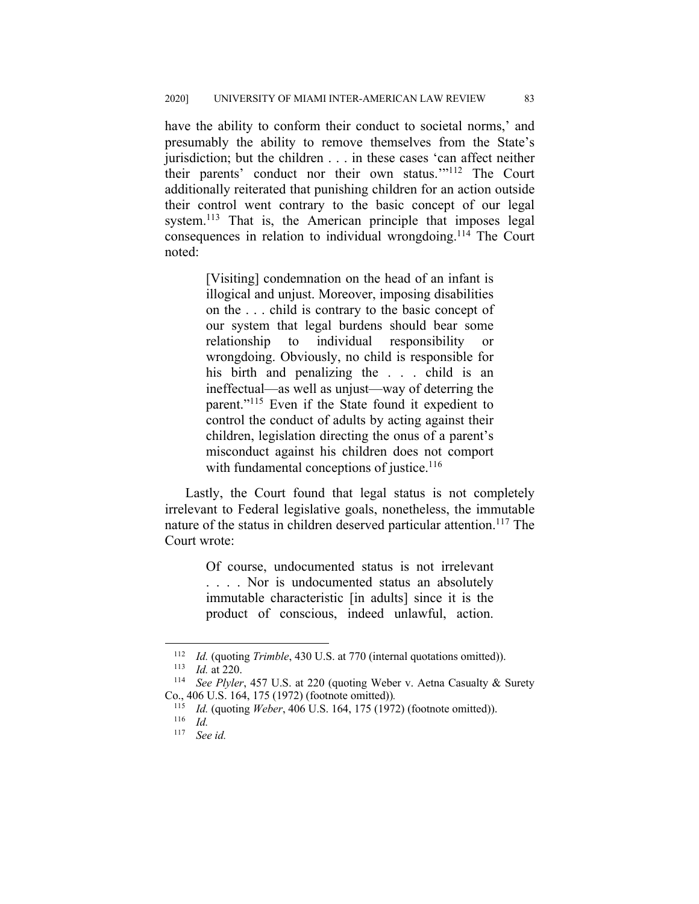have the ability to conform their conduct to societal norms,' and presumably the ability to remove themselves from the State's jurisdiction; but the children . . . in these cases 'can affect neither their parents' conduct nor their own status.'"[112] The Court additionally reiterated that punishing children for an action outside their control went contrary to the basic concept of our legal system.[113] That is, the American principle that imposes legal consequences in relation to individual wrongdoing.[114] The Court noted:

> [Visiting] condemnation on the head of an infant is illogical and unjust. Moreover, imposing disabilities on the . . . child is contrary to the basic concept of our system that legal burdens should bear some relationship to individual responsibility or wrongdoing. Obviously, no child is responsible for his birth and penalizing the . . . child is an ineffectual—as well as unjust—way of deterring the parent."[115] Even if the State found it expedient to control the conduct of adults by acting against their children, legislation directing the onus of a parent's misconduct against his children does not comport with fundamental conceptions of justice.[116]

Lastly, the Court found that legal status is not completely irrelevant to Federal legislative goals, nonetheless, the immutable nature of the status in children deserved particular attention.[117] The Court wrote:

> Of course, undocumented status is not irrelevant . . . . Nor is undocumented status an absolutely immutable characteristic [in adults] since it is the product of conscious, indeed unlawful, action.

---

[112] *Id.* (quoting *Trimble*, 430 U.S. at 770 (internal quotations omitted)).

[113] *Id.* at 220.

[114] *See Plyler*, 457 U.S. at 220 (quoting Weber v. Aetna Casualty & Surety Co., 406 U.S. 164, 175 (1972) (footnote omitted)).

[115] *Id.* (quoting *Weber*, 406 U.S. 164, 175 (1972) (footnote omitted)).

[116] *Id.*

[117] *See id.*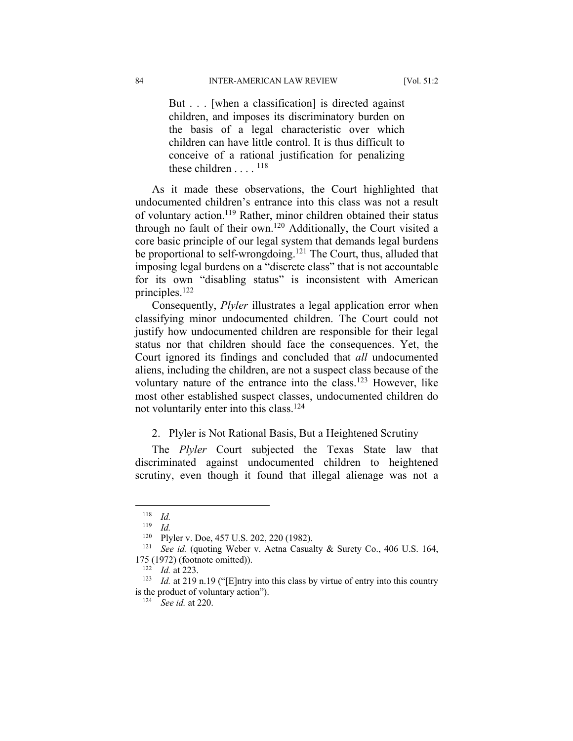> But . . . [when a classification] is directed against children, and imposes its discriminatory burden on the basis of a legal characteristic over which children can have little control. It is thus difficult to conceive of a rational justification for penalizing these children . . . . [118]

As it made these observations, the Court highlighted that undocumented children's entrance into this class was not a result of voluntary action.[119] Rather, minor children obtained their status through no fault of their own.[120] Additionally, the Court visited a core basic principle of our legal system that demands legal burdens be proportional to self-wrongdoing.[121] The Court, thus, alluded that imposing legal burdens on a "discrete class" that is not accountable for its own "disabling status" is inconsistent with American principles.[122]

Consequently, *Plyler* illustrates a legal application error when classifying minor undocumented children. The Court could not justify how undocumented children are responsible for their legal status nor that children should face the consequences. Yet, the Court ignored its findings and concluded that *all* undocumented aliens, including the children, are not a suspect class because of the voluntary nature of the entrance into the class.[123] However, like most other established suspect classes, undocumented children do not voluntarily enter into this class.[124]

### 2. Plyler is Not Rational Basis, But a Heightened Scrutiny

The *Plyler* Court subjected the Texas State law that discriminated against undocumented children to heightened scrutiny, even though it found that illegal alienage was not a

---

[118] *Id.*

[119] *Id.*

[120] Plyler v. Doe, 457 U.S. 202, 220 (1982).

[121] *See id.* (quoting Weber v. Aetna Casualty & Surety Co., 406 U.S. 164, 175 (1972) (footnote omitted)).

[122] *Id.* at 223.

[123] *Id.* at 219 n.19 ("[E]ntry into this class by virtue of entry into this country is the product of voluntary action").

[124] *See id.* at 220.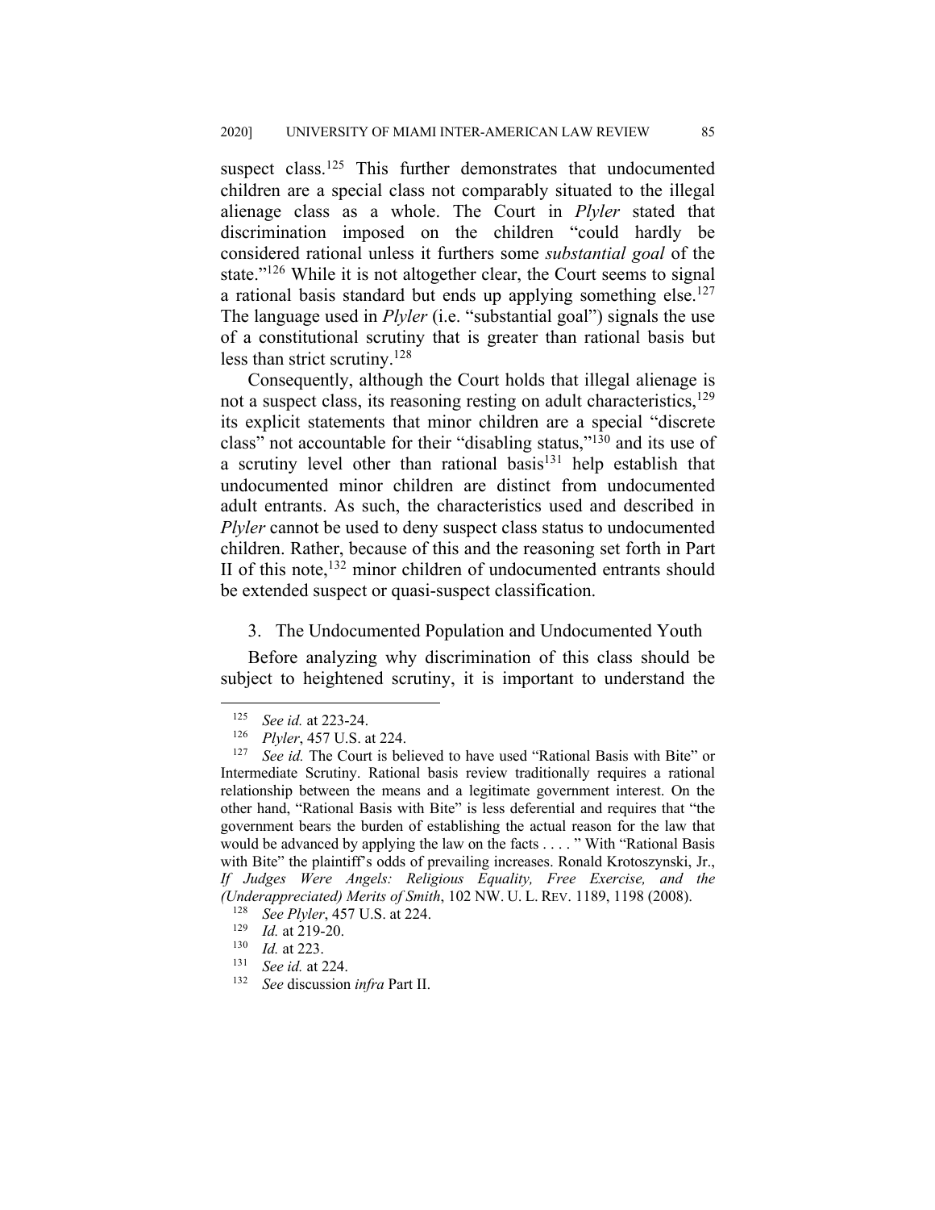suspect class.[125] This further demonstrates that undocumented children are a special class not comparably situated to the illegal alienage class as a whole. The Court in *Plyler* stated that discrimination imposed on the children "could hardly be considered rational unless it furthers some *substantial goal* of the state."[126] While it is not altogether clear, the Court seems to signal a rational basis standard but ends up applying something else.[127] The language used in *Plyler* (i.e. "substantial goal") signals the use of a constitutional scrutiny that is greater than rational basis but less than strict scrutiny.[128]

Consequently, although the Court holds that illegal alienage is not a suspect class, its reasoning resting on adult characteristics,[129] its explicit statements that minor children are a special "discrete class" not accountable for their "disabling status,"[130] and its use of a scrutiny level other than rational basis[131] help establish that undocumented minor children are distinct from undocumented adult entrants. As such, the characteristics used and described in *Plyler* cannot be used to deny suspect class status to undocumented children. Rather, because of this and the reasoning set forth in Part II of this note,[132] minor children of undocumented entrants should be extended suspect or quasi-suspect classification.

### 3. The Undocumented Population and Undocumented Youth

Before analyzing why discrimination of this class should be subject to heightened scrutiny, it is important to understand the

---

[125] *See id.* at 223-24.

[126] *Plyler*, 457 U.S. at 224.

[127] *See id.* The Court is believed to have used "Rational Basis with Bite" or Intermediate Scrutiny. Rational basis review traditionally requires a rational relationship between the means and a legitimate government interest. On the other hand, "Rational Basis with Bite" is less deferential and requires that "the government bears the burden of establishing the actual reason for the law that would be advanced by applying the law on the facts . . . . " With "Rational Basis with Bite" the plaintiff's odds of prevailing increases. Ronald Krotoszynski, Jr., *If Judges Were Angels: Religious Equality, Free Exercise, and the (Underappreciated) Merits of Smith*, 102 NW. U. L. REV. 1189, 1198 (2008).

[128] *See Plyler*, 457 U.S. at 224.

[129] *Id.* at 219-20.

[130] *Id.* at 223.

[131] *See id.* at 224.

[132] *See* discussion *infra* Part II.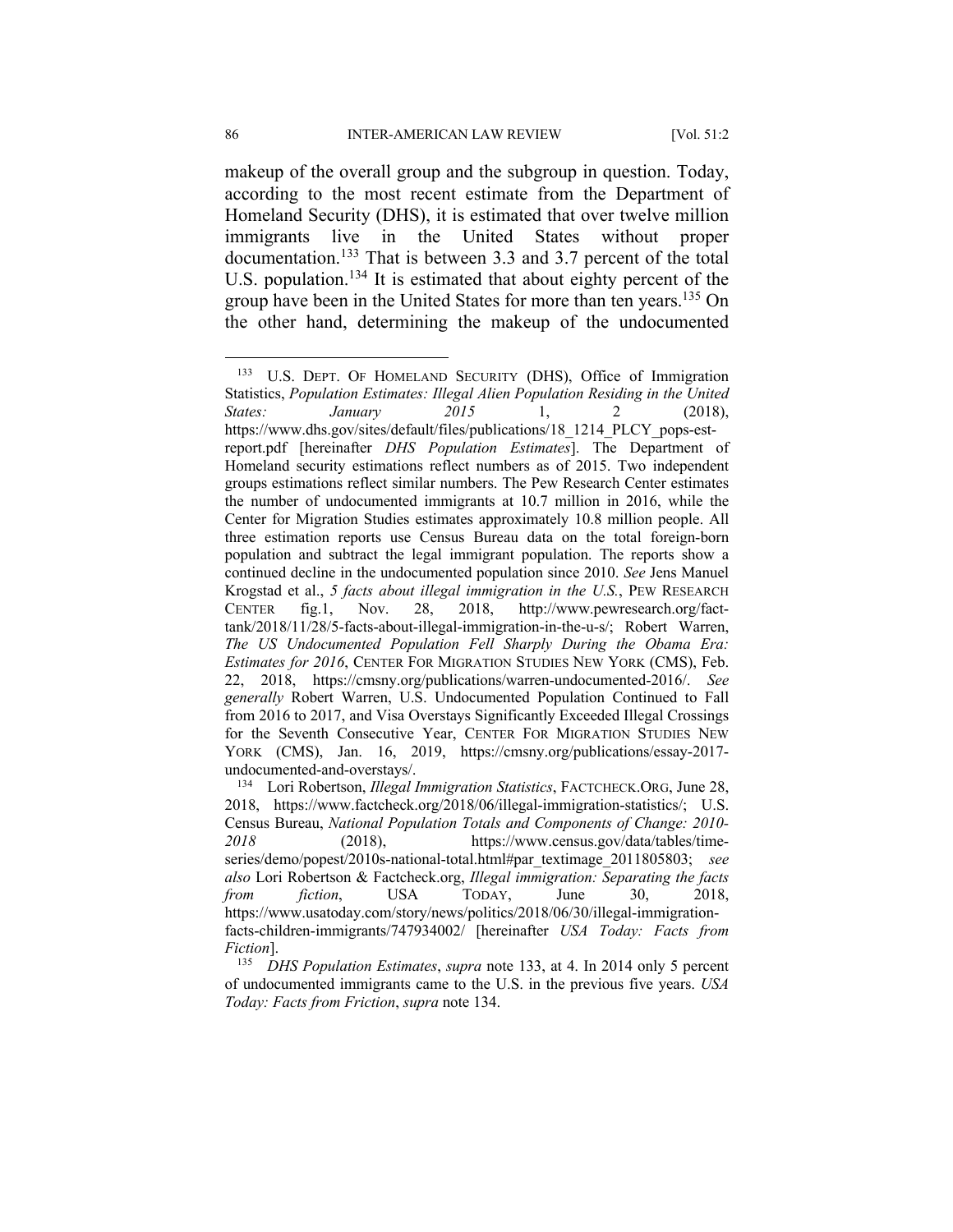makeup of the overall group and the subgroup in question. Today, according to the most recent estimate from the Department of Homeland Security (DHS), it is estimated that over twelve million immigrants live in the United States without proper documentation.[133] That is between 3.3 and 3.7 percent of the total U.S. population.[134] It is estimated that about eighty percent of the group have been in the United States for more than ten years.[135] On the other hand, determining the makeup of the undocumented

---

[133] U.S. DEPT. OF HOMELAND SECURITY (DHS), Office of Immigration Statistics, *Population Estimates: Illegal Alien Population Residing in the United States: January 2015* 1, 2 (2018), https://www.dhs.gov/sites/default/files/publications/18_1214_PLCY_pops-est-report.pdf [hereinafter *DHS Population Estimates*]. The Department of Homeland security estimations reflect numbers as of 2015. Two independent groups estimations reflect similar numbers. The Pew Research Center estimates the number of undocumented immigrants at 10.7 million in 2016, while the Center for Migration Studies estimates approximately 10.8 million people. All three estimation reports use Census Bureau data on the total foreign-born population and subtract the legal immigrant population. The reports show a continued decline in the undocumented population since 2010. *See* Jens Manuel Krogstad et al., *5 facts about illegal immigration in the U.S.*, PEW RESEARCH CENTER fig.1, Nov. 28, 2018, http://www.pewresearch.org/fact-tank/2018/11/28/5-facts-about-illegal-immigration-in-the-u-s/; Robert Warren, *The US Undocumented Population Fell Sharply During the Obama Era: Estimates for 2016*, CENTER FOR MIGRATION STUDIES NEW YORK (CMS), Feb. 22, 2018, https://cmsny.org/publications/warren-undocumented-2016/. *See generally* Robert Warren, U.S. Undocumented Population Continued to Fall from 2016 to 2017, and Visa Overstays Significantly Exceeded Illegal Crossings for the Seventh Consecutive Year, CENTER FOR MIGRATION STUDIES NEW YORK (CMS), Jan. 16, 2019, https://cmsny.org/publications/essay-2017-undocumented-and-overstays/.

[134] Lori Robertson, *Illegal Immigration Statistics*, FACTCHECK.ORG, June 28, 2018, https://www.factcheck.org/2018/06/illegal-immigration-statistics/; U.S. Census Bureau, *National Population Totals and Components of Change: 2010-2018* (2018), https://www.census.gov/data/tables/time-series/demo/popest/2010s-national-total.html#par_textimage_2011805803; *see also* Lori Robertson & Factcheck.org, *Illegal immigration: Separating the facts from fiction*, USA TODAY, June 30, 2018, https://www.usatoday.com/story/news/politics/2018/06/30/illegal-immigration-facts-children-immigrants/747934002/ [hereinafter *USA Today: Facts from Fiction*].

[135] *DHS Population Estimates*, *supra* note 133, at 4. In 2014 only 5 percent of undocumented immigrants came to the U.S. in the previous five years. *USA Today: Facts from Friction*, *supra* note 134.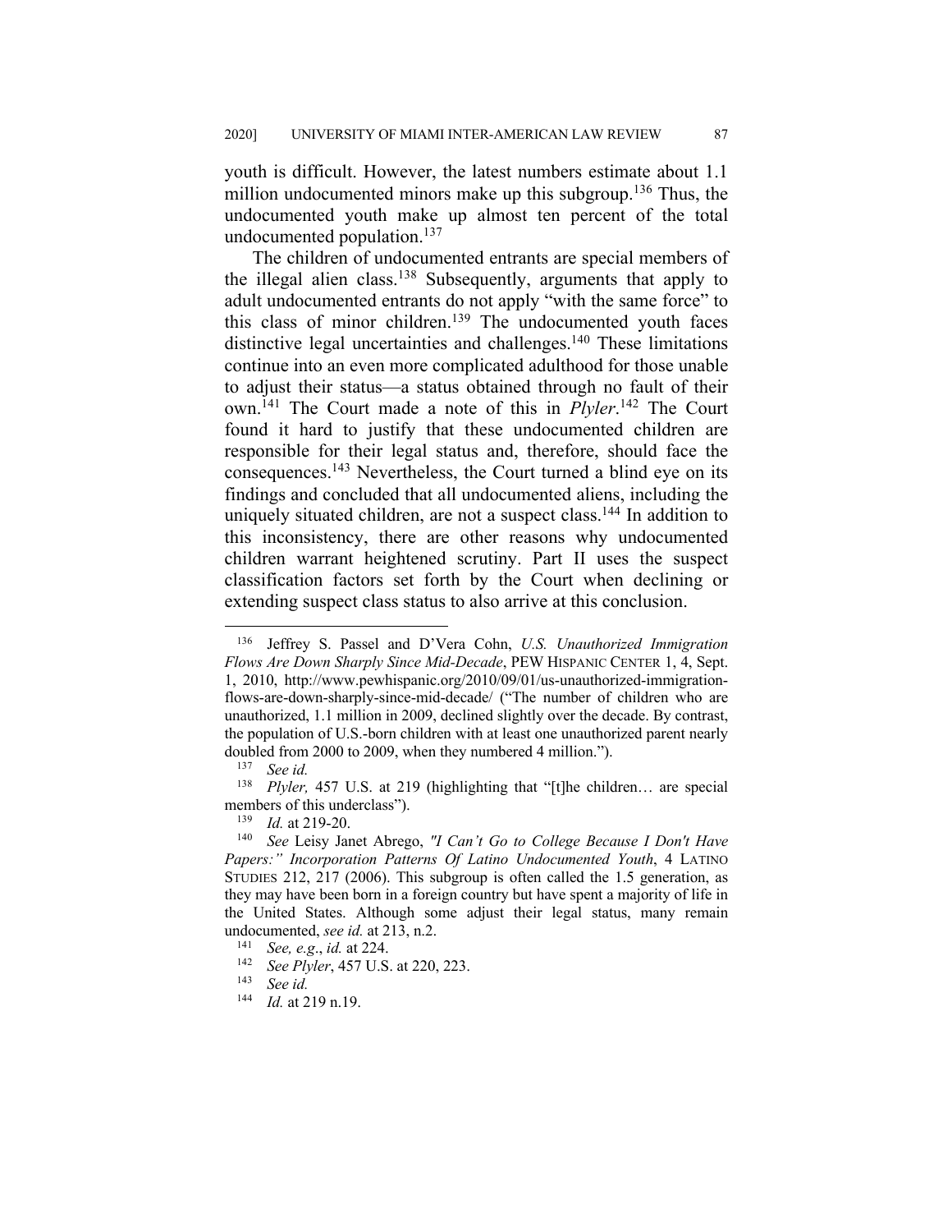youth is difficult. However, the latest numbers estimate about 1.1 million undocumented minors make up this subgroup.[136] Thus, the undocumented youth make up almost ten percent of the total undocumented population.[137]

The children of undocumented entrants are special members of the illegal alien class.[138] Subsequently, arguments that apply to adult undocumented entrants do not apply "with the same force" to this class of minor children.[139] The undocumented youth faces distinctive legal uncertainties and challenges.[140] These limitations continue into an even more complicated adulthood for those unable to adjust their status—a status obtained through no fault of their own.[141] The Court made a note of this in *Plyler*.[142] The Court found it hard to justify that these undocumented children are responsible for their legal status and, therefore, should face the consequences.[143] Nevertheless, the Court turned a blind eye on its findings and concluded that all undocumented aliens, including the uniquely situated children, are not a suspect class.[144] In addition to this inconsistency, there are other reasons why undocumented children warrant heightened scrutiny. Part II uses the suspect classification factors set forth by the Court when declining or extending suspect class status to also arrive at this conclusion.

---

[136] Jeffrey S. Passel and D'Vera Cohn, *U.S. Unauthorized Immigration Flows Are Down Sharply Since Mid-Decade*, PEW HISPANIC CENTER 1, 4, Sept. 1, 2010, http://www.pewhispanic.org/2010/09/01/us-unauthorized-immigration-flows-are-down-sharply-since-mid-decade/ ("The number of children who are unauthorized, 1.1 million in 2009, declined slightly over the decade. By contrast, the population of U.S.-born children with at least one unauthorized parent nearly doubled from 2000 to 2009, when they numbered 4 million.").

[137] *See id.*

[138] *Plyler,* 457 U.S. at 219 (highlighting that "[t]he children… are special members of this underclass").

[139] *Id.* at 219-20.

[140] *See* Leisy Janet Abrego, *"I Can't Go to College Because I Don't Have Papers:" Incorporation Patterns Of Latino Undocumented Youth*, 4 LATINO STUDIES 212, 217 (2006). This subgroup is often called the 1.5 generation, as they may have been born in a foreign country but have spent a majority of life in the United States. Although some adjust their legal status, many remain undocumented, *see id.* at 213, n.2.

[141] *See, e.g.*, *id.* at 224.

[142] *See Plyler*, 457 U.S. at 220, 223.

[143] *See id.*

[144] *Id.* at 219 n.19.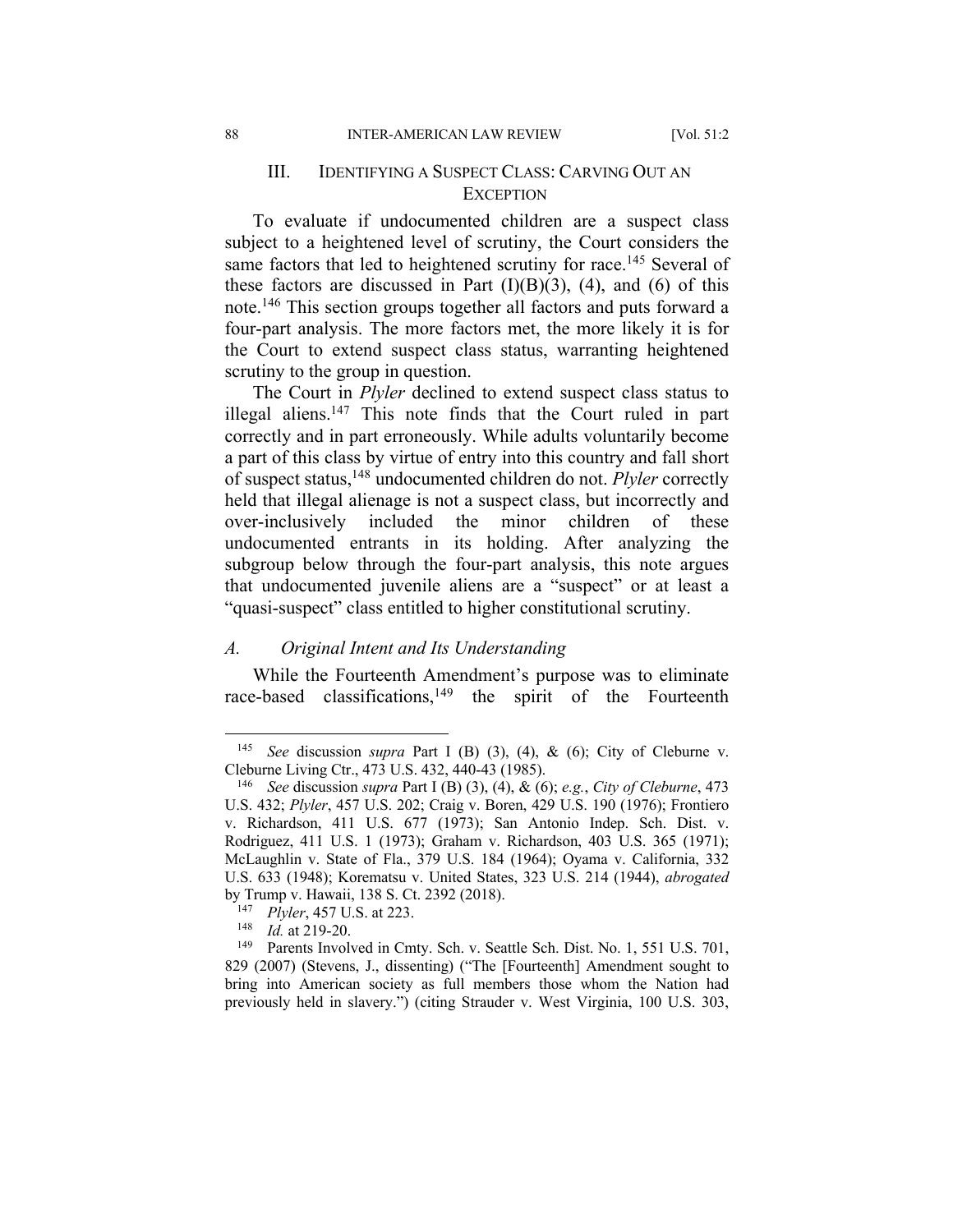## III. IDENTIFYING A SUSPECT CLASS: CARVING OUT AN EXCEPTION

To evaluate if undocumented children are a suspect class subject to a heightened level of scrutiny, the Court considers the same factors that led to heightened scrutiny for race.[145] Several of these factors are discussed in Part (I)(B)(3), (4), and (6) of this note.[146] This section groups together all factors and puts forward a four-part analysis. The more factors met, the more likely it is for the Court to extend suspect class status, warranting heightened scrutiny to the group in question.

The Court in *Plyler* declined to extend suspect class status to illegal aliens.[147] This note finds that the Court ruled in part correctly and in part erroneously. While adults voluntarily become a part of this class by virtue of entry into this country and fall short of suspect status,[148] undocumented children do not. *Plyler* correctly held that illegal alienage is not a suspect class, but incorrectly and over-inclusively included the minor children of these undocumented entrants in its holding. After analyzing the subgroup below through the four-part analysis, this note argues that undocumented juvenile aliens are a "suspect" or at least a "quasi-suspect" class entitled to higher constitutional scrutiny.

### *A. Original Intent and Its Understanding*

While the Fourteenth Amendment's purpose was to eliminate race-based classifications,[149] the spirit of the Fourteenth

---

[145] *See* discussion *supra* Part I (B) (3), (4), & (6); City of Cleburne v. Cleburne Living Ctr., 473 U.S. 432, 440-43 (1985).

[146] *See* discussion *supra* Part I (B) (3), (4), & (6); *e.g.*, *City of Cleburne*, 473 U.S. 432; *Plyler*, 457 U.S. 202; Craig v. Boren, 429 U.S. 190 (1976); Frontiero v. Richardson, 411 U.S. 677 (1973); San Antonio Indep. Sch. Dist. v. Rodriguez, 411 U.S. 1 (1973); Graham v. Richardson, 403 U.S. 365 (1971); McLaughlin v. State of Fla., 379 U.S. 184 (1964); Oyama v. California, 332 U.S. 633 (1948); Korematsu v. United States, 323 U.S. 214 (1944), *abrogated* by Trump v. Hawaii, 138 S. Ct. 2392 (2018).

[147] *Plyler*, 457 U.S. at 223.

[148] *Id.* at 219-20.

[149] Parents Involved in Cmty. Sch. v. Seattle Sch. Dist. No. 1, 551 U.S. 701, 829 (2007) (Stevens, J., dissenting) ("The [Fourteenth] Amendment sought to bring into American society as full members those whom the Nation had previously held in slavery.") (citing Strauder v. West Virginia, 100 U.S. 303,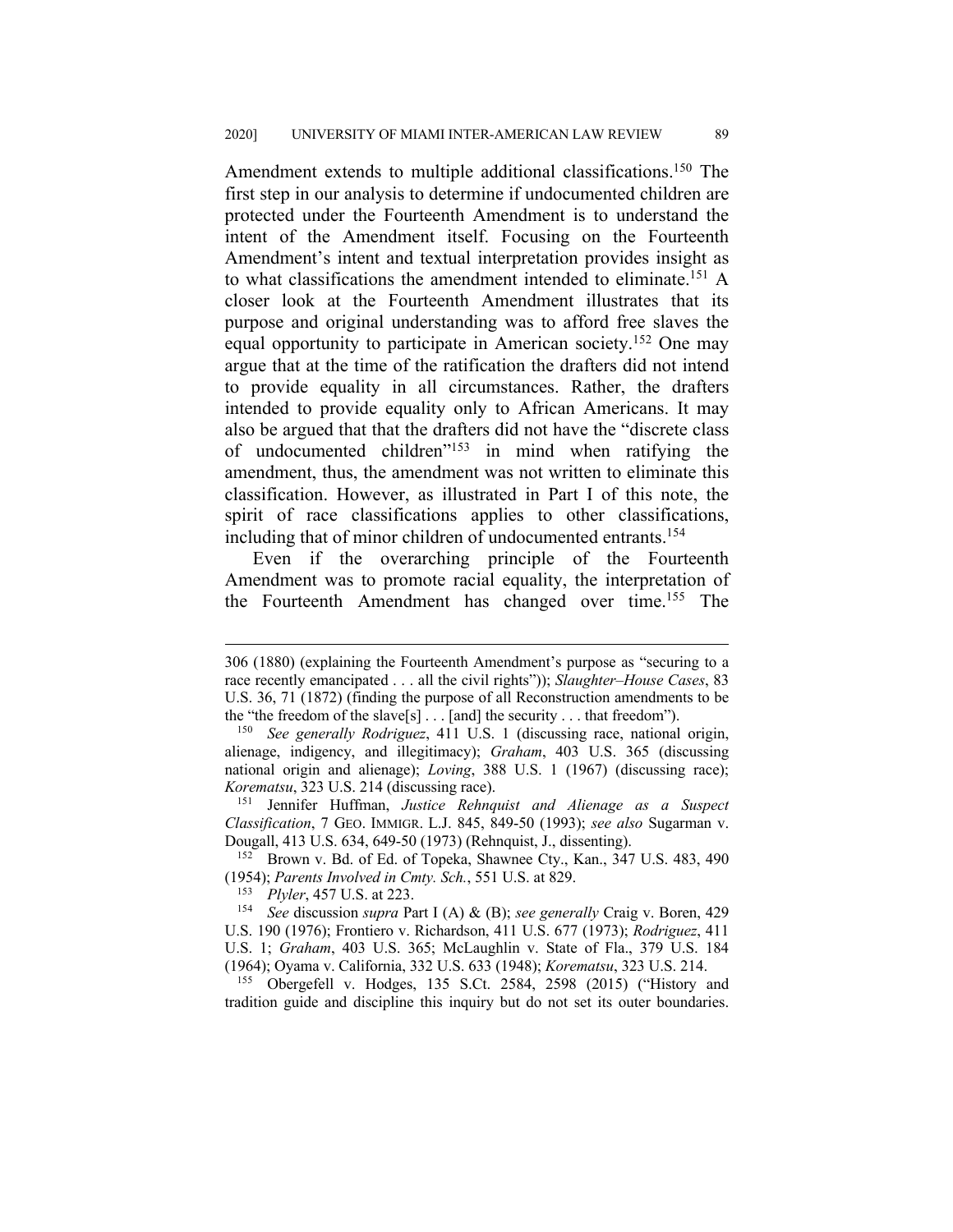Amendment extends to multiple additional classifications.[150] The first step in our analysis to determine if undocumented children are protected under the Fourteenth Amendment is to understand the intent of the Amendment itself. Focusing on the Fourteenth Amendment's intent and textual interpretation provides insight as to what classifications the amendment intended to eliminate.[151] A closer look at the Fourteenth Amendment illustrates that its purpose and original understanding was to afford free slaves the equal opportunity to participate in American society.[152] One may argue that at the time of the ratification the drafters did not intend to provide equality in all circumstances. Rather, the drafters intended to provide equality only to African Americans. It may also be argued that that the drafters did not have the "discrete class of undocumented children"[153] in mind when ratifying the amendment, thus, the amendment was not written to eliminate this classification. However, as illustrated in Part I of this note, the spirit of race classifications applies to other classifications, including that of minor children of undocumented entrants.[154]

Even if the overarching principle of the Fourteenth Amendment was to promote racial equality, the interpretation of the Fourteenth Amendment has changed over time.[155] The

---

306 (1880) (explaining the Fourteenth Amendment's purpose as "securing to a race recently emancipated . . . all the civil rights")); *Slaughter–House Cases*, 83 U.S. 36, 71 (1872) (finding the purpose of all Reconstruction amendments to be the "the freedom of the slave[s] . . . [and] the security . . . that freedom").

[150] *See generally Rodriguez*, 411 U.S. 1 (discussing race, national origin, alienage, indigency, and illegitimacy); *Graham*, 403 U.S. 365 (discussing national origin and alienage); *Loving*, 388 U.S. 1 (1967) (discussing race); *Korematsu*, 323 U.S. 214 (discussing race).

[151] Jennifer Huffman, *Justice Rehnquist and Alienage as a Suspect Classification*, 7 GEO. IMMIGR. L.J. 845, 849-50 (1993); *see also* Sugarman v. Dougall, 413 U.S. 634, 649-50 (1973) (Rehnquist, J., dissenting).

[152] Brown v. Bd. of Ed. of Topeka, Shawnee Cty., Kan., 347 U.S. 483, 490 (1954); *Parents Involved in Cmty. Sch.*, 551 U.S. at 829.

[153] *Plyler*, 457 U.S. at 223.

[154] *See* discussion *supra* Part I (A) & (B); *see generally* Craig v. Boren, 429 U.S. 190 (1976); Frontiero v. Richardson, 411 U.S. 677 (1973); *Rodriguez*, 411 U.S. 1; *Graham*, 403 U.S. 365; McLaughlin v. State of Fla., 379 U.S. 184 (1964); Oyama v. California, 332 U.S. 633 (1948); *Korematsu*, 323 U.S. 214.

[155] Obergefell v. Hodges, 135 S.Ct. 2584, 2598 (2015) ("History and tradition guide and discipline this inquiry but do not set its outer boundaries.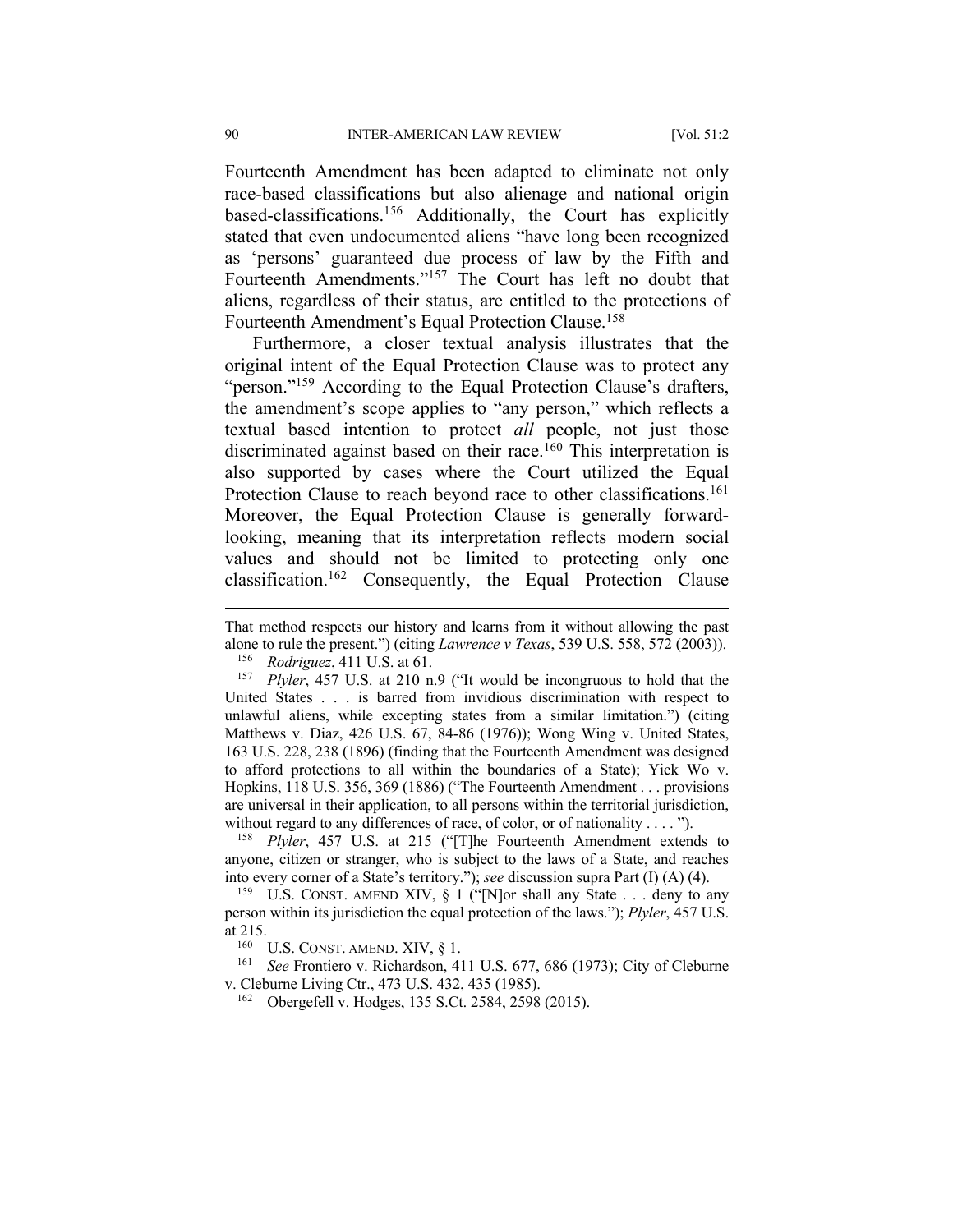Fourteenth Amendment has been adapted to eliminate not only race-based classifications but also alienage and national origin based-classifications.[156] Additionally, the Court has explicitly stated that even undocumented aliens "have long been recognized as 'persons' guaranteed due process of law by the Fifth and Fourteenth Amendments."[157] The Court has left no doubt that aliens, regardless of their status, are entitled to the protections of Fourteenth Amendment's Equal Protection Clause.[158]

Furthermore, a closer textual analysis illustrates that the original intent of the Equal Protection Clause was to protect any "person."[159] According to the Equal Protection Clause's drafters, the amendment's scope applies to "any person," which reflects a textual based intention to protect *all* people, not just those discriminated against based on their race.[160] This interpretation is also supported by cases where the Court utilized the Equal Protection Clause to reach beyond race to other classifications.[161] Moreover, the Equal Protection Clause is generally forward-looking, meaning that its interpretation reflects modern social values and should not be limited to protecting only one classification.[162] Consequently, the Equal Protection Clause

---

That method respects our history and learns from it without allowing the past alone to rule the present.") (citing *Lawrence v Texas*, 539 U.S. 558, 572 (2003)).

[156] *Rodriguez*, 411 U.S. at 61.

[157] *Plyler*, 457 U.S. at 210 n.9 ("It would be incongruous to hold that the United States . . . is barred from invidious discrimination with respect to unlawful aliens, while excepting states from a similar limitation.") (citing Matthews v. Diaz, 426 U.S. 67, 84-86 (1976)); Wong Wing v. United States, 163 U.S. 228, 238 (1896) (finding that the Fourteenth Amendment was designed to afford protections to all within the boundaries of a State); Yick Wo v. Hopkins, 118 U.S. 356, 369 (1886) ("The Fourteenth Amendment . . . provisions are universal in their application, to all persons within the territorial jurisdiction, without regard to any differences of race, of color, or of nationality . . . . ").

[158] *Plyler*, 457 U.S. at 215 ("[T]he Fourteenth Amendment extends to anyone, citizen or stranger, who is subject to the laws of a State, and reaches into every corner of a State's territory."); *see* discussion supra Part (I) (A) (4).

[159] U.S. CONST. AMEND XIV, § 1 ("[N]or shall any State . . . deny to any person within its jurisdiction the equal protection of the laws."); *Plyler*, 457 U.S. at 215.

[160] U.S. CONST. AMEND. XIV, § 1.

[161] *See* Frontiero v. Richardson, 411 U.S. 677, 686 (1973); City of Cleburne v. Cleburne Living Ctr., 473 U.S. 432, 435 (1985).

[162] Obergefell v. Hodges, 135 S.Ct. 2584, 2598 (2015).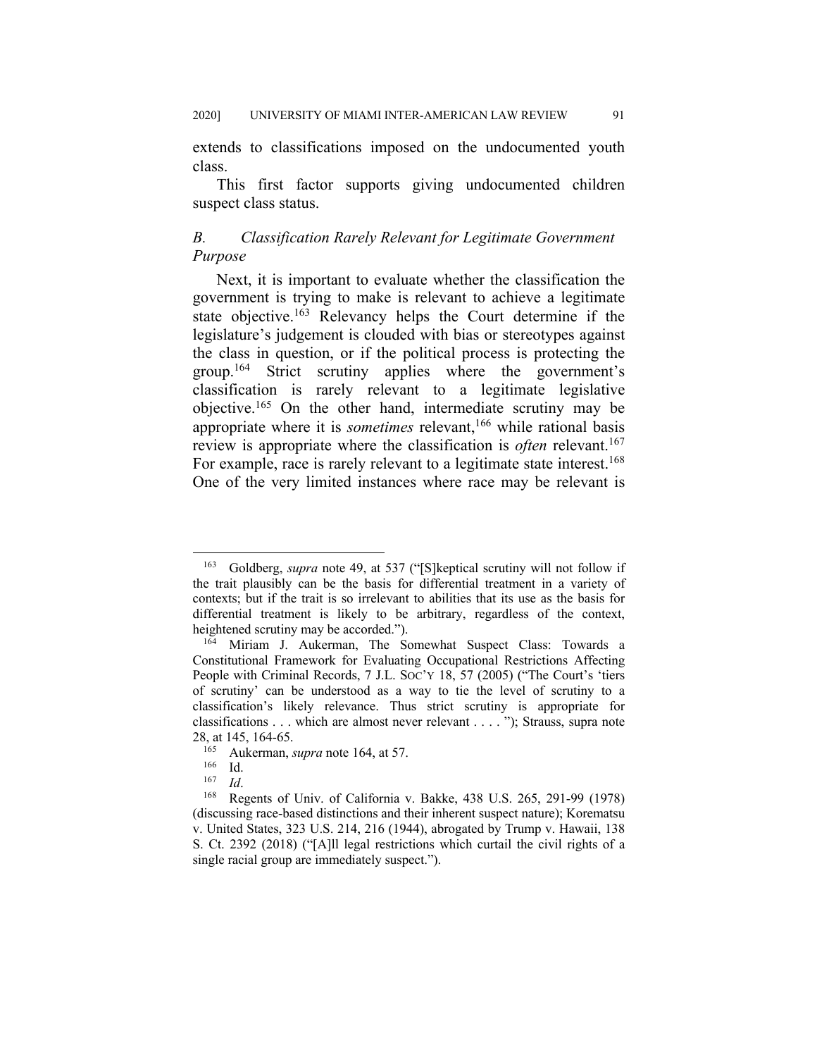extends to classifications imposed on the undocumented youth class.

This first factor supports giving undocumented children suspect class status.

### *B. Classification Rarely Relevant for Legitimate Government Purpose*

Next, it is important to evaluate whether the classification the government is trying to make is relevant to achieve a legitimate state objective.[163] Relevancy helps the Court determine if the legislature's judgement is clouded with bias or stereotypes against the class in question, or if the political process is protecting the group.[164] Strict scrutiny applies where the government's classification is rarely relevant to a legitimate legislative objective.[165] On the other hand, intermediate scrutiny may be appropriate where it is *sometimes* relevant,[166] while rational basis review is appropriate where the classification is *often* relevant.[167] For example, race is rarely relevant to a legitimate state interest.[168] One of the very limited instances where race may be relevant is

---

[163] Goldberg, *supra* note 49, at 537 ("[S]keptical scrutiny will not follow if the trait plausibly can be the basis for differential treatment in a variety of contexts; but if the trait is so irrelevant to abilities that its use as the basis for differential treatment is likely to be arbitrary, regardless of the context, heightened scrutiny may be accorded.").

[164] Miriam J. Aukerman, The Somewhat Suspect Class: Towards a Constitutional Framework for Evaluating Occupational Restrictions Affecting People with Criminal Records, 7 J.L. SOC'Y 18, 57 (2005) ("The Court's 'tiers of scrutiny' can be understood as a way to tie the level of scrutiny to a classification's likely relevance. Thus strict scrutiny is appropriate for classifications . . . which are almost never relevant . . . . "); Strauss, supra note 28, at 145, 164-65.

[165] Aukerman, *supra* note 164, at 57.

[166] Id.

[167] *Id*.

[168] Regents of Univ. of California v. Bakke, 438 U.S. 265, 291-99 (1978) (discussing race-based distinctions and their inherent suspect nature); Korematsu v. United States, 323 U.S. 214, 216 (1944), abrogated by Trump v. Hawaii, 138 S. Ct. 2392 (2018) ("[A]ll legal restrictions which curtail the civil rights of a single racial group are immediately suspect.").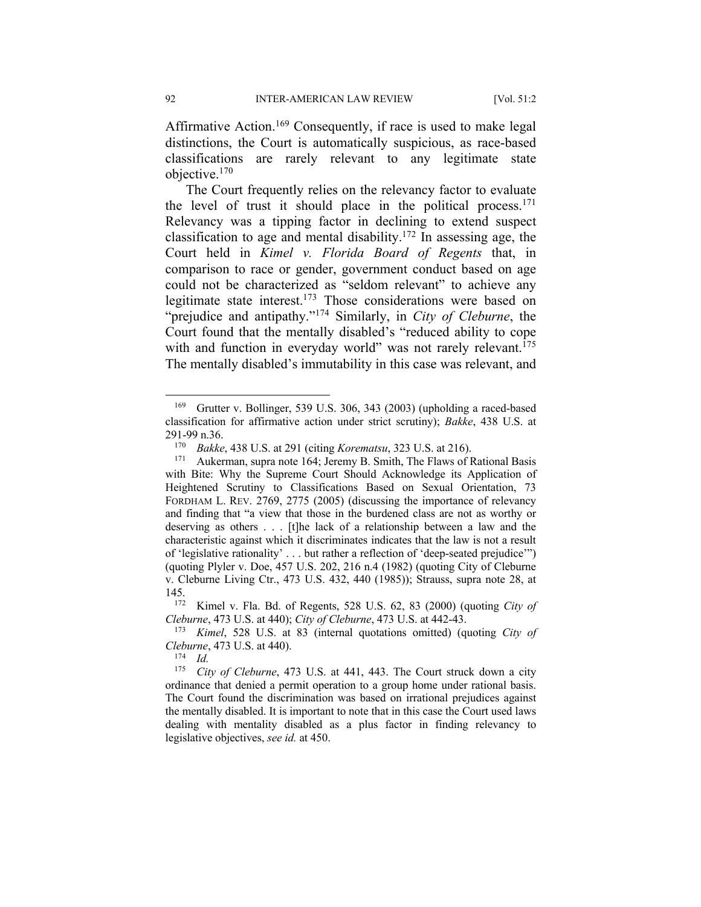Affirmative Action.[169] Consequently, if race is used to make legal distinctions, the Court is automatically suspicious, as race-based classifications are rarely relevant to any legitimate state objective.[170]

The Court frequently relies on the relevancy factor to evaluate the level of trust it should place in the political process.[171] Relevancy was a tipping factor in declining to extend suspect classification to age and mental disability.[172] In assessing age, the Court held in *Kimel v. Florida Board of Regents* that, in comparison to race or gender, government conduct based on age could not be characterized as "seldom relevant" to achieve any legitimate state interest.[173] Those considerations were based on "prejudice and antipathy."[174] Similarly, in *City of Cleburne*, the Court found that the mentally disabled's "reduced ability to cope with and function in everyday world" was not rarely relevant.[175] The mentally disabled's immutability in this case was relevant, and

---

[169] Grutter v. Bollinger, 539 U.S. 306, 343 (2003) (upholding a raced-based classification for affirmative action under strict scrutiny); *Bakke*, 438 U.S. at 291-99 n.36.

[170] *Bakke*, 438 U.S. at 291 (citing *Korematsu*, 323 U.S. at 216).

[171] Aukerman, supra note 164; Jeremy B. Smith, The Flaws of Rational Basis with Bite: Why the Supreme Court Should Acknowledge its Application of Heightened Scrutiny to Classifications Based on Sexual Orientation, 73 FORDHAM L. REV. 2769, 2775 (2005) (discussing the importance of relevancy and finding that "a view that those in the burdened class are not as worthy or deserving as others . . . [t]he lack of a relationship between a law and the characteristic against which it discriminates indicates that the law is not a result of 'legislative rationality' . . . but rather a reflection of 'deep-seated prejudice'") (quoting Plyler v. Doe, 457 U.S. 202, 216 n.4 (1982) (quoting City of Cleburne v. Cleburne Living Ctr., 473 U.S. 432, 440 (1985)); Strauss, supra note 28, at 145.

[172] Kimel v. Fla. Bd. of Regents, 528 U.S. 62, 83 (2000) (quoting *City of Cleburne*, 473 U.S. at 440); *City of Cleburne*, 473 U.S. at 442-43.

[173] *Kimel*, 528 U.S. at 83 (internal quotations omitted) (quoting *City of Cleburne*, 473 U.S. at 440).

[174] *Id.*

[175] *City of Cleburne*, 473 U.S. at 441, 443. The Court struck down a city ordinance that denied a permit operation to a group home under rational basis. The Court found the discrimination was based on irrational prejudices against the mentally disabled. It is important to note that in this case the Court used laws dealing with mentality disabled as a plus factor in finding relevancy to legislative objectives, *see id.* at 450.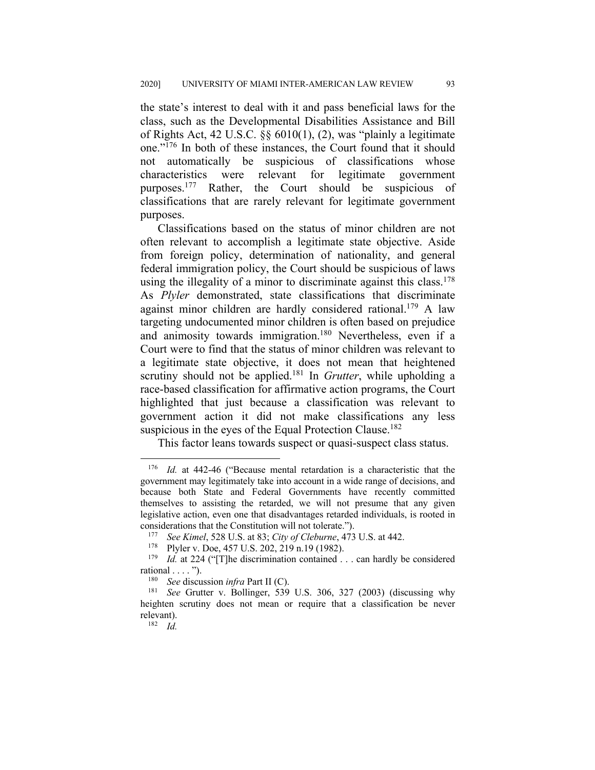the state's interest to deal with it and pass beneficial laws for the class, such as the Developmental Disabilities Assistance and Bill of Rights Act, 42 U.S.C. §§ 6010(1), (2), was "plainly a legitimate one."[176] In both of these instances, the Court found that it should not automatically be suspicious of classifications whose characteristics were relevant for legitimate government purposes.[177] Rather, the Court should be suspicious of classifications that are rarely relevant for legitimate government purposes.

Classifications based on the status of minor children are not often relevant to accomplish a legitimate state objective. Aside from foreign policy, determination of nationality, and general federal immigration policy, the Court should be suspicious of laws using the illegality of a minor to discriminate against this class.[178] As *Plyler* demonstrated, state classifications that discriminate against minor children are hardly considered rational.[179] A law targeting undocumented minor children is often based on prejudice and animosity towards immigration.[180] Nevertheless, even if a Court were to find that the status of minor children was relevant to a legitimate state objective, it does not mean that heightened scrutiny should not be applied.[181] In *Grutter*, while upholding a race-based classification for affirmative action programs, the Court highlighted that just because a classification was relevant to government action it did not make classifications any less suspicious in the eyes of the Equal Protection Clause.[182]

This factor leans towards suspect or quasi-suspect class status.

---

[176] *Id.* at 442-46 ("Because mental retardation is a characteristic that the government may legitimately take into account in a wide range of decisions, and because both State and Federal Governments have recently committed themselves to assisting the retarded, we will not presume that any given legislative action, even one that disadvantages retarded individuals, is rooted in considerations that the Constitution will not tolerate.").

[177] *See Kimel*, 528 U.S. at 83; *City of Cleburne*, 473 U.S. at 442.

[178] Plyler v. Doe, 457 U.S. 202, 219 n.19 (1982).

[179] *Id.* at 224 ("[T]he discrimination contained . . . can hardly be considered rational . . . . ").

[180] *See* discussion *infra* Part II (C).

[181] *See* Grutter v. Bollinger, 539 U.S. 306, 327 (2003) (discussing why heighten scrutiny does not mean or require that a classification be never relevant).

[182] *Id.*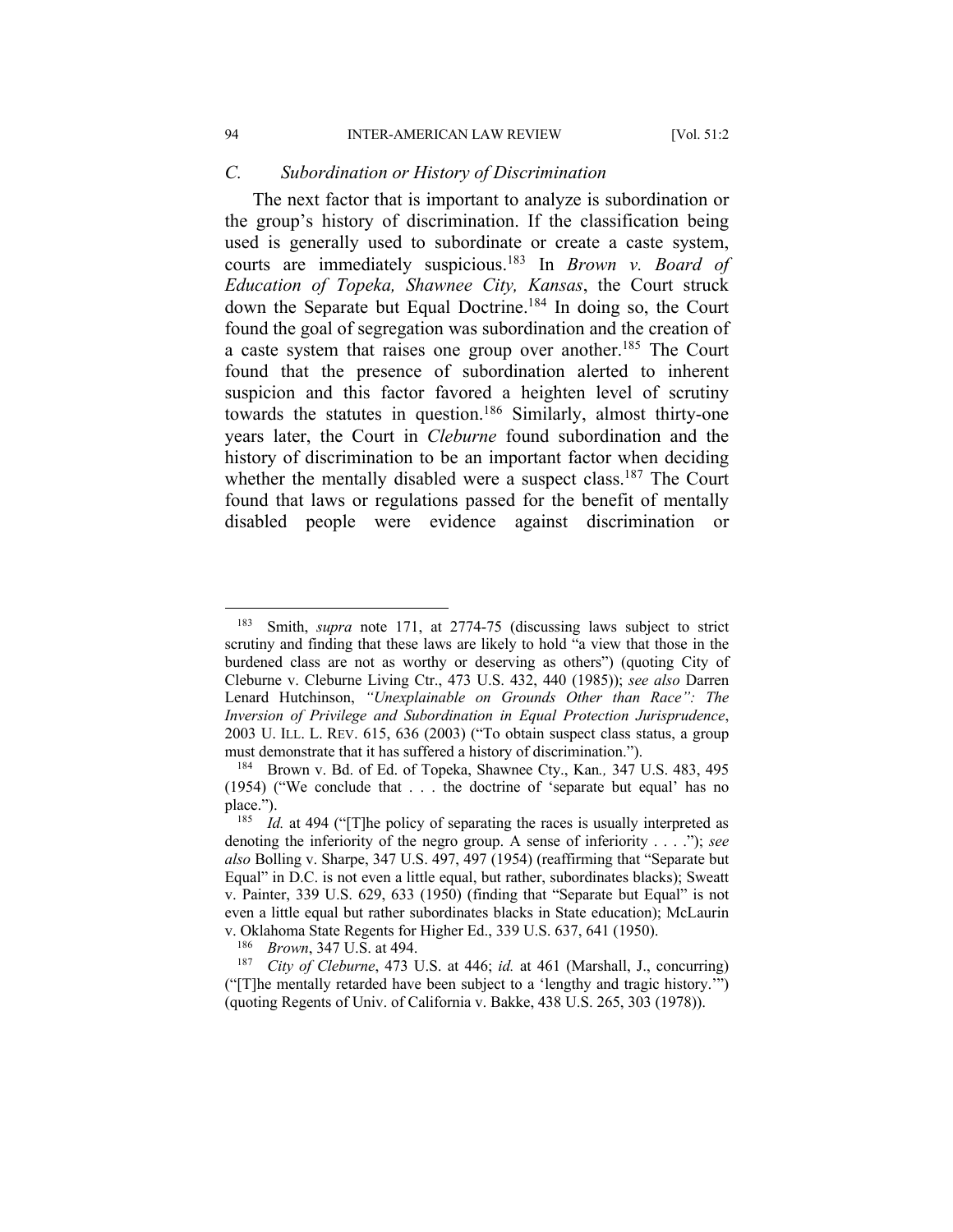### C. Subordination or History of Discrimination

The next factor that is important to analyze is subordination or the group's history of discrimination. If the classification being used is generally used to subordinate or create a caste system, courts are immediately suspicious.[183] In *Brown v. Board of Education of Topeka, Shawnee City, Kansas*, the Court struck down the Separate but Equal Doctrine.[184] In doing so, the Court found the goal of segregation was subordination and the creation of a caste system that raises one group over another.[185] The Court found that the presence of subordination alerted to inherent suspicion and this factor favored a heighten level of scrutiny towards the statutes in question.[186] Similarly, almost thirty-one years later, the Court in *Cleburne* found subordination and the history of discrimination to be an important factor when deciding whether the mentally disabled were a suspect class.[187] The Court found that laws or regulations passed for the benefit of mentally disabled people were evidence against discrimination or

---

[183] Smith, *supra* note 171, at 2774-75 (discussing laws subject to strict scrutiny and finding that these laws are likely to hold "a view that those in the burdened class are not as worthy or deserving as others") (quoting City of Cleburne v. Cleburne Living Ctr., 473 U.S. 432, 440 (1985)); *see also* Darren Lenard Hutchinson, *"Unexplainable on Grounds Other than Race": The Inversion of Privilege and Subordination in Equal Protection Jurisprudence*, 2003 U. ILL. L. REV. 615, 636 (2003) ("To obtain suspect class status, a group must demonstrate that it has suffered a history of discrimination.").

[184] Brown v. Bd. of Ed. of Topeka, Shawnee Cty., Kan*.,* 347 U.S. 483, 495 (1954) ("We conclude that . . . the doctrine of 'separate but equal' has no place.").

[185] *Id.* at 494 ("[T]he policy of separating the races is usually interpreted as denoting the inferiority of the negro group. A sense of inferiority . . . ."); *see also* Bolling v. Sharpe, 347 U.S. 497, 497 (1954) (reaffirming that "Separate but Equal" in D.C. is not even a little equal, but rather, subordinates blacks); Sweatt v. Painter, 339 U.S. 629, 633 (1950) (finding that "Separate but Equal" is not even a little equal but rather subordinates blacks in State education); McLaurin v. Oklahoma State Regents for Higher Ed., 339 U.S. 637, 641 (1950).

[186] *Brown*, 347 U.S. at 494.

[187] *City of Cleburne*, 473 U.S. at 446; *id.* at 461 (Marshall, J., concurring) ("[T]he mentally retarded have been subject to a 'lengthy and tragic history.'") (quoting Regents of Univ. of California v. Bakke, 438 U.S. 265, 303 (1978)).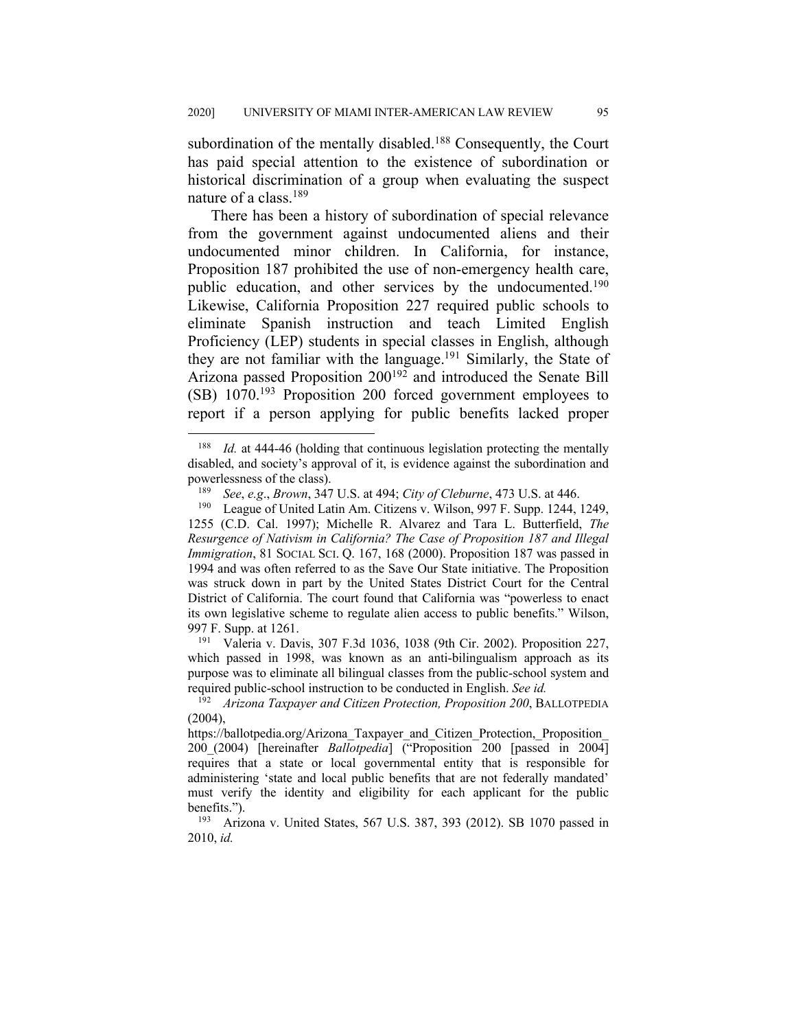subordination of the mentally disabled.[188] Consequently, the Court has paid special attention to the existence of subordination or historical discrimination of a group when evaluating the suspect nature of a class.[189]

There has been a history of subordination of special relevance from the government against undocumented aliens and their undocumented minor children. In California, for instance, Proposition 187 prohibited the use of non-emergency health care, public education, and other services by the undocumented.[190] Likewise, California Proposition 227 required public schools to eliminate Spanish instruction and teach Limited English Proficiency (LEP) students in special classes in English, although they are not familiar with the language.[191] Similarly, the State of Arizona passed Proposition 200[192] and introduced the Senate Bill (SB) 1070.[193] Proposition 200 forced government employees to report if a person applying for public benefits lacked proper

---

[188] *Id.* at 444-46 (holding that continuous legislation protecting the mentally disabled, and society's approval of it, is evidence against the subordination and powerlessness of the class).

[189] *See*, *e.g.*, *Brown*, 347 U.S. at 494; *City of Cleburne*, 473 U.S. at 446.

[190] League of United Latin Am. Citizens v. Wilson, 997 F. Supp. 1244, 1249, 1255 (C.D. Cal. 1997); Michelle R. Alvarez and Tara L. Butterfield, *The Resurgence of Nativism in California? The Case of Proposition 187 and Illegal Immigration*, 81 SOCIAL SCI. Q. 167, 168 (2000). Proposition 187 was passed in 1994 and was often referred to as the Save Our State initiative. The Proposition was struck down in part by the United States District Court for the Central District of California. The court found that California was "powerless to enact its own legislative scheme to regulate alien access to public benefits." Wilson, 997 F. Supp. at 1261.

[191] Valeria v. Davis, 307 F.3d 1036, 1038 (9th Cir. 2002). Proposition 227, which passed in 1998, was known as an anti-bilingualism approach as its purpose was to eliminate all bilingual classes from the public-school system and required public-school instruction to be conducted in English. *See id.*

[192] *Arizona Taxpayer and Citizen Protection, Proposition 200*, BALLOTPEDIA (2004), https://ballotpedia.org/Arizona_Taxpayer_and_Citizen_Protection,_Proposition_200_(2004) [hereinafter *Ballotpedia*] ("Proposition 200 [passed in 2004] requires that a state or local governmental entity that is responsible for administering 'state and local public benefits that are not federally mandated' must verify the identity and eligibility for each applicant for the public benefits.").

[193] Arizona v. United States, 567 U.S. 387, 393 (2012). SB 1070 passed in 2010, *id.*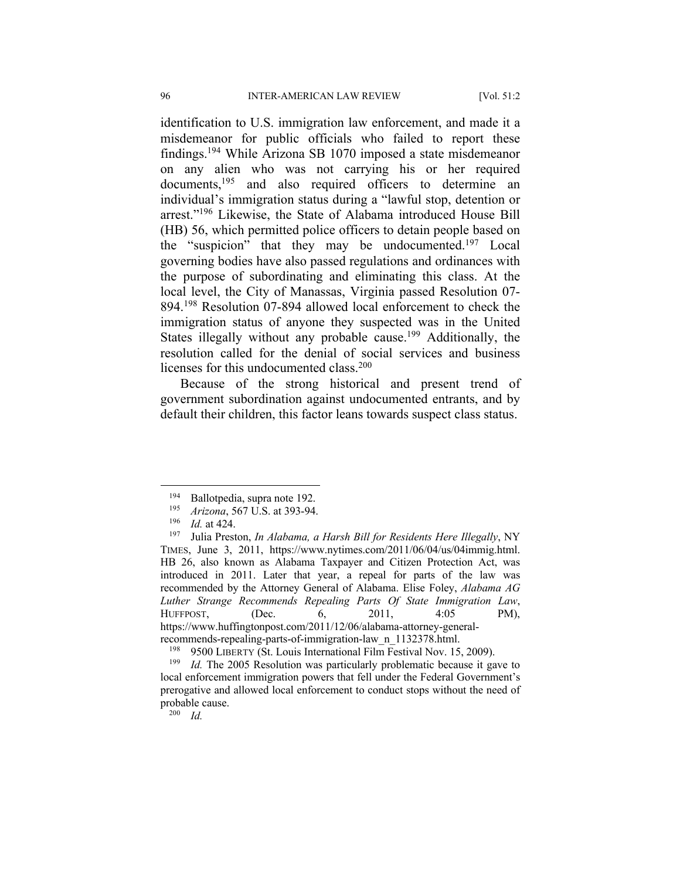identification to U.S. immigration law enforcement, and made it a misdemeanor for public officials who failed to report these findings.[194] While Arizona SB 1070 imposed a state misdemeanor on any alien who was not carrying his or her required documents,[195] and also required officers to determine an individual's immigration status during a "lawful stop, detention or arrest."[196] Likewise, the State of Alabama introduced House Bill (HB) 56, which permitted police officers to detain people based on the "suspicion" that they may be undocumented.[197] Local governing bodies have also passed regulations and ordinances with the purpose of subordinating and eliminating this class. At the local level, the City of Manassas, Virginia passed Resolution 07-894.[198] Resolution 07-894 allowed local enforcement to check the immigration status of anyone they suspected was in the United States illegally without any probable cause.[199] Additionally, the resolution called for the denial of social services and business licenses for this undocumented class.[200]

Because of the strong historical and present trend of government subordination against undocumented entrants, and by default their children, this factor leans towards suspect class status.

---

[194] Ballotpedia, supra note 192.

[195] *Arizona*, 567 U.S. at 393-94.

[196] *Id.* at 424.

[197] Julia Preston, *In Alabama, a Harsh Bill for Residents Here Illegally*, NY TIMES, June 3, 2011, https://www.nytimes.com/2011/06/04/us/04immig.html. HB 26, also known as Alabama Taxpayer and Citizen Protection Act, was introduced in 2011. Later that year, a repeal for parts of the law was recommended by the Attorney General of Alabama. Elise Foley, *Alabama AG Luther Strange Recommends Repealing Parts Of State Immigration Law*, HUFFPOST, (Dec. 6, 2011, 4:05 PM), https://www.huffingtonpost.com/2011/12/06/alabama-attorney-general-recommends-repealing-parts-of-immigration-law_n_1132378.html.

[198] 9500 LIBERTY (St. Louis International Film Festival Nov. 15, 2009).

[199] *Id.* The 2005 Resolution was particularly problematic because it gave to local enforcement immigration powers that fell under the Federal Government's prerogative and allowed local enforcement to conduct stops without the need of probable cause.

[200] *Id.*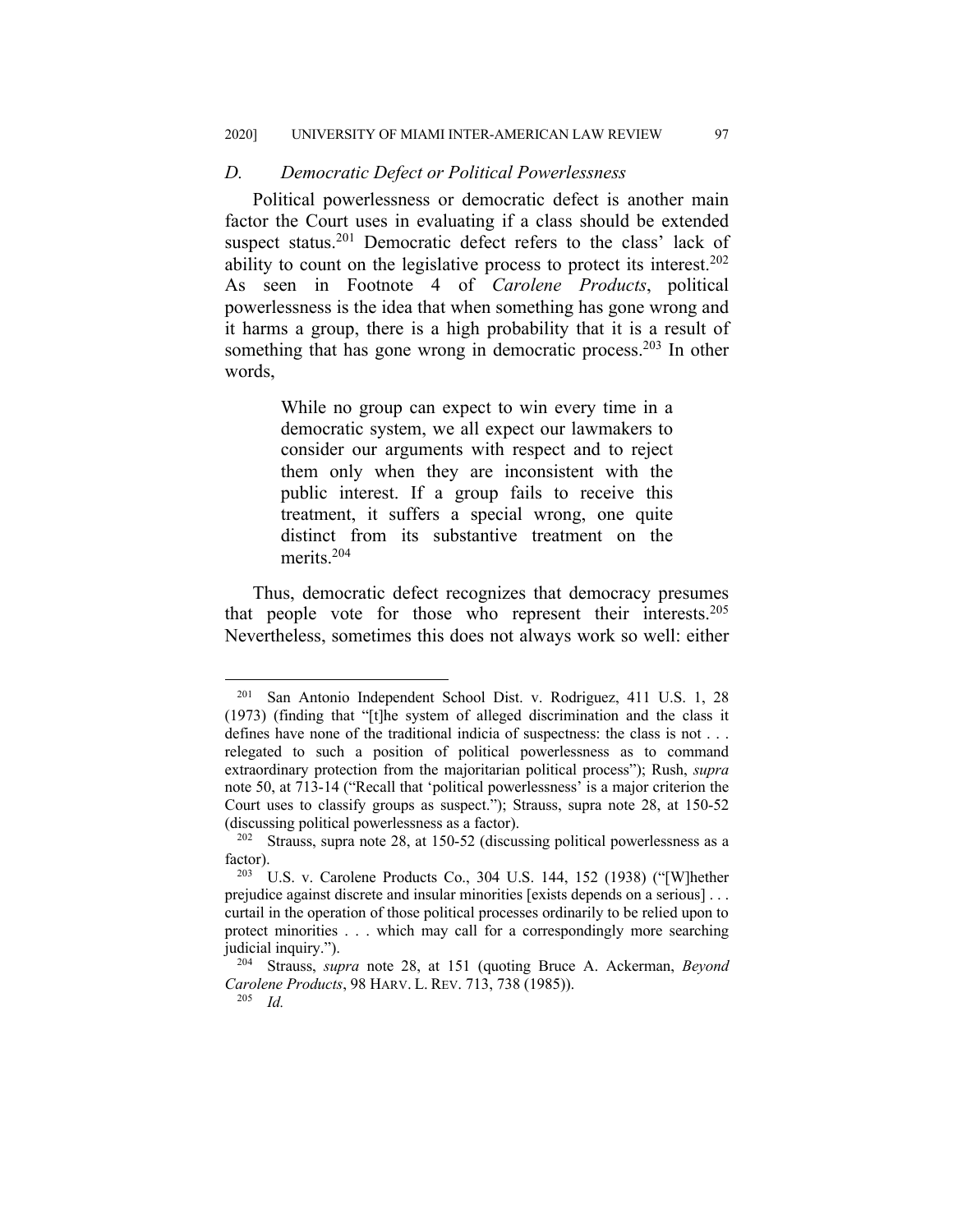### *D. Democratic Defect or Political Powerlessness*

Political powerlessness or democratic defect is another main factor the Court uses in evaluating if a class should be extended suspect status.[201] Democratic defect refers to the class' lack of ability to count on the legislative process to protect its interest.[202] As seen in Footnote 4 of *Carolene Products*, political powerlessness is the idea that when something has gone wrong and it harms a group, there is a high probability that it is a result of something that has gone wrong in democratic process.[203] In other words,

> While no group can expect to win every time in a democratic system, we all expect our lawmakers to consider our arguments with respect and to reject them only when they are inconsistent with the public interest. If a group fails to receive this treatment, it suffers a special wrong, one quite distinct from its substantive treatment on the merits.[204]

Thus, democratic defect recognizes that democracy presumes that people vote for those who represent their interests.[205] Nevertheless, sometimes this does not always work so well: either

---

[201] San Antonio Independent School Dist. v. Rodriguez, 411 U.S. 1, 28 (1973) (finding that "[t]he system of alleged discrimination and the class it defines have none of the traditional indicia of suspectness: the class is not . . . relegated to such a position of political powerlessness as to command extraordinary protection from the majoritarian political process"); Rush, *supra* note 50, at 713-14 ("Recall that 'political powerlessness' is a major criterion the Court uses to classify groups as suspect."); Strauss, supra note 28, at 150-52 (discussing political powerlessness as a factor).

[202] Strauss, supra note 28, at 150-52 (discussing political powerlessness as a factor).

[203] U.S. v. Carolene Products Co., 304 U.S. 144, 152 (1938) ("[W]hether prejudice against discrete and insular minorities [exists depends on a serious] . . . curtail in the operation of those political processes ordinarily to be relied upon to protect minorities . . . which may call for a correspondingly more searching judicial inquiry.").

[204] Strauss, *supra* note 28, at 151 (quoting Bruce A. Ackerman, *Beyond Carolene Products*, 98 HARV. L. REV. 713, 738 (1985)).

[205] *Id.*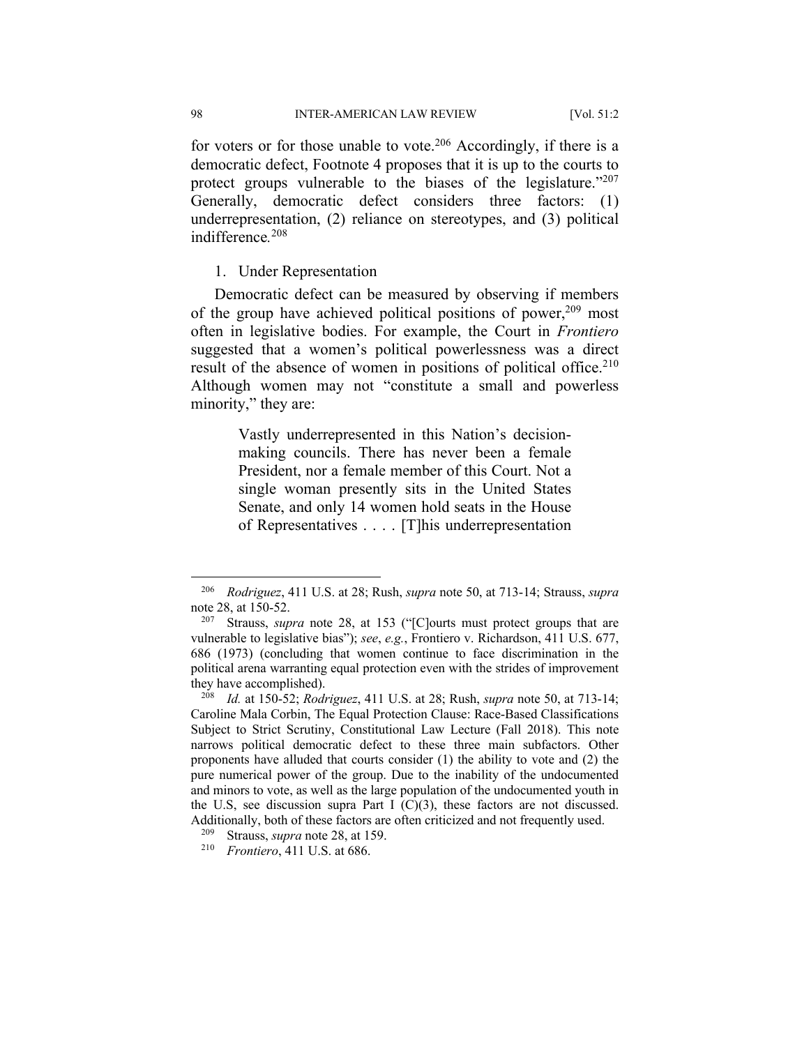for voters or for those unable to vote.[206] Accordingly, if there is a democratic defect, Footnote 4 proposes that it is up to the courts to protect groups vulnerable to the biases of the legislature."[207] Generally, democratic defect considers three factors: (1) underrepresentation, (2) reliance on stereotypes, and (3) political indifference.[208]

1. Under Representation

Democratic defect can be measured by observing if members of the group have achieved political positions of power,[209] most often in legislative bodies. For example, the Court in *Frontiero* suggested that a women's political powerlessness was a direct result of the absence of women in positions of political office.[210] Although women may not "constitute a small and powerless minority," they are:

> Vastly underrepresented in this Nation's decision-making councils. There has never been a female President, nor a female member of this Court. Not a single woman presently sits in the United States Senate, and only 14 women hold seats in the House of Representatives . . . . [T]his underrepresentation

---

[206] *Rodriguez*, 411 U.S. at 28; Rush, *supra* note 50, at 713-14; Strauss, *supra* note 28, at 150-52.

[207] Strauss, *supra* note 28, at 153 ("[C]ourts must protect groups that are vulnerable to legislative bias"); *see*, *e.g.*, Frontiero v. Richardson, 411 U.S. 677, 686 (1973) (concluding that women continue to face discrimination in the political arena warranting equal protection even with the strides of improvement they have accomplished).

[208] *Id.* at 150-52; *Rodriguez*, 411 U.S. at 28; Rush, *supra* note 50, at 713-14; Caroline Mala Corbin, The Equal Protection Clause: Race-Based Classifications Subject to Strict Scrutiny, Constitutional Law Lecture (Fall 2018). This note narrows political democratic defect to these three main subfactors. Other proponents have alluded that courts consider (1) the ability to vote and (2) the pure numerical power of the group. Due to the inability of the undocumented and minors to vote, as well as the large population of the undocumented youth in the U.S, see discussion supra Part I (C)(3), these factors are not discussed. Additionally, both of these factors are often criticized and not frequently used.

[209] Strauss, *supra* note 28, at 159.

[210] *Frontiero*, 411 U.S. at 686.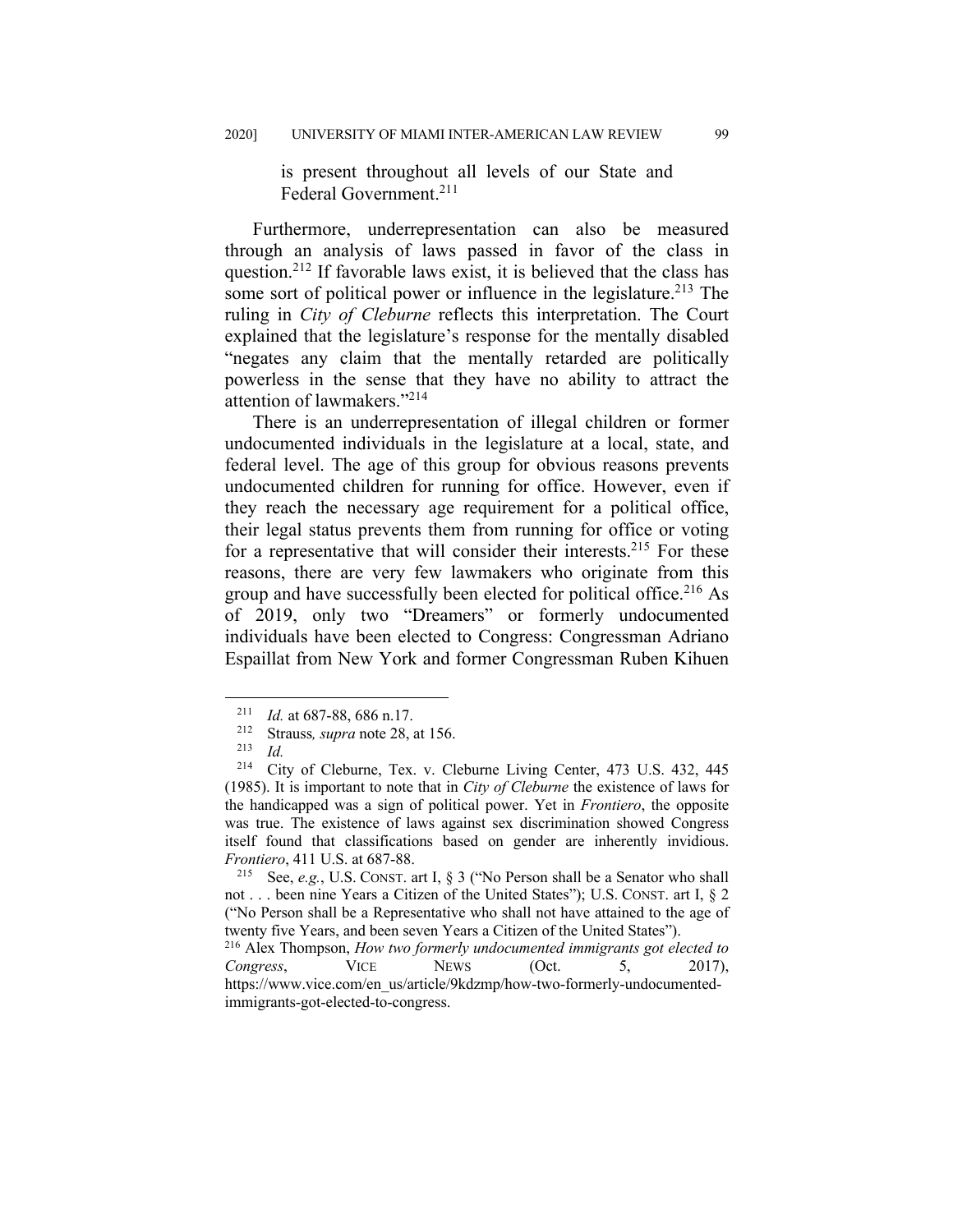is present throughout all levels of our State and Federal Government.[211]

Furthermore, underrepresentation can also be measured through an analysis of laws passed in favor of the class in question.[212] If favorable laws exist, it is believed that the class has some sort of political power or influence in the legislature.[213] The ruling in *City of Cleburne* reflects this interpretation. The Court explained that the legislature's response for the mentally disabled "negates any claim that the mentally retarded are politically powerless in the sense that they have no ability to attract the attention of lawmakers."[214]

There is an underrepresentation of illegal children or former undocumented individuals in the legislature at a local, state, and federal level. The age of this group for obvious reasons prevents undocumented children for running for office. However, even if they reach the necessary age requirement for a political office, their legal status prevents them from running for office or voting for a representative that will consider their interests.[215] For these reasons, there are very few lawmakers who originate from this group and have successfully been elected for political office.[216] As of 2019, only two "Dreamers" or formerly undocumented individuals have been elected to Congress: Congressman Adriano Espaillat from New York and former Congressman Ruben Kihuen

---

[211] *Id.* at 687-88, 686 n.17.

[212] Strauss*, supra* note 28, at 156.

[213] *Id.*

[214] City of Cleburne, Tex. v. Cleburne Living Center, 473 U.S. 432, 445 (1985). It is important to note that in *City of Cleburne* the existence of laws for the handicapped was a sign of political power. Yet in *Frontiero*, the opposite was true. The existence of laws against sex discrimination showed Congress itself found that classifications based on gender are inherently invidious. *Frontiero*, 411 U.S. at 687-88.

[215] See, *e.g.*, U.S. CONST. art I, § 3 ("No Person shall be a Senator who shall not . . . been nine Years a Citizen of the United States"); U.S. CONST. art I, § 2 ("No Person shall be a Representative who shall not have attained to the age of twenty five Years, and been seven Years a Citizen of the United States").

[216] Alex Thompson, *How two formerly undocumented immigrants got elected to Congress*, VICE NEWS (Oct. 5, 2017), https://www.vice.com/en_us/article/9kdzmp/how-two-formerly-undocumented-immigrants-got-elected-to-congress.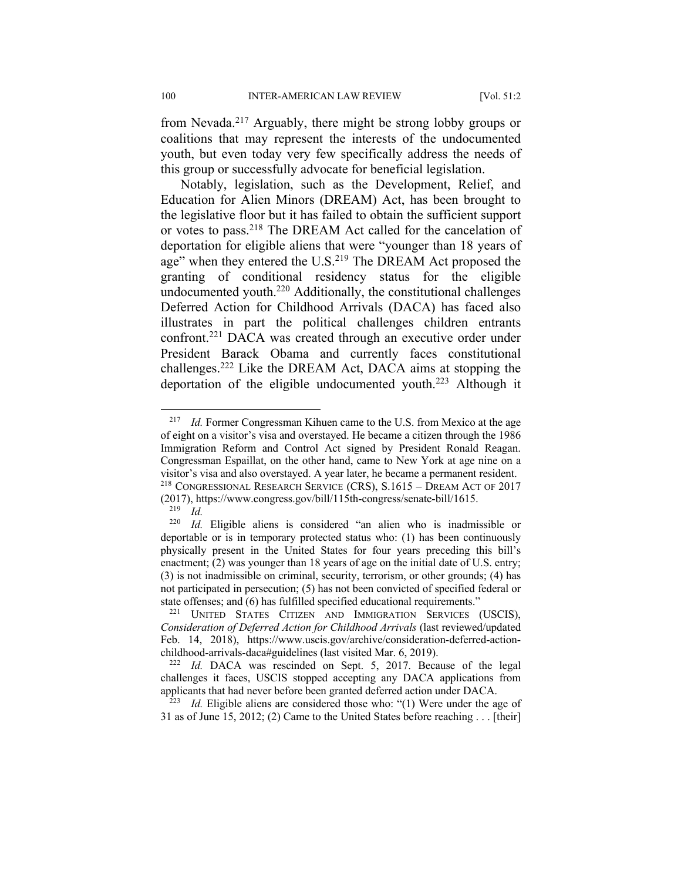from Nevada.[217] Arguably, there might be strong lobby groups or coalitions that may represent the interests of the undocumented youth, but even today very few specifically address the needs of this group or successfully advocate for beneficial legislation.

Notably, legislation, such as the Development, Relief, and Education for Alien Minors (DREAM) Act, has been brought to the legislative floor but it has failed to obtain the sufficient support or votes to pass.[218] The DREAM Act called for the cancelation of deportation for eligible aliens that were "younger than 18 years of age" when they entered the U.S.[219] The DREAM Act proposed the granting of conditional residency status for the eligible undocumented youth.[220] Additionally, the constitutional challenges Deferred Action for Childhood Arrivals (DACA) has faced also illustrates in part the political challenges children entrants confront.[221] DACA was created through an executive order under President Barack Obama and currently faces constitutional challenges.[222] Like the DREAM Act, DACA aims at stopping the deportation of the eligible undocumented youth.[223] Although it

---

[217] *Id.* Former Congressman Kihuen came to the U.S. from Mexico at the age of eight on a visitor's visa and overstayed. He became a citizen through the 1986 Immigration Reform and Control Act signed by President Ronald Reagan. Congressman Espaillat, on the other hand, came to New York at age nine on a visitor's visa and also overstayed. A year later, he became a permanent resident.

[218] CONGRESSIONAL RESEARCH SERVICE (CRS), S.1615 – DREAM ACT OF 2017 (2017), https://www.congress.gov/bill/115th-congress/senate-bill/1615.

[219] *Id.*

[220] *Id.* Eligible aliens is considered "an alien who is inadmissible or deportable or is in temporary protected status who: (1) has been continuously physically present in the United States for four years preceding this bill's enactment; (2) was younger than 18 years of age on the initial date of U.S. entry; (3) is not inadmissible on criminal, security, terrorism, or other grounds; (4) has not participated in persecution; (5) has not been convicted of specified federal or state offenses; and (6) has fulfilled specified educational requirements."

[221] UNITED STATES CITIZEN AND IMMIGRATION SERVICES (USCIS), *Consideration of Deferred Action for Childhood Arrivals* (last reviewed/updated Feb. 14, 2018), https://www.uscis.gov/archive/consideration-deferred-action-childhood-arrivals-daca#guidelines (last visited Mar. 6, 2019).

[222] *Id.* DACA was rescinded on Sept. 5, 2017. Because of the legal challenges it faces, USCIS stopped accepting any DACA applications from applicants that had never before been granted deferred action under DACA.

[223] *Id.* Eligible aliens are considered those who: "(1) Were under the age of 31 as of June 15, 2012; (2) Came to the United States before reaching . . . [their]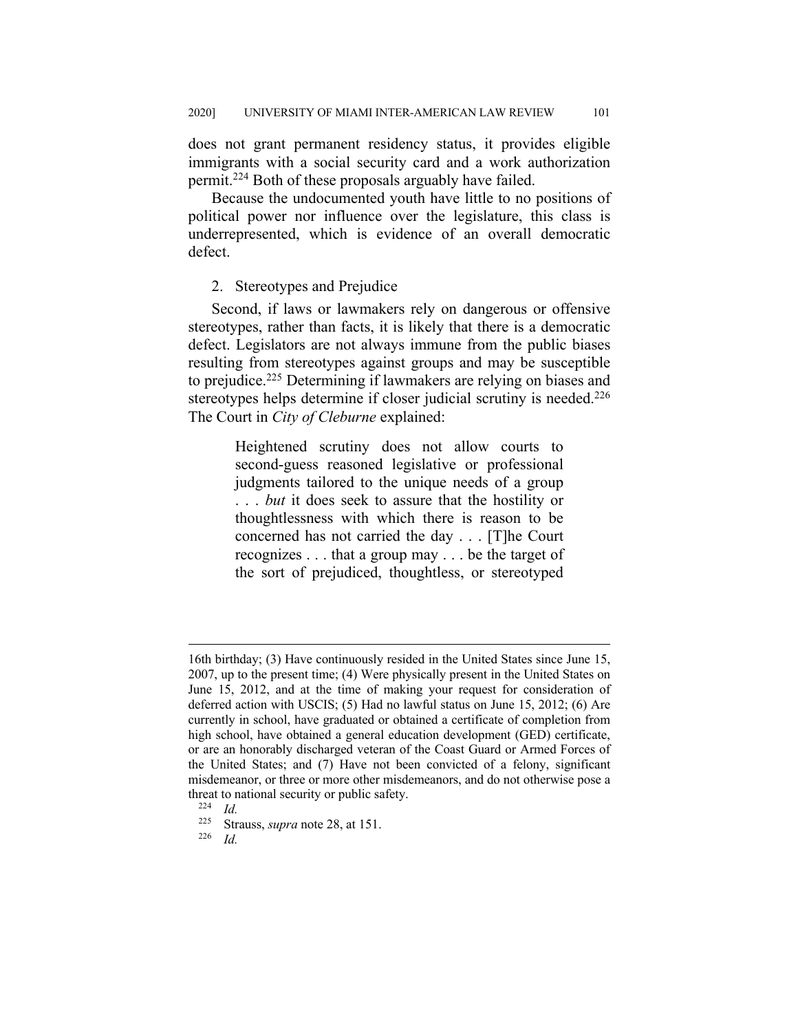does not grant permanent residency status, it provides eligible immigrants with a social security card and a work authorization permit.[224] Both of these proposals arguably have failed.

Because the undocumented youth have little to no positions of political power nor influence over the legislature, this class is underrepresented, which is evidence of an overall democratic defect.

2. Stereotypes and Prejudice

Second, if laws or lawmakers rely on dangerous or offensive stereotypes, rather than facts, it is likely that there is a democratic defect. Legislators are not always immune from the public biases resulting from stereotypes against groups and may be susceptible to prejudice.[225] Determining if lawmakers are relying on biases and stereotypes helps determine if closer judicial scrutiny is needed.[226] The Court in *City of Cleburne* explained:

> Heightened scrutiny does not allow courts to second-guess reasoned legislative or professional judgments tailored to the unique needs of a group . . . *but* it does seek to assure that the hostility or thoughtlessness with which there is reason to be concerned has not carried the day . . . [T]he Court recognizes . . . that a group may . . . be the target of the sort of prejudiced, thoughtless, or stereotyped

---

16th birthday; (3) Have continuously resided in the United States since June 15, 2007, up to the present time; (4) Were physically present in the United States on June 15, 2012, and at the time of making your request for consideration of deferred action with USCIS; (5) Had no lawful status on June 15, 2012; (6) Are currently in school, have graduated or obtained a certificate of completion from high school, have obtained a general education development (GED) certificate, or are an honorably discharged veteran of the Coast Guard or Armed Forces of the United States; and (7) Have not been convicted of a felony, significant misdemeanor, or three or more other misdemeanors, and do not otherwise pose a threat to national security or public safety.

[224] *Id.*

[225] Strauss, *supra* note 28, at 151.

[226] *Id.*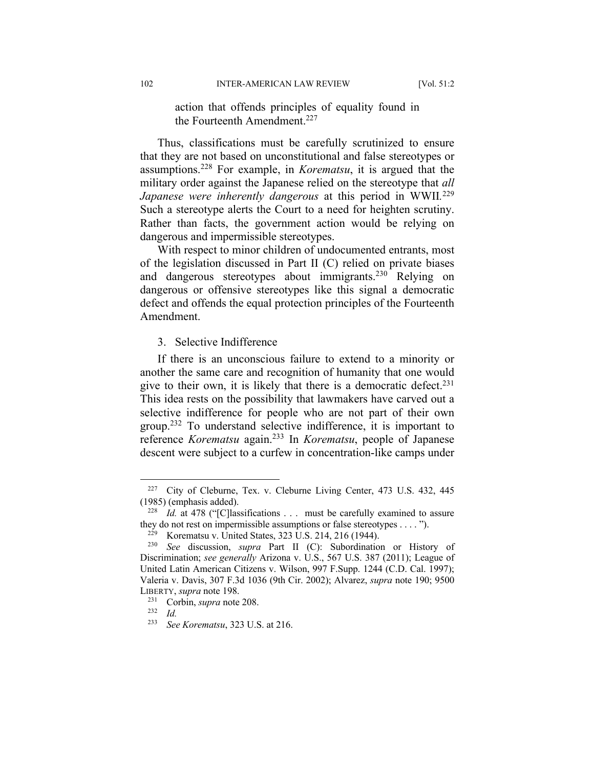action that offends principles of equality found in the Fourteenth Amendment.[227]

Thus, classifications must be carefully scrutinized to ensure that they are not based on unconstitutional and false stereotypes or assumptions.[228] For example, in *Korematsu*, it is argued that the military order against the Japanese relied on the stereotype that *all Japanese were inherently dangerous* at this period in WWII.[229] Such a stereotype alerts the Court to a need for heighten scrutiny. Rather than facts, the government action would be relying on dangerous and impermissible stereotypes.

With respect to minor children of undocumented entrants, most of the legislation discussed in Part II (C) relied on private biases and dangerous stereotypes about immigrants.[230] Relying on dangerous or offensive stereotypes like this signal a democratic defect and offends the equal protection principles of the Fourteenth Amendment.

3. Selective Indifference

If there is an unconscious failure to extend to a minority or another the same care and recognition of humanity that one would give to their own, it is likely that there is a democratic defect.[231] This idea rests on the possibility that lawmakers have carved out a selective indifference for people who are not part of their own group.[232] To understand selective indifference, it is important to reference *Korematsu* again.[233] In *Korematsu*, people of Japanese descent were subject to a curfew in concentration-like camps under

---

[227] City of Cleburne, Tex. v. Cleburne Living Center, 473 U.S. 432, 445 (1985) (emphasis added).

[228] *Id.* at 478 ("[C]lassifications . . . must be carefully examined to assure they do not rest on impermissible assumptions or false stereotypes . . . . ").

[229] Korematsu v. United States, 323 U.S. 214, 216 (1944).

[230] *See* discussion, *supra* Part II (C): Subordination or History of Discrimination; *see generally* Arizona v. U.S., 567 U.S. 387 (2011); League of United Latin American Citizens v. Wilson, 997 F.Supp. 1244 (C.D. Cal. 1997); Valeria v. Davis, 307 F.3d 1036 (9th Cir. 2002); Alvarez, *supra* note 190; 9500 LIBERTY, *supra* note 198.

[231] Corbin, *supra* note 208.

[232] *Id.*

[233] *See Korematsu*, 323 U.S. at 216.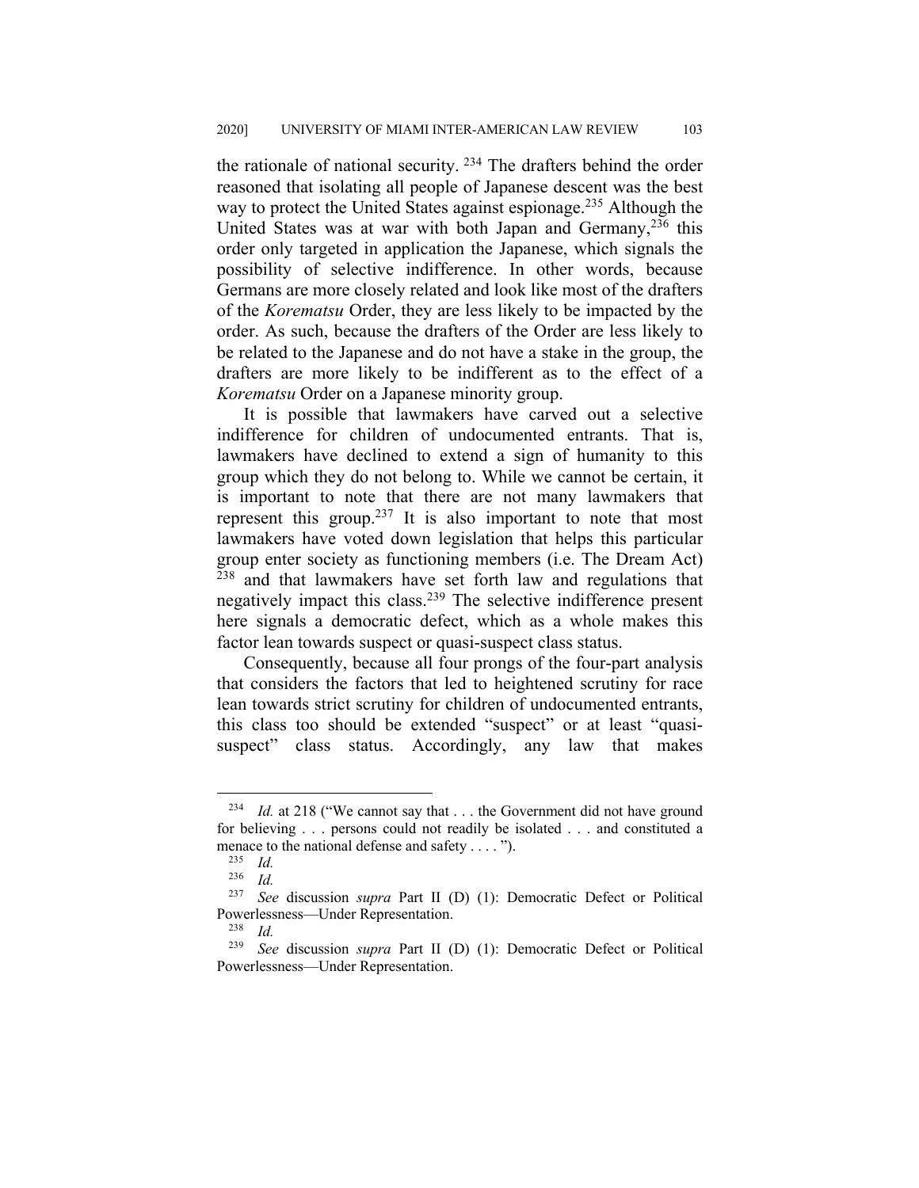the rationale of national security. [234] The drafters behind the order reasoned that isolating all people of Japanese descent was the best way to protect the United States against espionage.[235] Although the United States was at war with both Japan and Germany,[236] this order only targeted in application the Japanese, which signals the possibility of selective indifference. In other words, because Germans are more closely related and look like most of the drafters of the *Korematsu* Order, they are less likely to be impacted by the order. As such, because the drafters of the Order are less likely to be related to the Japanese and do not have a stake in the group, the drafters are more likely to be indifferent as to the effect of a *Korematsu* Order on a Japanese minority group.

It is possible that lawmakers have carved out a selective indifference for children of undocumented entrants. That is, lawmakers have declined to extend a sign of humanity to this group which they do not belong to. While we cannot be certain, it is important to note that there are not many lawmakers that represent this group.[237] It is also important to note that most lawmakers have voted down legislation that helps this particular group enter society as functioning members (i.e. The Dream Act) [238] and that lawmakers have set forth law and regulations that negatively impact this class.[239] The selective indifference present here signals a democratic defect, which as a whole makes this factor lean towards suspect or quasi-suspect class status.

Consequently, because all four prongs of the four-part analysis that considers the factors that led to heightened scrutiny for race lean towards strict scrutiny for children of undocumented entrants, this class too should be extended "suspect" or at least "quasi-suspect" class status. Accordingly, any law that makes

---

[234] *Id.* at 218 ("We cannot say that . . . the Government did not have ground for believing . . . persons could not readily be isolated . . . and constituted a menace to the national defense and safety . . . . ").

[235] *Id.*

[236] *Id.*

[237] *See* discussion *supra* Part II (D) (1): Democratic Defect or Political Powerlessness—Under Representation.

[238] *Id.*

[239] *See* discussion *supra* Part II (D) (1): Democratic Defect or Political Powerlessness—Under Representation.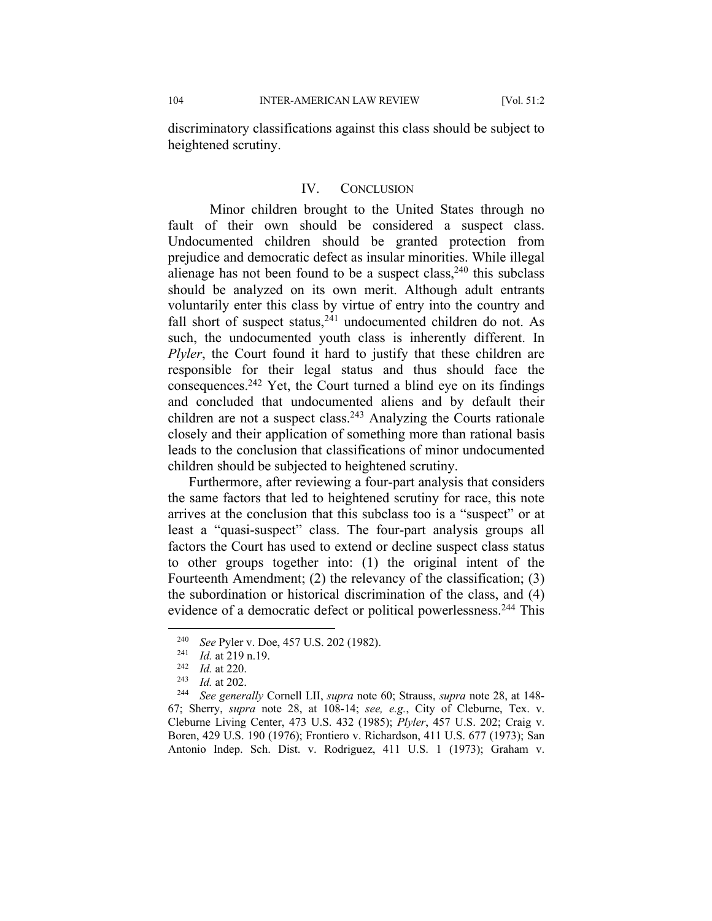discriminatory classifications against this class should be subject to heightened scrutiny.

## IV. CONCLUSION

Minor children brought to the United States through no fault of their own should be considered a suspect class. Undocumented children should be granted protection from prejudice and democratic defect as insular minorities. While illegal alienage has not been found to be a suspect class,[240] this subclass should be analyzed on its own merit. Although adult entrants voluntarily enter this class by virtue of entry into the country and fall short of suspect status,[241] undocumented children do not. As such, the undocumented youth class is inherently different. In *Plyler*, the Court found it hard to justify that these children are responsible for their legal status and thus should face the consequences.[242] Yet, the Court turned a blind eye on its findings and concluded that undocumented aliens and by default their children are not a suspect class.[243] Analyzing the Courts rationale closely and their application of something more than rational basis leads to the conclusion that classifications of minor undocumented children should be subjected to heightened scrutiny.

Furthermore, after reviewing a four-part analysis that considers the same factors that led to heightened scrutiny for race, this note arrives at the conclusion that this subclass too is a "suspect" or at least a "quasi-suspect" class. The four-part analysis groups all factors the Court has used to extend or decline suspect class status to other groups together into: (1) the original intent of the Fourteenth Amendment; (2) the relevancy of the classification; (3) the subordination or historical discrimination of the class, and (4) evidence of a democratic defect or political powerlessness.[244] This

---

[240] *See* Pyler v. Doe, 457 U.S. 202 (1982).

[241] *Id.* at 219 n.19.

[242] *Id.* at 220.

[243] *Id.* at 202.

[244] *See generally* Cornell LII, *supra* note 60; Strauss, *supra* note 28, at 148-67; Sherry, *supra* note 28, at 108-14; *see, e.g.*, City of Cleburne, Tex. v. Cleburne Living Center, 473 U.S. 432 (1985); *Plyler*, 457 U.S. 202; Craig v. Boren, 429 U.S. 190 (1976); Frontiero v. Richardson, 411 U.S. 677 (1973); San Antonio Indep. Sch. Dist. v. Rodriguez, 411 U.S. 1 (1973); Graham v.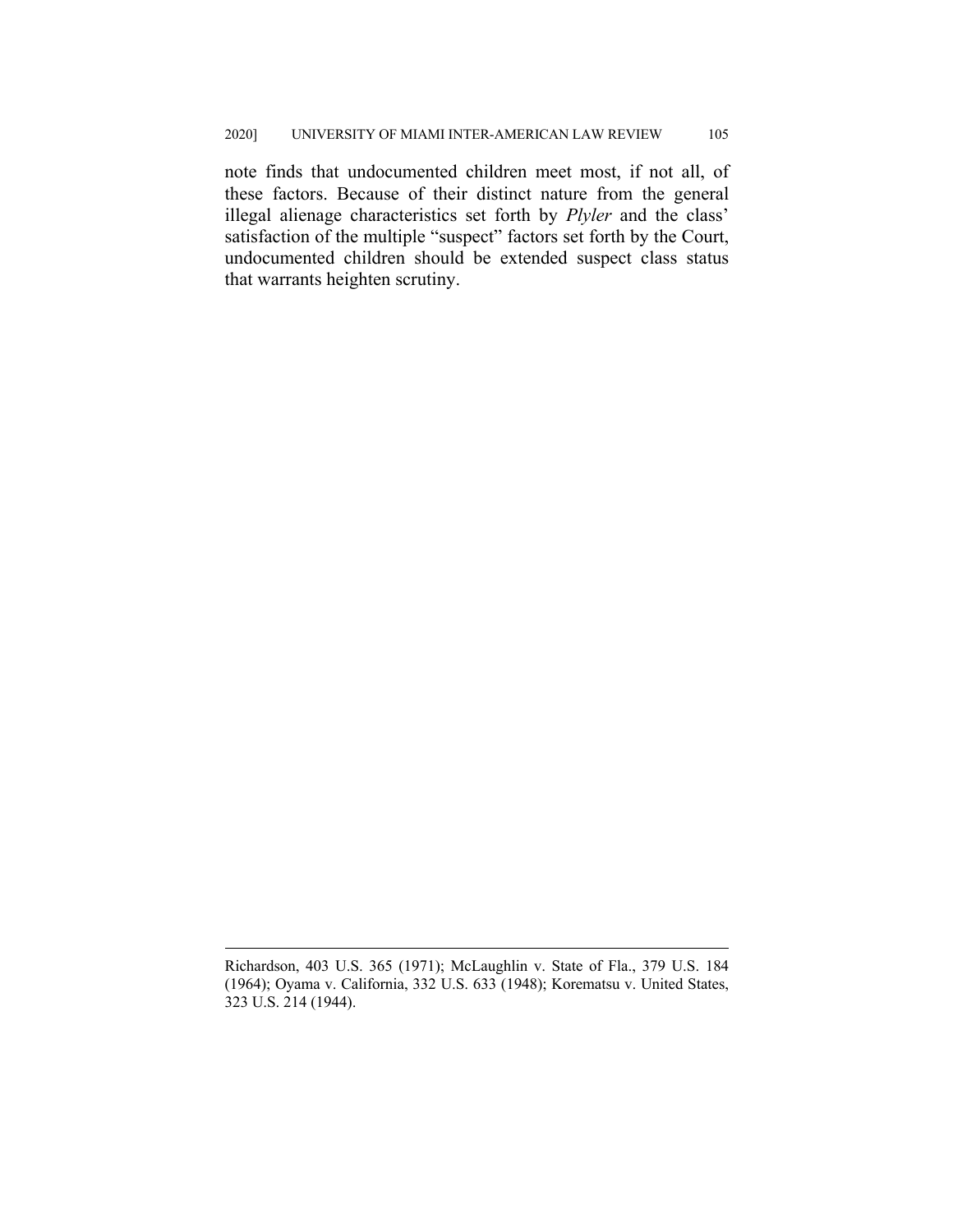note finds that undocumented children meet most, if not all, of these factors. Because of their distinct nature from the general illegal alienage characteristics set forth by *Plyler* and the class' satisfaction of the multiple "suspect" factors set forth by the Court, undocumented children should be extended suspect class status that warrants heighten scrutiny.

---

Richardson, 403 U.S. 365 (1971); McLaughlin v. State of Fla., 379 U.S. 184 (1964); Oyama v. California, 332 U.S. 633 (1948); Korematsu v. United States, 323 U.S. 214 (1944).